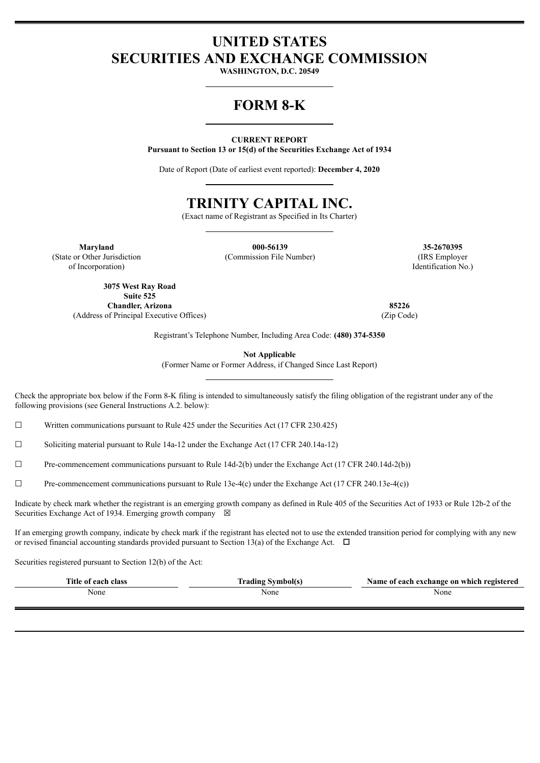# UNITED STATES
# SECURITIES AND EXCHANGE COMMISSION

**WASHINGTON, D.C. 20549**

# FORM 8-K

**CURRENT REPORT**
**Pursuant to Section 13 or 15(d) of the Securities Exchange Act of 1934**

Date of Report (Date of earliest event reported): **December 4, 2020**

# TRINITY CAPITAL INC.

(Exact name of Registrant as Specified in Its Charter)

| **Maryland** | **000-56139** | **35-2670395** |
|---|---|---|
| (State or Other Jurisdiction of Incorporation) | (Commission File Number) | (IRS Employer Identification No.) |

| **3075 West Ray Road Suite 525 Chandler, Arizona** | **85226** |
|---|---|
| (Address of Principal Executive Offices) | (Zip Code) |

Registrant's Telephone Number, Including Area Code: **(480) 374-5350**

**Not Applicable**
(Former Name or Former Address, if Changed Since Last Report)

Check the appropriate box below if the Form 8-K filing is intended to simultaneously satisfy the filing obligation of the registrant under any of the following provisions (see General Instructions A.2. below):

☐ Written communications pursuant to Rule 425 under the Securities Act (17 CFR 230.425)

☐ Soliciting material pursuant to Rule 14a-12 under the Exchange Act (17 CFR 240.14a-12)

☐ Pre-commencement communications pursuant to Rule 14d-2(b) under the Exchange Act (17 CFR 240.14d-2(b))

☐ Pre-commencement communications pursuant to Rule 13e-4(c) under the Exchange Act (17 CFR 240.13e-4(c))

Indicate by check mark whether the registrant is an emerging growth company as defined in Rule 405 of the Securities Act of 1933 or Rule 12b-2 of the Securities Exchange Act of 1934. Emerging growth company ☒

If an emerging growth company, indicate by check mark if the registrant has elected not to use the extended transition period for complying with any new or revised financial accounting standards provided pursuant to Section 13(a) of the Exchange Act. ☐

Securities registered pursuant to Section 12(b) of the Act:

| Title of each class | Trading Symbol(s) | Name of each exchange on which registered |
|---|---|---|
| None | None | None |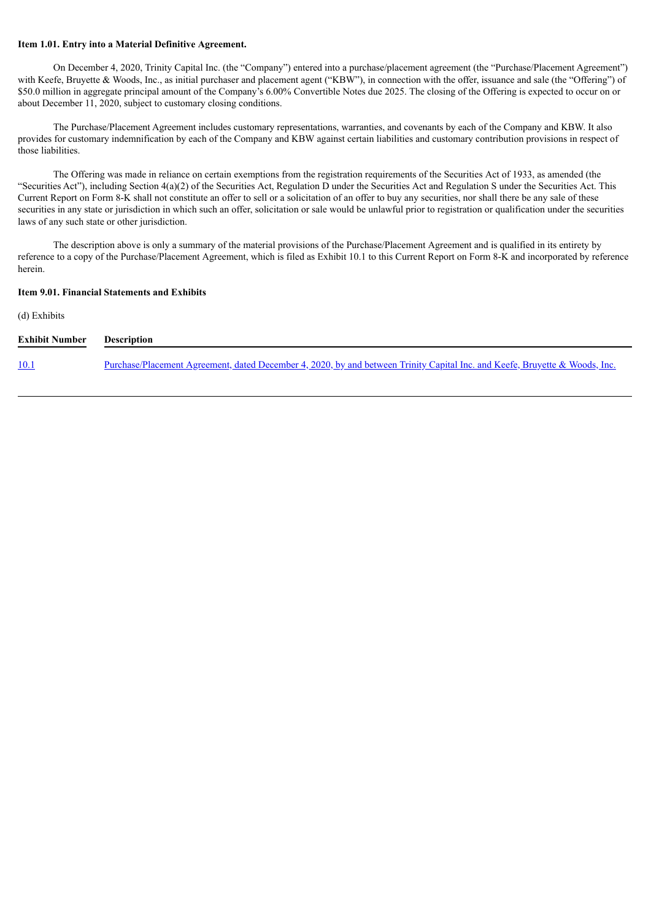**Item 1.01. Entry into a Material Definitive Agreement.**

On December 4, 2020, Trinity Capital Inc. (the "Company") entered into a purchase/placement agreement (the "Purchase/Placement Agreement") with Keefe, Bruyette & Woods, Inc., as initial purchaser and placement agent ("KBW"), in connection with the offer, issuance and sale (the "Offering") of $50.0 million in aggregate principal amount of the Company's 6.00% Convertible Notes due 2025. The closing of the Offering is expected to occur on or about December 11, 2020, subject to customary closing conditions.

The Purchase/Placement Agreement includes customary representations, warranties, and covenants by each of the Company and KBW. It also provides for customary indemnification by each of the Company and KBW against certain liabilities and customary contribution provisions in respect of those liabilities.

The Offering was made in reliance on certain exemptions from the registration requirements of the Securities Act of 1933, as amended (the "Securities Act"), including Section 4(a)(2) of the Securities Act, Regulation D under the Securities Act and Regulation S under the Securities Act. This Current Report on Form 8-K shall not constitute an offer to sell or a solicitation of an offer to buy any securities, nor shall there be any sale of these securities in any state or jurisdiction in which such an offer, solicitation or sale would be unlawful prior to registration or qualification under the securities laws of any such state or other jurisdiction.

The description above is only a summary of the material provisions of the Purchase/Placement Agreement and is qualified in its entirety by reference to a copy of the Purchase/Placement Agreement, which is filed as Exhibit 10.1 to this Current Report on Form 8-K and incorporated by reference herein.

**Item 9.01. Financial Statements and Exhibits**

(d) Exhibits

| Exhibit Number | Description |
| --- | --- |
| 10.1 | Purchase/Placement Agreement, dated December 4, 2020, by and between Trinity Capital Inc. and Keefe, Bruyette & Woods, Inc. |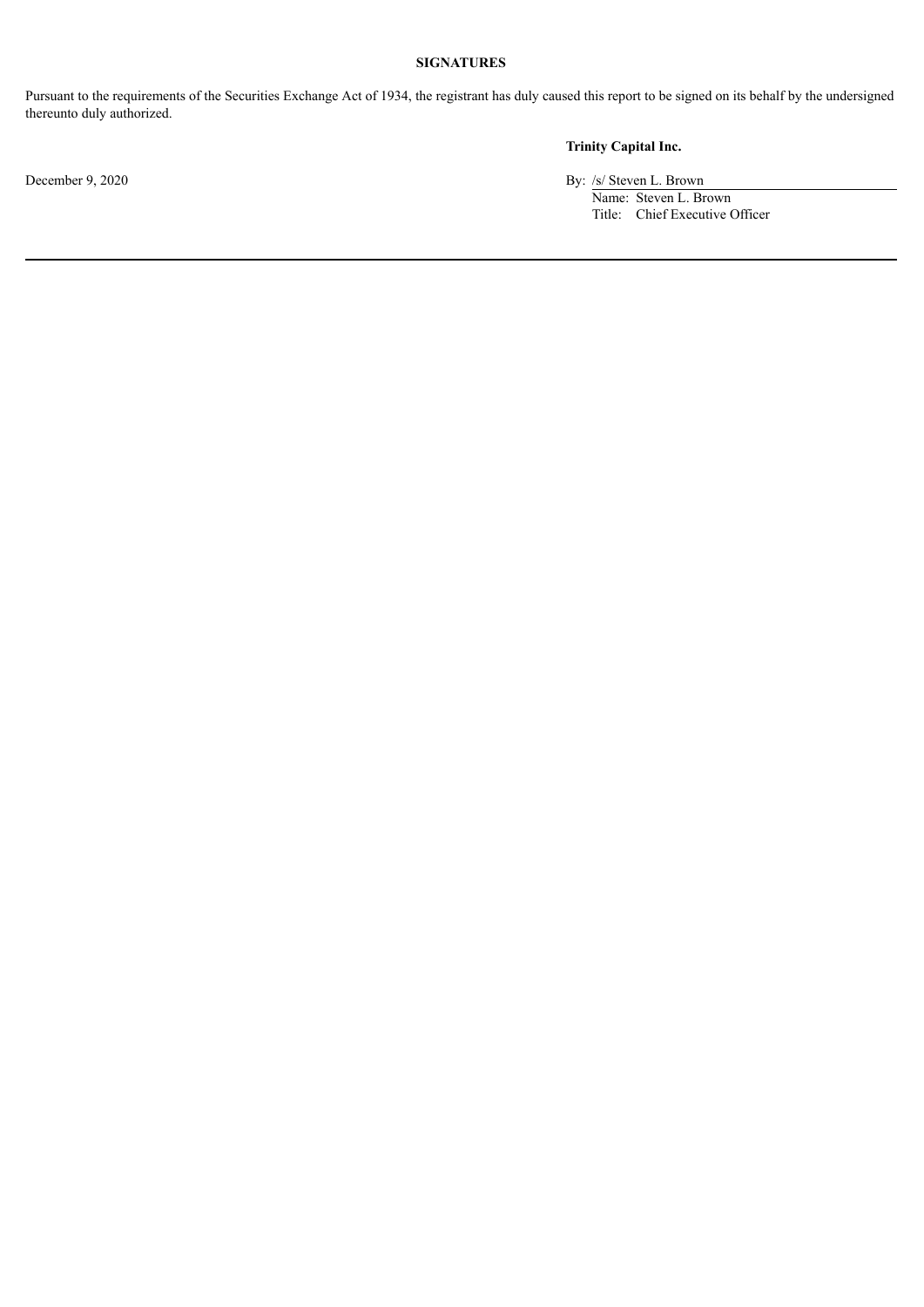**SIGNATURES**

Pursuant to the requirements of the Securities Exchange Act of 1934, the registrant has duly caused this report to be signed on its behalf by the undersigned thereunto duly authorized.

**Trinity Capital Inc.**

December 9, 2020

By: /s/ Steven L. Brown
Name: Steven L. Brown
Title: Chief Executive Officer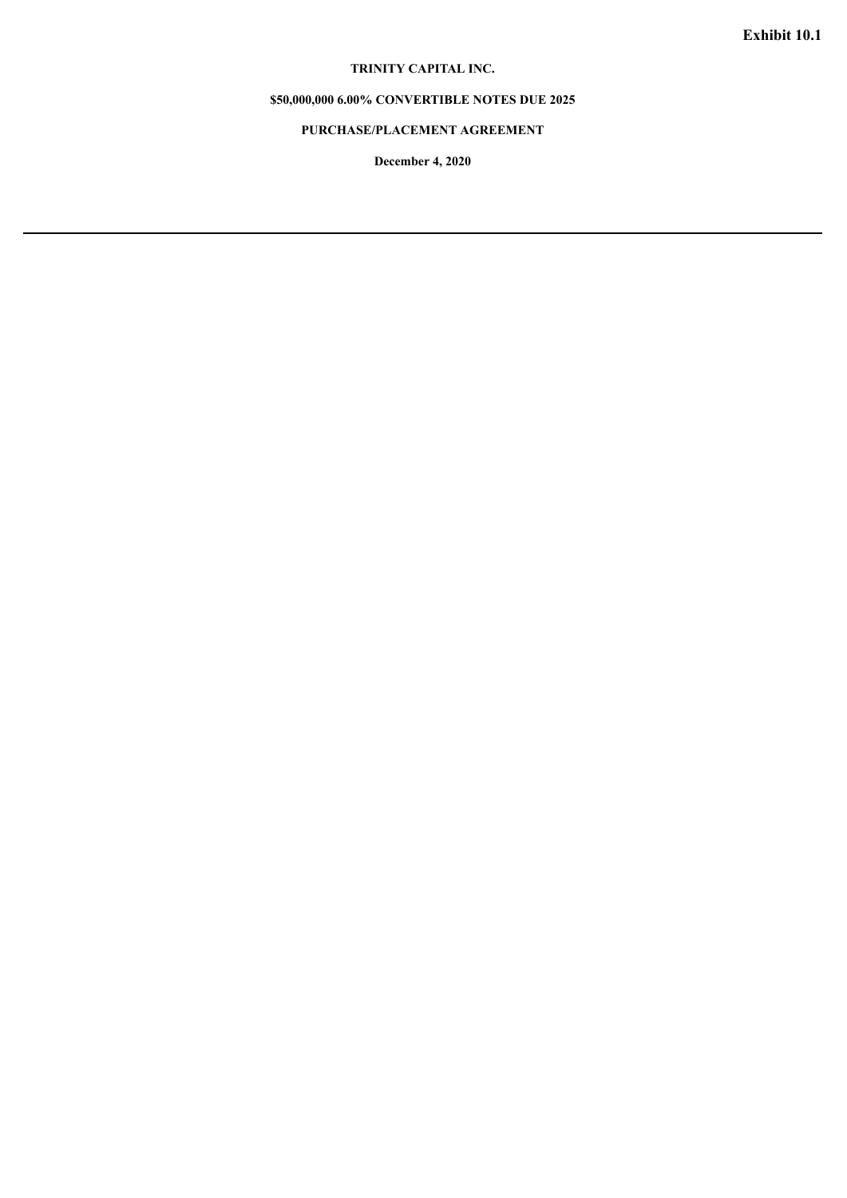**Exhibit 10.1**

**TRINITY CAPITAL INC.**

**$50,000,000 6.00% CONVERTIBLE NOTES DUE 2025**

**PURCHASE/PLACEMENT AGREEMENT**

**December 4, 2020**

---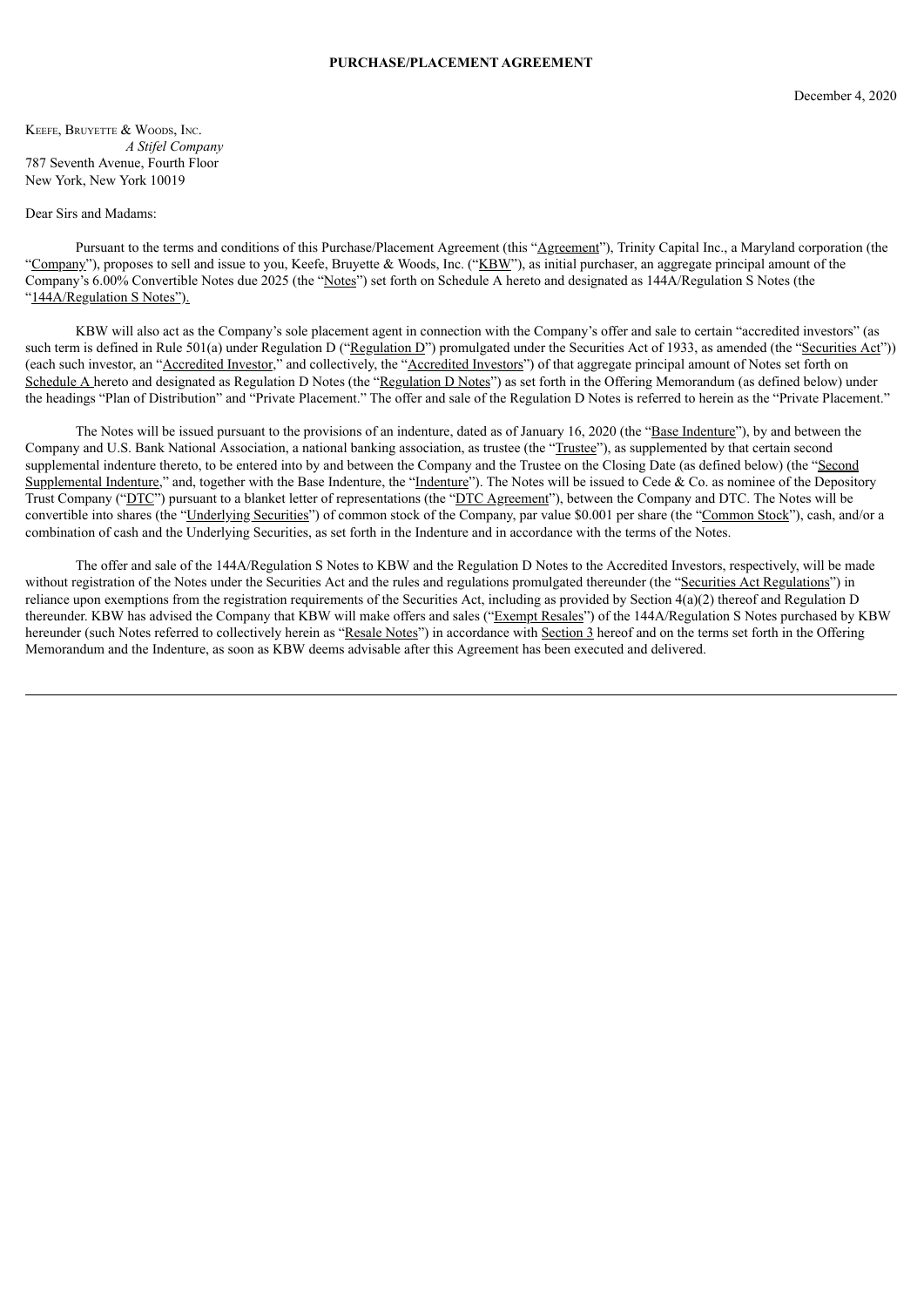**PURCHASE/PLACEMENT AGREEMENT**

December 4, 2020

Keefe, Bruyette & Woods, Inc.
*A Stifel Company*
787 Seventh Avenue, Fourth Floor
New York, New York 10019

Dear Sirs and Madams:

Pursuant to the terms and conditions of this Purchase/Placement Agreement (this "Agreement"), Trinity Capital Inc., a Maryland corporation (the "Company"), proposes to sell and issue to you, Keefe, Bruyette & Woods, Inc. ("KBW"), as initial purchaser, an aggregate principal amount of the Company's 6.00% Convertible Notes due 2025 (the "Notes") set forth on Schedule A hereto and designated as 144A/Regulation S Notes (the "144A/Regulation S Notes").

KBW will also act as the Company's sole placement agent in connection with the Company's offer and sale to certain "accredited investors" (as such term is defined in Rule 501(a) under Regulation D ("Regulation D") promulgated under the Securities Act of 1933, as amended (the "Securities Act")) (each such investor, an "Accredited Investor," and collectively, the "Accredited Investors") of that aggregate principal amount of Notes set forth on Schedule A hereto and designated as Regulation D Notes (the "Regulation D Notes") as set forth in the Offering Memorandum (as defined below) under the headings "Plan of Distribution" and "Private Placement." The offer and sale of the Regulation D Notes is referred to herein as the "Private Placement."

The Notes will be issued pursuant to the provisions of an indenture, dated as of January 16, 2020 (the "Base Indenture"), by and between the Company and U.S. Bank National Association, a national banking association, as trustee (the "Trustee"), as supplemented by that certain second supplemental indenture thereto, to be entered into by and between the Company and the Trustee on the Closing Date (as defined below) (the "Second Supplemental Indenture," and, together with the Base Indenture, the "Indenture"). The Notes will be issued to Cede & Co. as nominee of the Depository Trust Company ("DTC") pursuant to a blanket letter of representations (the "DTC Agreement"), between the Company and DTC. The Notes will be convertible into shares (the "Underlying Securities") of common stock of the Company, par value $0.001 per share (the "Common Stock"), cash, and/or a combination of cash and the Underlying Securities, as set forth in the Indenture and in accordance with the terms of the Notes.

The offer and sale of the 144A/Regulation S Notes to KBW and the Regulation D Notes to the Accredited Investors, respectively, will be made without registration of the Notes under the Securities Act and the rules and regulations promulgated thereunder (the "Securities Act Regulations") in reliance upon exemptions from the registration requirements of the Securities Act, including as provided by Section 4(a)(2) thereof and Regulation D thereunder. KBW has advised the Company that KBW will make offers and sales ("Exempt Resales") of the 144A/Regulation S Notes purchased by KBW hereunder (such Notes referred to collectively herein as "Resale Notes") in accordance with Section 3 hereof and on the terms set forth in the Offering Memorandum and the Indenture, as soon as KBW deems advisable after this Agreement has been executed and delivered.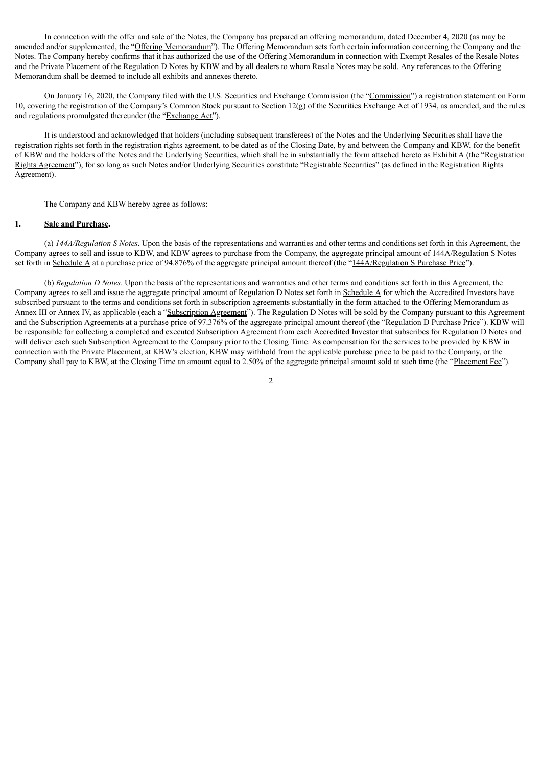In connection with the offer and sale of the Notes, the Company has prepared an offering memorandum, dated December 4, 2020 (as may be amended and/or supplemented, the "Offering Memorandum"). The Offering Memorandum sets forth certain information concerning the Company and the Notes. The Company hereby confirms that it has authorized the use of the Offering Memorandum in connection with Exempt Resales of the Resale Notes and the Private Placement of the Regulation D Notes by KBW and by all dealers to whom Resale Notes may be sold. Any references to the Offering Memorandum shall be deemed to include all exhibits and annexes thereto.

On January 16, 2020, the Company filed with the U.S. Securities and Exchange Commission (the "Commission") a registration statement on Form 10, covering the registration of the Company's Common Stock pursuant to Section 12(g) of the Securities Exchange Act of 1934, as amended, and the rules and regulations promulgated thereunder (the "Exchange Act").

It is understood and acknowledged that holders (including subsequent transferees) of the Notes and the Underlying Securities shall have the registration rights set forth in the registration rights agreement, to be dated as of the Closing Date, by and between the Company and KBW, for the benefit of KBW and the holders of the Notes and the Underlying Securities, which shall be in substantially the form attached hereto as Exhibit A (the "Registration Rights Agreement"), for so long as such Notes and/or Underlying Securities constitute "Registrable Securities" (as defined in the Registration Rights Agreement).

The Company and KBW hereby agree as follows:

**1. Sale and Purchase.**

(a) *144A/Regulation S Notes*. Upon the basis of the representations and warranties and other terms and conditions set forth in this Agreement, the Company agrees to sell and issue to KBW, and KBW agrees to purchase from the Company, the aggregate principal amount of 144A/Regulation S Notes set forth in Schedule A at a purchase price of 94.876% of the aggregate principal amount thereof (the "144A/Regulation S Purchase Price").

(b) *Regulation D Notes*. Upon the basis of the representations and warranties and other terms and conditions set forth in this Agreement, the Company agrees to sell and issue the aggregate principal amount of Regulation D Notes set forth in Schedule A for which the Accredited Investors have subscribed pursuant to the terms and conditions set forth in subscription agreements substantially in the form attached to the Offering Memorandum as Annex III or Annex IV, as applicable (each a "Subscription Agreement"). The Regulation D Notes will be sold by the Company pursuant to this Agreement and the Subscription Agreements at a purchase price of 97.376% of the aggregate principal amount thereof (the "Regulation D Purchase Price"). KBW will be responsible for collecting a completed and executed Subscription Agreement from each Accredited Investor that subscribes for Regulation D Notes and will deliver each such Subscription Agreement to the Company prior to the Closing Time. As compensation for the services to be provided by KBW in connection with the Private Placement, at KBW's election, KBW may withhold from the applicable purchase price to be paid to the Company, or the Company shall pay to KBW, at the Closing Time an amount equal to 2.50% of the aggregate principal amount sold at such time (the "Placement Fee").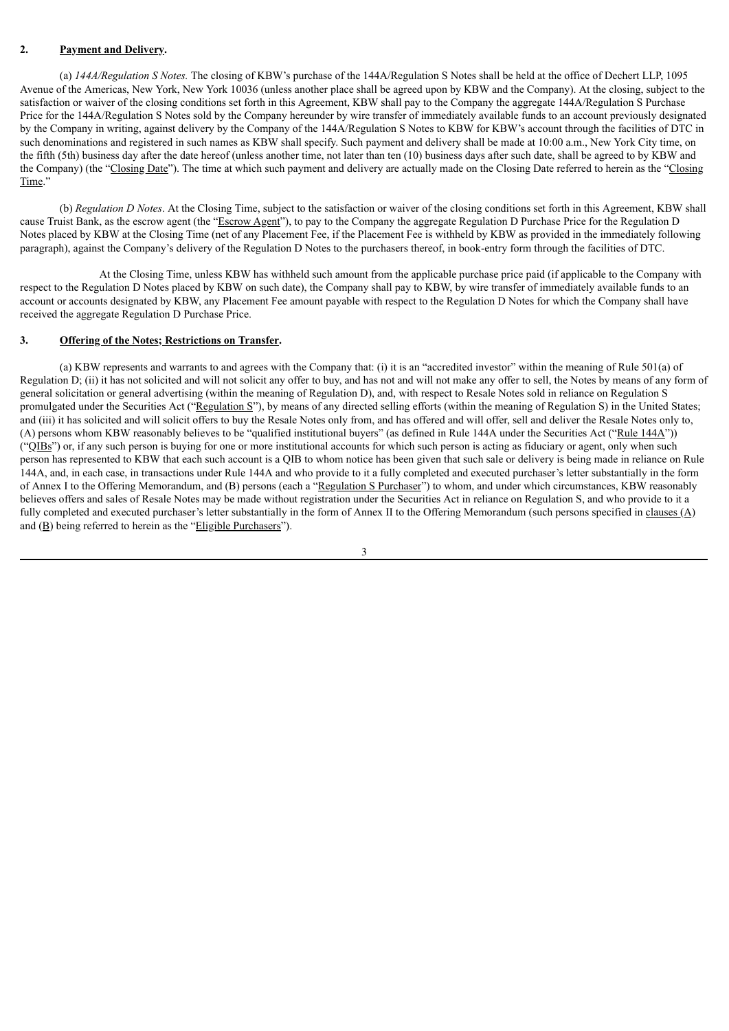## 2. **Payment and Delivery.**

(a) *144A/Regulation S Notes.* The closing of KBW's purchase of the 144A/Regulation S Notes shall be held at the office of Dechert LLP, 1095 Avenue of the Americas, New York, New York 10036 (unless another place shall be agreed upon by KBW and the Company). At the closing, subject to the satisfaction or waiver of the closing conditions set forth in this Agreement, KBW shall pay to the Company the aggregate 144A/Regulation S Purchase Price for the 144A/Regulation S Notes sold by the Company hereunder by wire transfer of immediately available funds to an account previously designated by the Company in writing, against delivery by the Company of the 144A/Regulation S Notes to KBW for KBW's account through the facilities of DTC in such denominations and registered in such names as KBW shall specify. Such payment and delivery shall be made at 10:00 a.m., New York City time, on the fifth (5th) business day after the date hereof (unless another time, not later than ten (10) business days after such date, shall be agreed to by KBW and the Company) (the "Closing Date"). The time at which such payment and delivery are actually made on the Closing Date referred to herein as the "Closing Time."

(b) *Regulation D Notes*. At the Closing Time, subject to the satisfaction or waiver of the closing conditions set forth in this Agreement, KBW shall cause Truist Bank, as the escrow agent (the "Escrow Agent"), to pay to the Company the aggregate Regulation D Purchase Price for the Regulation D Notes placed by KBW at the Closing Time (net of any Placement Fee, if the Placement Fee is withheld by KBW as provided in the immediately following paragraph), against the Company's delivery of the Regulation D Notes to the purchasers thereof, in book-entry form through the facilities of DTC.

At the Closing Time, unless KBW has withheld such amount from the applicable purchase price paid (if applicable to the Company with respect to the Regulation D Notes placed by KBW on such date), the Company shall pay to KBW, by wire transfer of immediately available funds to an account or accounts designated by KBW, any Placement Fee amount payable with respect to the Regulation D Notes for which the Company shall have received the aggregate Regulation D Purchase Price.

## 3. **Offering of the Notes; Restrictions on Transfer.**

(a) KBW represents and warrants to and agrees with the Company that: (i) it is an "accredited investor" within the meaning of Rule 501(a) of Regulation D; (ii) it has not solicited and will not solicit any offer to buy, and has not and will not make any offer to sell, the Notes by means of any form of general solicitation or general advertising (within the meaning of Regulation D), and, with respect to Resale Notes sold in reliance on Regulation S promulgated under the Securities Act ("Regulation S"), by means of any directed selling efforts (within the meaning of Regulation S) in the United States; and (iii) it has solicited and will solicit offers to buy the Resale Notes only from, and has offered and will offer, sell and deliver the Resale Notes only to, (A) persons whom KBW reasonably believes to be "qualified institutional buyers" (as defined in Rule 144A under the Securities Act ("Rule 144A")) ("QIBs") or, if any such person is buying for one or more institutional accounts for which such person is acting as fiduciary or agent, only when such person has represented to KBW that each such account is a QIB to whom notice has been given that such sale or delivery is being made in reliance on Rule 144A, and, in each case, in transactions under Rule 144A and who provide to it a fully completed and executed purchaser's letter substantially in the form of Annex I to the Offering Memorandum, and (B) persons (each a "Regulation S Purchaser") to whom, and under which circumstances, KBW reasonably believes offers and sales of Resale Notes may be made without registration under the Securities Act in reliance on Regulation S, and who provide to it a fully completed and executed purchaser's letter substantially in the form of Annex II to the Offering Memorandum (such persons specified in clauses (A) and (B) being referred to herein as the "Eligible Purchasers").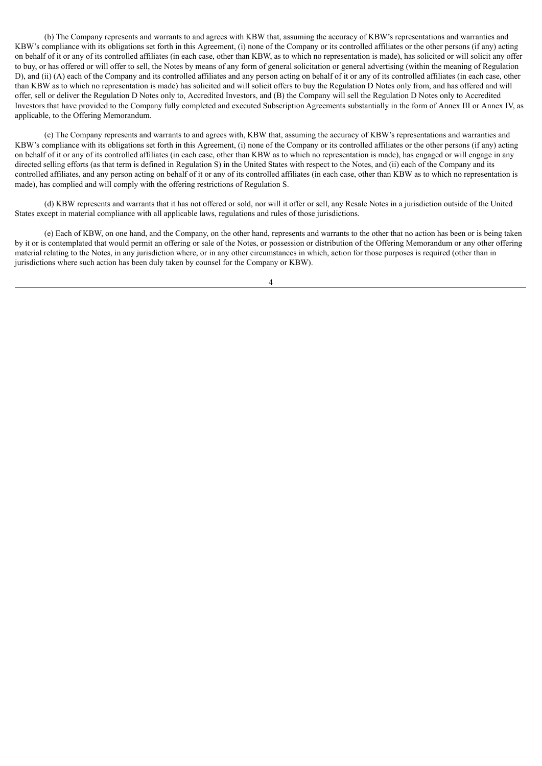(b) The Company represents and warrants to and agrees with KBW that, assuming the accuracy of KBW's representations and warranties and KBW's compliance with its obligations set forth in this Agreement, (i) none of the Company or its controlled affiliates or the other persons (if any) acting on behalf of it or any of its controlled affiliates (in each case, other than KBW, as to which no representation is made), has solicited or will solicit any offer to buy, or has offered or will offer to sell, the Notes by means of any form of general solicitation or general advertising (within the meaning of Regulation D), and (ii) (A) each of the Company and its controlled affiliates and any person acting on behalf of it or any of its controlled affiliates (in each case, other than KBW as to which no representation is made) has solicited and will solicit offers to buy the Regulation D Notes only from, and has offered and will offer, sell or deliver the Regulation D Notes only to, Accredited Investors, and (B) the Company will sell the Regulation D Notes only to Accredited Investors that have provided to the Company fully completed and executed Subscription Agreements substantially in the form of Annex III or Annex IV, as applicable, to the Offering Memorandum.

(c) The Company represents and warrants to and agrees with, KBW that, assuming the accuracy of KBW's representations and warranties and KBW's compliance with its obligations set forth in this Agreement, (i) none of the Company or its controlled affiliates or the other persons (if any) acting on behalf of it or any of its controlled affiliates (in each case, other than KBW as to which no representation is made), has engaged or will engage in any directed selling efforts (as that term is defined in Regulation S) in the United States with respect to the Notes, and (ii) each of the Company and its controlled affiliates, and any person acting on behalf of it or any of its controlled affiliates (in each case, other than KBW as to which no representation is made), has complied and will comply with the offering restrictions of Regulation S.

(d) KBW represents and warrants that it has not offered or sold, nor will it offer or sell, any Resale Notes in a jurisdiction outside of the United States except in material compliance with all applicable laws, regulations and rules of those jurisdictions.

(e) Each of KBW, on one hand, and the Company, on the other hand, represents and warrants to the other that no action has been or is being taken by it or is contemplated that would permit an offering or sale of the Notes, or possession or distribution of the Offering Memorandum or any other offering material relating to the Notes, in any jurisdiction where, or in any other circumstances in which, action for those purposes is required (other than in jurisdictions where such action has been duly taken by counsel for the Company or KBW).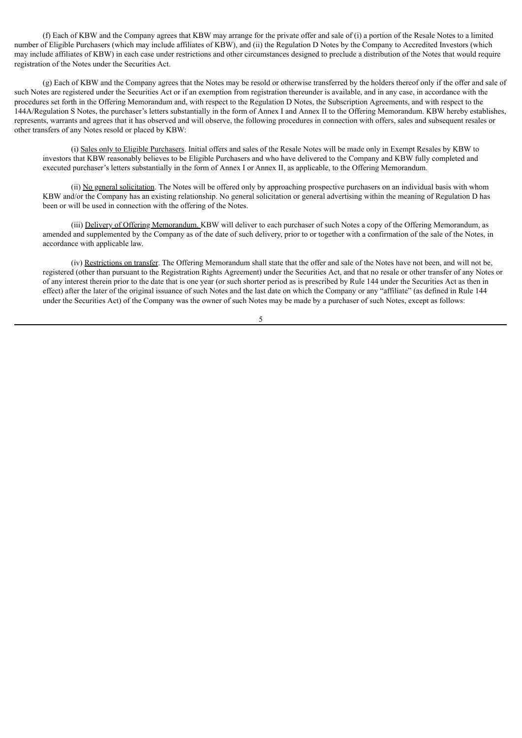(f) Each of KBW and the Company agrees that KBW may arrange for the private offer and sale of (i) a portion of the Resale Notes to a limited number of Eligible Purchasers (which may include affiliates of KBW), and (ii) the Regulation D Notes by the Company to Accredited Investors (which may include affiliates of KBW) in each case under restrictions and other circumstances designed to preclude a distribution of the Notes that would require registration of the Notes under the Securities Act.

(g) Each of KBW and the Company agrees that the Notes may be resold or otherwise transferred by the holders thereof only if the offer and sale of such Notes are registered under the Securities Act or if an exemption from registration thereunder is available, and in any case, in accordance with the procedures set forth in the Offering Memorandum and, with respect to the Regulation D Notes, the Subscription Agreements, and with respect to the 144A/Regulation S Notes, the purchaser's letters substantially in the form of Annex I and Annex II to the Offering Memorandum. KBW hereby establishes, represents, warrants and agrees that it has observed and will observe, the following procedures in connection with offers, sales and subsequent resales or other transfers of any Notes resold or placed by KBW:

(i) Sales only to Eligible Purchasers. Initial offers and sales of the Resale Notes will be made only in Exempt Resales by KBW to investors that KBW reasonably believes to be Eligible Purchasers and who have delivered to the Company and KBW fully completed and executed purchaser's letters substantially in the form of Annex I or Annex II, as applicable, to the Offering Memorandum.

(ii) No general solicitation. The Notes will be offered only by approaching prospective purchasers on an individual basis with whom KBW and/or the Company has an existing relationship. No general solicitation or general advertising within the meaning of Regulation D has been or will be used in connection with the offering of the Notes.

(iii) Delivery of Offering Memorandum. KBW will deliver to each purchaser of such Notes a copy of the Offering Memorandum, as amended and supplemented by the Company as of the date of such delivery, prior to or together with a confirmation of the sale of the Notes, in accordance with applicable law.

(iv) Restrictions on transfer. The Offering Memorandum shall state that the offer and sale of the Notes have not been, and will not be, registered (other than pursuant to the Registration Rights Agreement) under the Securities Act, and that no resale or other transfer of any Notes or of any interest therein prior to the date that is one year (or such shorter period as is prescribed by Rule 144 under the Securities Act as then in effect) after the later of the original issuance of such Notes and the last date on which the Company or any "affiliate" (as defined in Rule 144 under the Securities Act) of the Company was the owner of such Notes may be made by a purchaser of such Notes, except as follows: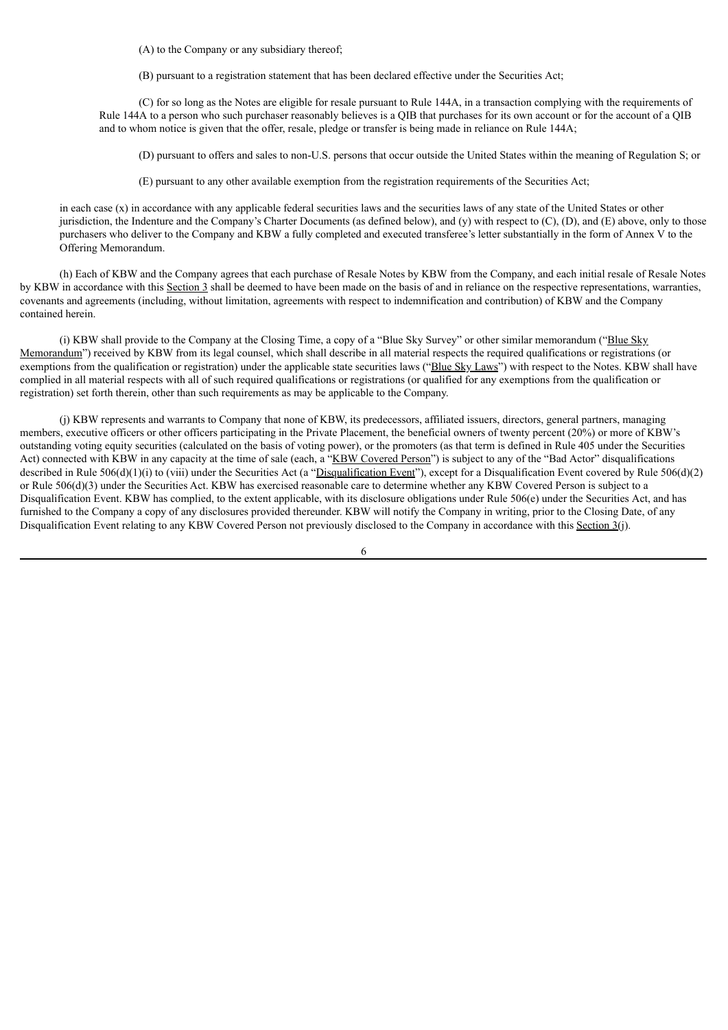(A) to the Company or any subsidiary thereof;

(B) pursuant to a registration statement that has been declared effective under the Securities Act;

(C) for so long as the Notes are eligible for resale pursuant to Rule 144A, in a transaction complying with the requirements of Rule 144A to a person who such purchaser reasonably believes is a QIB that purchases for its own account or for the account of a QIB and to whom notice is given that the offer, resale, pledge or transfer is being made in reliance on Rule 144A;

(D) pursuant to offers and sales to non-U.S. persons that occur outside the United States within the meaning of Regulation S; or

(E) pursuant to any other available exemption from the registration requirements of the Securities Act;

in each case (x) in accordance with any applicable federal securities laws and the securities laws of any state of the United States or other jurisdiction, the Indenture and the Company's Charter Documents (as defined below), and (y) with respect to (C), (D), and (E) above, only to those purchasers who deliver to the Company and KBW a fully completed and executed transferee's letter substantially in the form of Annex V to the Offering Memorandum.

(h) Each of KBW and the Company agrees that each purchase of Resale Notes by KBW from the Company, and each initial resale of Resale Notes by KBW in accordance with this Section 3 shall be deemed to have been made on the basis of and in reliance on the respective representations, warranties, covenants and agreements (including, without limitation, agreements with respect to indemnification and contribution) of KBW and the Company contained herein.

(i) KBW shall provide to the Company at the Closing Time, a copy of a "Blue Sky Survey" or other similar memorandum ("Blue Sky Memorandum") received by KBW from its legal counsel, which shall describe in all material respects the required qualifications or registrations (or exemptions from the qualification or registration) under the applicable state securities laws ("Blue Sky Laws") with respect to the Notes. KBW shall have complied in all material respects with all of such required qualifications or registrations (or qualified for any exemptions from the qualification or registration) set forth therein, other than such requirements as may be applicable to the Company.

(j) KBW represents and warrants to Company that none of KBW, its predecessors, affiliated issuers, directors, general partners, managing members, executive officers or other officers participating in the Private Placement, the beneficial owners of twenty percent (20%) or more of KBW's outstanding voting equity securities (calculated on the basis of voting power), or the promoters (as that term is defined in Rule 405 under the Securities Act) connected with KBW in any capacity at the time of sale (each, a "KBW Covered Person") is subject to any of the "Bad Actor" disqualifications described in Rule 506(d)(1)(i) to (viii) under the Securities Act (a "Disqualification Event"), except for a Disqualification Event covered by Rule 506(d)(2) or Rule 506(d)(3) under the Securities Act. KBW has exercised reasonable care to determine whether any KBW Covered Person is subject to a Disqualification Event. KBW has complied, to the extent applicable, with its disclosure obligations under Rule 506(e) under the Securities Act, and has furnished to the Company a copy of any disclosures provided thereunder. KBW will notify the Company in writing, prior to the Closing Date, of any Disqualification Event relating to any KBW Covered Person not previously disclosed to the Company in accordance with this Section 3(j).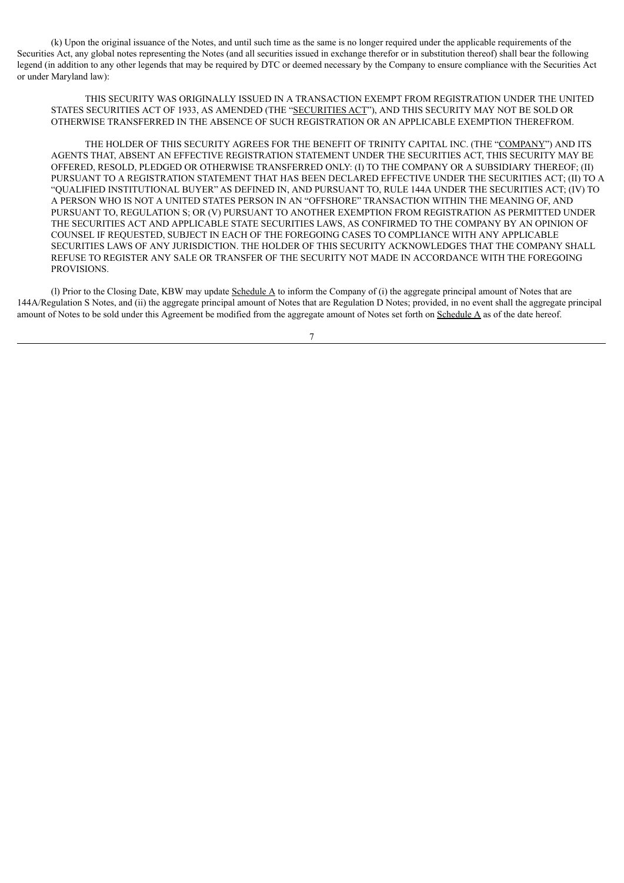(k) Upon the original issuance of the Notes, and until such time as the same is no longer required under the applicable requirements of the Securities Act, any global notes representing the Notes (and all securities issued in exchange therefor or in substitution thereof) shall bear the following legend (in addition to any other legends that may be required by DTC or deemed necessary by the Company to ensure compliance with the Securities Act or under Maryland law):

THIS SECURITY WAS ORIGINALLY ISSUED IN A TRANSACTION EXEMPT FROM REGISTRATION UNDER THE UNITED STATES SECURITIES ACT OF 1933, AS AMENDED (THE "SECURITIES ACT"), AND THIS SECURITY MAY NOT BE SOLD OR OTHERWISE TRANSFERRED IN THE ABSENCE OF SUCH REGISTRATION OR AN APPLICABLE EXEMPTION THEREFROM.

THE HOLDER OF THIS SECURITY AGREES FOR THE BENEFIT OF TRINITY CAPITAL INC. (THE "COMPANY") AND ITS AGENTS THAT, ABSENT AN EFFECTIVE REGISTRATION STATEMENT UNDER THE SECURITIES ACT, THIS SECURITY MAY BE OFFERED, RESOLD, PLEDGED OR OTHERWISE TRANSFERRED ONLY: (I) TO THE COMPANY OR A SUBSIDIARY THEREOF; (II) PURSUANT TO A REGISTRATION STATEMENT THAT HAS BEEN DECLARED EFFECTIVE UNDER THE SECURITIES ACT; (II) TO A "QUALIFIED INSTITUTIONAL BUYER" AS DEFINED IN, AND PURSUANT TO, RULE 144A UNDER THE SECURITIES ACT; (IV) TO A PERSON WHO IS NOT A UNITED STATES PERSON IN AN "OFFSHORE" TRANSACTION WITHIN THE MEANING OF, AND PURSUANT TO, REGULATION S; OR (V) PURSUANT TO ANOTHER EXEMPTION FROM REGISTRATION AS PERMITTED UNDER THE SECURITIES ACT AND APPLICABLE STATE SECURITIES LAWS, AS CONFIRMED TO THE COMPANY BY AN OPINION OF COUNSEL IF REQUESTED, SUBJECT IN EACH OF THE FOREGOING CASES TO COMPLIANCE WITH ANY APPLICABLE SECURITIES LAWS OF ANY JURISDICTION. THE HOLDER OF THIS SECURITY ACKNOWLEDGES THAT THE COMPANY SHALL REFUSE TO REGISTER ANY SALE OR TRANSFER OF THE SECURITY NOT MADE IN ACCORDANCE WITH THE FOREGOING PROVISIONS.

(l) Prior to the Closing Date, KBW may update Schedule A to inform the Company of (i) the aggregate principal amount of Notes that are 144A/Regulation S Notes, and (ii) the aggregate principal amount of Notes that are Regulation D Notes; provided, in no event shall the aggregate principal amount of Notes to be sold under this Agreement be modified from the aggregate amount of Notes set forth on Schedule A as of the date hereof.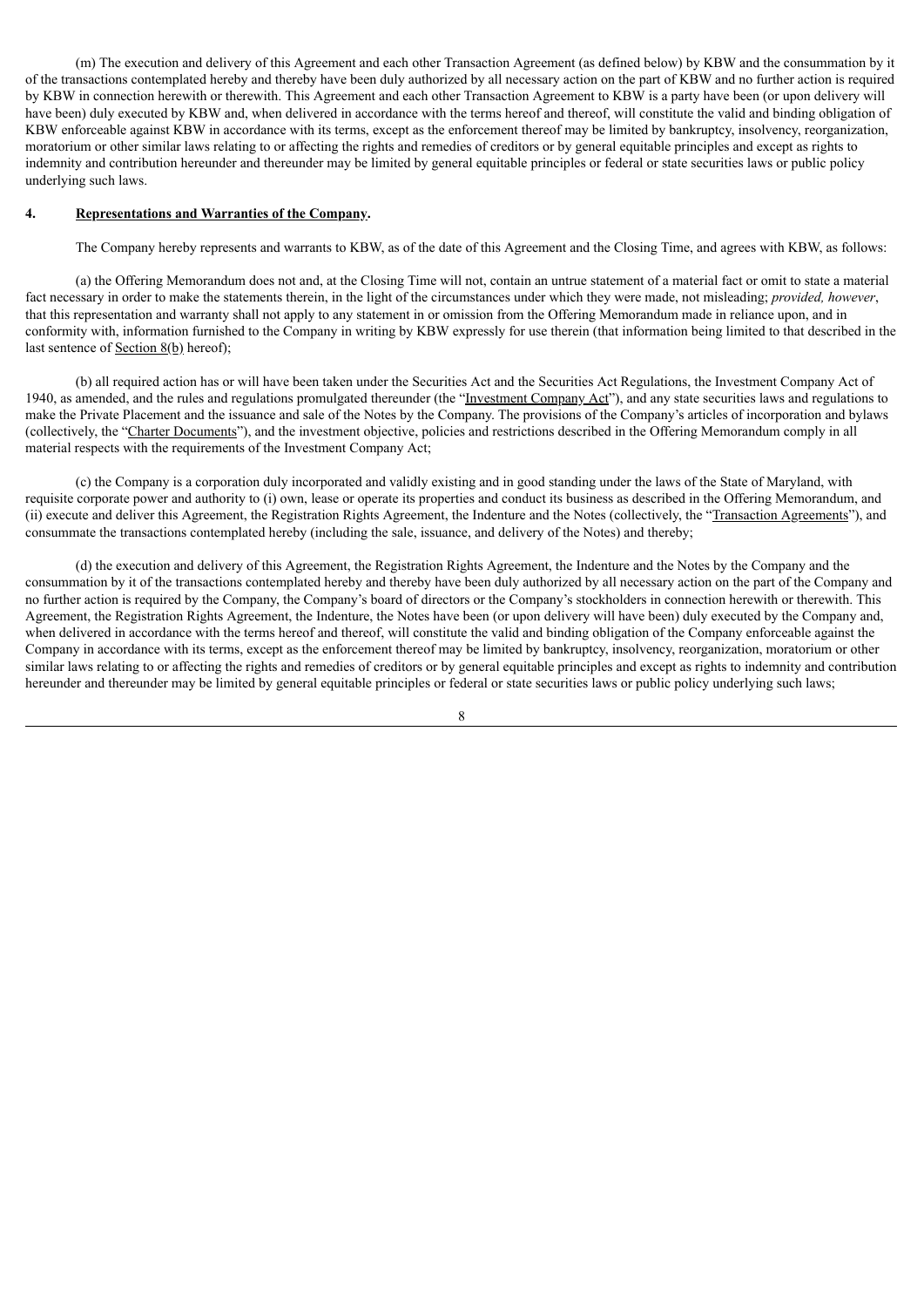(m) The execution and delivery of this Agreement and each other Transaction Agreement (as defined below) by KBW and the consummation by it of the transactions contemplated hereby and thereby have been duly authorized by all necessary action on the part of KBW and no further action is required by KBW in connection herewith or therewith. This Agreement and each other Transaction Agreement to KBW is a party have been (or upon delivery will have been) duly executed by KBW and, when delivered in accordance with the terms hereof and thereof, will constitute the valid and binding obligation of KBW enforceable against KBW in accordance with its terms, except as the enforcement thereof may be limited by bankruptcy, insolvency, reorganization, moratorium or other similar laws relating to or affecting the rights and remedies of creditors or by general equitable principles and except as rights to indemnity and contribution hereunder and thereunder may be limited by general equitable principles or federal or state securities laws or public policy underlying such laws.

## 4. **Representations and Warranties of the Company.**

The Company hereby represents and warrants to KBW, as of the date of this Agreement and the Closing Time, and agrees with KBW, as follows:

(a) the Offering Memorandum does not and, at the Closing Time will not, contain an untrue statement of a material fact or omit to state a material fact necessary in order to make the statements therein, in the light of the circumstances under which they were made, not misleading; *provided, however*, that this representation and warranty shall not apply to any statement in or omission from the Offering Memorandum made in reliance upon, and in conformity with, information furnished to the Company in writing by KBW expressly for use therein (that information being limited to that described in the last sentence of Section 8(b) hereof);

(b) all required action has or will have been taken under the Securities Act and the Securities Act Regulations, the Investment Company Act of 1940, as amended, and the rules and regulations promulgated thereunder (the "Investment Company Act"), and any state securities laws and regulations to make the Private Placement and the issuance and sale of the Notes by the Company. The provisions of the Company's articles of incorporation and bylaws (collectively, the "Charter Documents"), and the investment objective, policies and restrictions described in the Offering Memorandum comply in all material respects with the requirements of the Investment Company Act;

(c) the Company is a corporation duly incorporated and validly existing and in good standing under the laws of the State of Maryland, with requisite corporate power and authority to (i) own, lease or operate its properties and conduct its business as described in the Offering Memorandum, and (ii) execute and deliver this Agreement, the Registration Rights Agreement, the Indenture and the Notes (collectively, the "Transaction Agreements"), and consummate the transactions contemplated hereby (including the sale, issuance, and delivery of the Notes) and thereby;

(d) the execution and delivery of this Agreement, the Registration Rights Agreement, the Indenture and the Notes by the Company and the consummation by it of the transactions contemplated hereby and thereby have been duly authorized by all necessary action on the part of the Company and no further action is required by the Company, the Company's board of directors or the Company's stockholders in connection herewith or therewith. This Agreement, the Registration Rights Agreement, the Indenture, the Notes have been (or upon delivery will have been) duly executed by the Company and, when delivered in accordance with the terms hereof and thereof, will constitute the valid and binding obligation of the Company enforceable against the Company in accordance with its terms, except as the enforcement thereof may be limited by bankruptcy, insolvency, reorganization, moratorium or other similar laws relating to or affecting the rights and remedies of creditors or by general equitable principles and except as rights to indemnity and contribution hereunder and thereunder may be limited by general equitable principles or federal or state securities laws or public policy underlying such laws;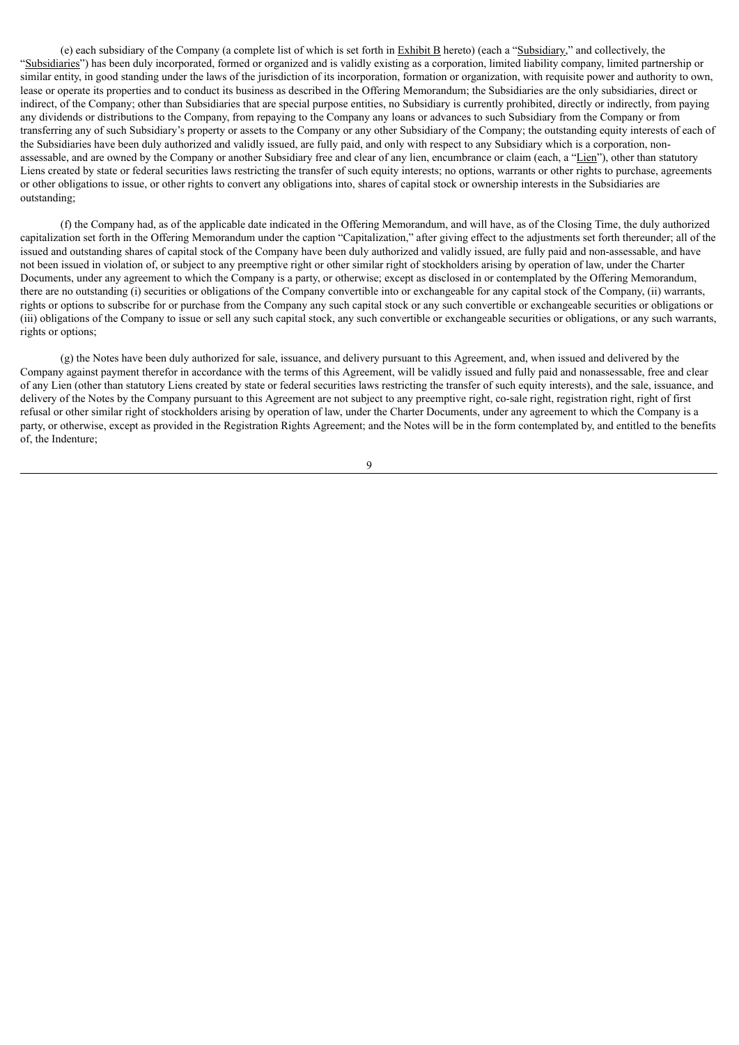(e) each subsidiary of the Company (a complete list of which is set forth in Exhibit B hereto) (each a "Subsidiary," and collectively, the "Subsidiaries") has been duly incorporated, formed or organized and is validly existing as a corporation, limited liability company, limited partnership or similar entity, in good standing under the laws of the jurisdiction of its incorporation, formation or organization, with requisite power and authority to own, lease or operate its properties and to conduct its business as described in the Offering Memorandum; the Subsidiaries are the only subsidiaries, direct or indirect, of the Company; other than Subsidiaries that are special purpose entities, no Subsidiary is currently prohibited, directly or indirectly, from paying any dividends or distributions to the Company, from repaying to the Company any loans or advances to such Subsidiary from the Company or from transferring any of such Subsidiary's property or assets to the Company or any other Subsidiary of the Company; the outstanding equity interests of each of the Subsidiaries have been duly authorized and validly issued, are fully paid, and only with respect to any Subsidiary which is a corporation, non-assessable, and are owned by the Company or another Subsidiary free and clear of any lien, encumbrance or claim (each, a "Lien"), other than statutory Liens created by state or federal securities laws restricting the transfer of such equity interests; no options, warrants or other rights to purchase, agreements or other obligations to issue, or other rights to convert any obligations into, shares of capital stock or ownership interests in the Subsidiaries are outstanding;

(f) the Company had, as of the applicable date indicated in the Offering Memorandum, and will have, as of the Closing Time, the duly authorized capitalization set forth in the Offering Memorandum under the caption "Capitalization," after giving effect to the adjustments set forth thereunder; all of the issued and outstanding shares of capital stock of the Company have been duly authorized and validly issued, are fully paid and non-assessable, and have not been issued in violation of, or subject to any preemptive right or other similar right of stockholders arising by operation of law, under the Charter Documents, under any agreement to which the Company is a party, or otherwise; except as disclosed in or contemplated by the Offering Memorandum, there are no outstanding (i) securities or obligations of the Company convertible into or exchangeable for any capital stock of the Company, (ii) warrants, rights or options to subscribe for or purchase from the Company any such capital stock or any such convertible or exchangeable securities or obligations or (iii) obligations of the Company to issue or sell any such capital stock, any such convertible or exchangeable securities or obligations, or any such warrants, rights or options;

(g) the Notes have been duly authorized for sale, issuance, and delivery pursuant to this Agreement, and, when issued and delivered by the Company against payment therefor in accordance with the terms of this Agreement, will be validly issued and fully paid and nonassessable, free and clear of any Lien (other than statutory Liens created by state or federal securities laws restricting the transfer of such equity interests), and the sale, issuance, and delivery of the Notes by the Company pursuant to this Agreement are not subject to any preemptive right, co-sale right, registration right, right of first refusal or other similar right of stockholders arising by operation of law, under the Charter Documents, under any agreement to which the Company is a party, or otherwise, except as provided in the Registration Rights Agreement; and the Notes will be in the form contemplated by, and entitled to the benefits of, the Indenture;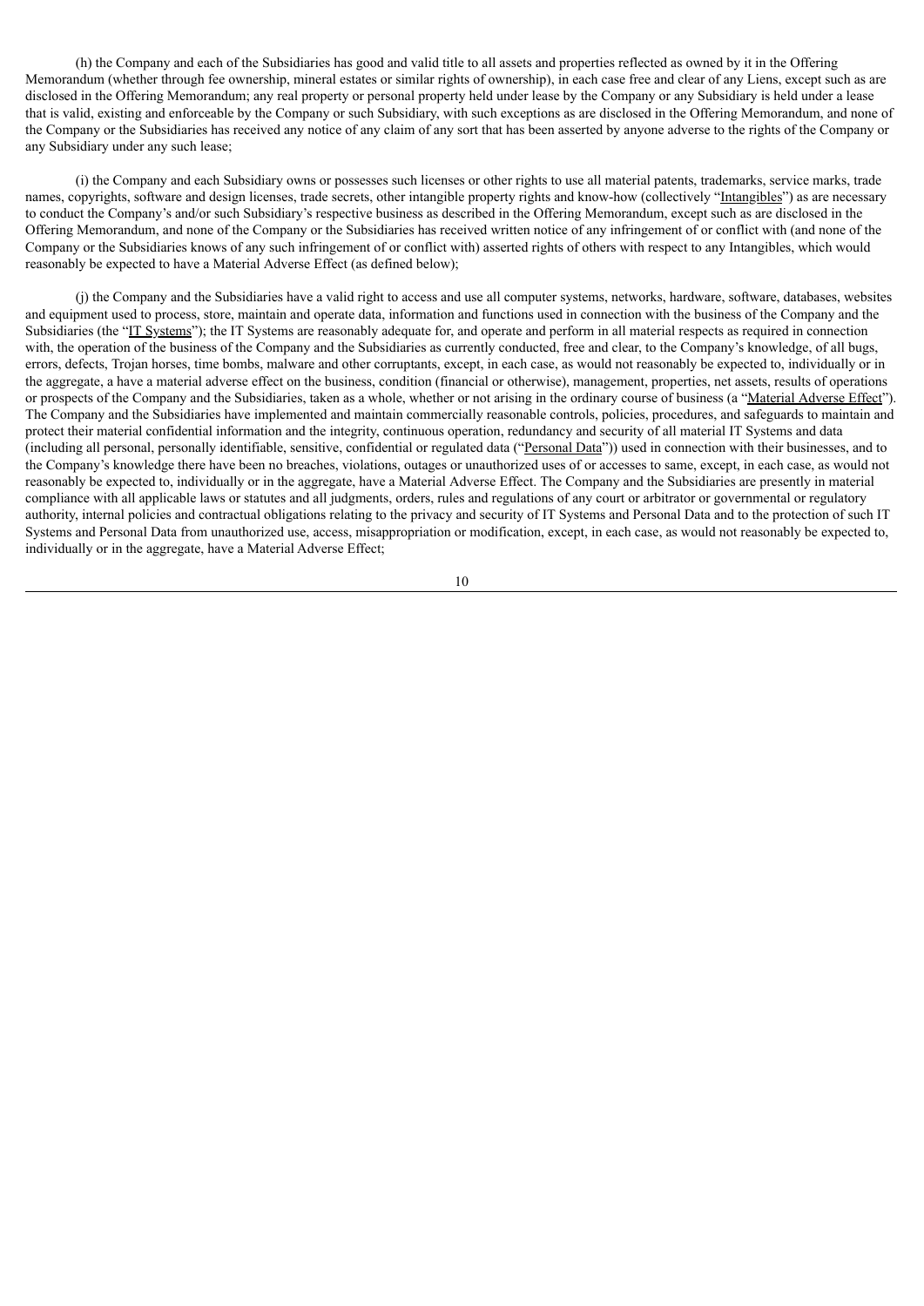(h) the Company and each of the Subsidiaries has good and valid title to all assets and properties reflected as owned by it in the Offering Memorandum (whether through fee ownership, mineral estates or similar rights of ownership), in each case free and clear of any Liens, except such as are disclosed in the Offering Memorandum; any real property or personal property held under lease by the Company or any Subsidiary is held under a lease that is valid, existing and enforceable by the Company or such Subsidiary, with such exceptions as are disclosed in the Offering Memorandum, and none of the Company or the Subsidiaries has received any notice of any claim of any sort that has been asserted by anyone adverse to the rights of the Company or any Subsidiary under any such lease;

(i) the Company and each Subsidiary owns or possesses such licenses or other rights to use all material patents, trademarks, service marks, trade names, copyrights, software and design licenses, trade secrets, other intangible property rights and know-how (collectively "Intangibles") as are necessary to conduct the Company's and/or such Subsidiary's respective business as described in the Offering Memorandum, except such as are disclosed in the Offering Memorandum, and none of the Company or the Subsidiaries has received written notice of any infringement of or conflict with (and none of the Company or the Subsidiaries knows of any such infringement of or conflict with) asserted rights of others with respect to any Intangibles, which would reasonably be expected to have a Material Adverse Effect (as defined below);

(j) the Company and the Subsidiaries have a valid right to access and use all computer systems, networks, hardware, software, databases, websites and equipment used to process, store, maintain and operate data, information and functions used in connection with the business of the Company and the Subsidiaries (the "IT Systems"); the IT Systems are reasonably adequate for, and operate and perform in all material respects as required in connection with, the operation of the business of the Company and the Subsidiaries as currently conducted, free and clear, to the Company's knowledge, of all bugs, errors, defects, Trojan horses, time bombs, malware and other corruptants, except, in each case, as would not reasonably be expected to, individually or in the aggregate, a have a material adverse effect on the business, condition (financial or otherwise), management, properties, net assets, results of operations or prospects of the Company and the Subsidiaries, taken as a whole, whether or not arising in the ordinary course of business (a "Material Adverse Effect"). The Company and the Subsidiaries have implemented and maintain commercially reasonable controls, policies, procedures, and safeguards to maintain and protect their material confidential information and the integrity, continuous operation, redundancy and security of all material IT Systems and data (including all personal, personally identifiable, sensitive, confidential or regulated data ("Personal Data")) used in connection with their businesses, and to the Company's knowledge there have been no breaches, violations, outages or unauthorized uses of or accesses to same, except, in each case, as would not reasonably be expected to, individually or in the aggregate, have a Material Adverse Effect. The Company and the Subsidiaries are presently in material compliance with all applicable laws or statutes and all judgments, orders, rules and regulations of any court or arbitrator or governmental or regulatory authority, internal policies and contractual obligations relating to the privacy and security of IT Systems and Personal Data and to the protection of such IT Systems and Personal Data from unauthorized use, access, misappropriation or modification, except, in each case, as would not reasonably be expected to, individually or in the aggregate, have a Material Adverse Effect;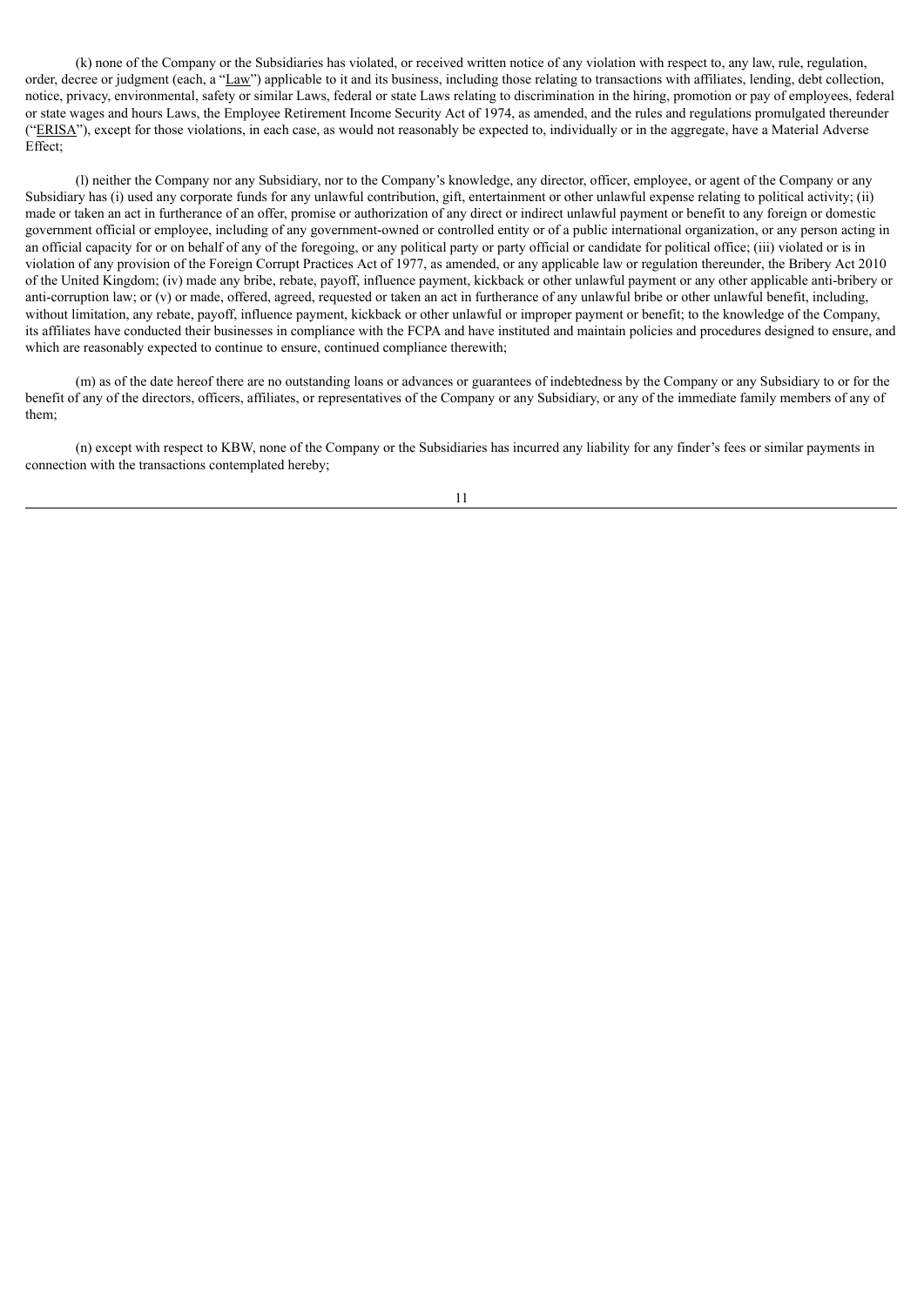(k) none of the Company or the Subsidiaries has violated, or received written notice of any violation with respect to, any law, rule, regulation, order, decree or judgment (each, a "Law") applicable to it and its business, including those relating to transactions with affiliates, lending, debt collection, notice, privacy, environmental, safety or similar Laws, federal or state Laws relating to discrimination in the hiring, promotion or pay of employees, federal or state wages and hours Laws, the Employee Retirement Income Security Act of 1974, as amended, and the rules and regulations promulgated thereunder ("ERISA"), except for those violations, in each case, as would not reasonably be expected to, individually or in the aggregate, have a Material Adverse Effect;

(l) neither the Company nor any Subsidiary, nor to the Company's knowledge, any director, officer, employee, or agent of the Company or any Subsidiary has (i) used any corporate funds for any unlawful contribution, gift, entertainment or other unlawful expense relating to political activity; (ii) made or taken an act in furtherance of an offer, promise or authorization of any direct or indirect unlawful payment or benefit to any foreign or domestic government official or employee, including of any government-owned or controlled entity or of a public international organization, or any person acting in an official capacity for or on behalf of any of the foregoing, or any political party or party official or candidate for political office; (iii) violated or is in violation of any provision of the Foreign Corrupt Practices Act of 1977, as amended, or any applicable law or regulation thereunder, the Bribery Act 2010 of the United Kingdom; (iv) made any bribe, rebate, payoff, influence payment, kickback or other unlawful payment or any other applicable anti-bribery or anti-corruption law; or (v) or made, offered, agreed, requested or taken an act in furtherance of any unlawful bribe or other unlawful benefit, including, without limitation, any rebate, payoff, influence payment, kickback or other unlawful or improper payment or benefit; to the knowledge of the Company, its affiliates have conducted their businesses in compliance with the FCPA and have instituted and maintain policies and procedures designed to ensure, and which are reasonably expected to continue to ensure, continued compliance therewith;

(m) as of the date hereof there are no outstanding loans or advances or guarantees of indebtedness by the Company or any Subsidiary to or for the benefit of any of the directors, officers, affiliates, or representatives of the Company or any Subsidiary, or any of the immediate family members of any of them;

(n) except with respect to KBW, none of the Company or the Subsidiaries has incurred any liability for any finder's fees or similar payments in connection with the transactions contemplated hereby;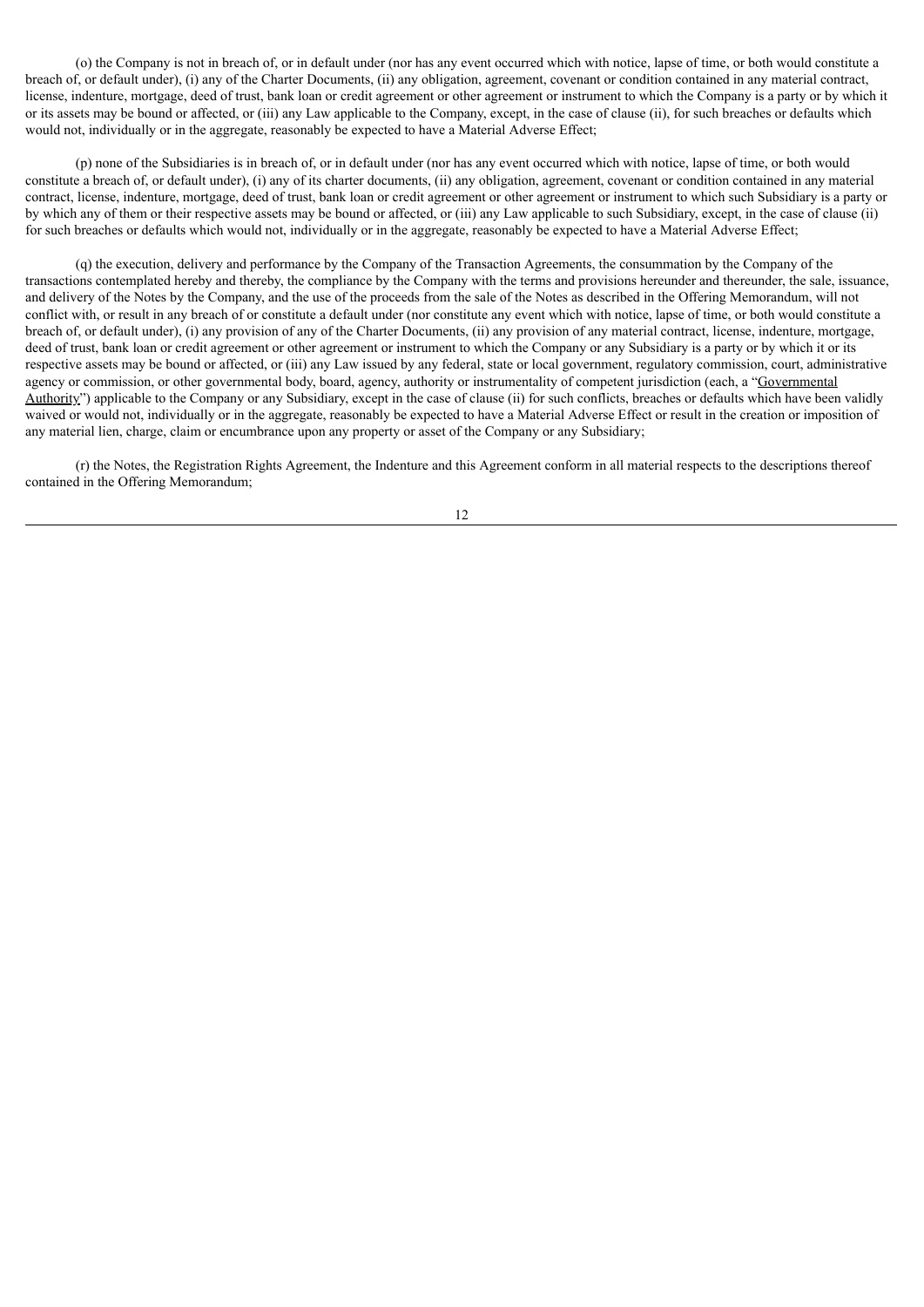(o) the Company is not in breach of, or in default under (nor has any event occurred which with notice, lapse of time, or both would constitute a breach of, or default under), (i) any of the Charter Documents, (ii) any obligation, agreement, covenant or condition contained in any material contract, license, indenture, mortgage, deed of trust, bank loan or credit agreement or other agreement or instrument to which the Company is a party or by which it or its assets may be bound or affected, or (iii) any Law applicable to the Company, except, in the case of clause (ii), for such breaches or defaults which would not, individually or in the aggregate, reasonably be expected to have a Material Adverse Effect;

(p) none of the Subsidiaries is in breach of, or in default under (nor has any event occurred which with notice, lapse of time, or both would constitute a breach of, or default under), (i) any of its charter documents, (ii) any obligation, agreement, covenant or condition contained in any material contract, license, indenture, mortgage, deed of trust, bank loan or credit agreement or other agreement or instrument to which such Subsidiary is a party or by which any of them or their respective assets may be bound or affected, or (iii) any Law applicable to such Subsidiary, except, in the case of clause (ii) for such breaches or defaults which would not, individually or in the aggregate, reasonably be expected to have a Material Adverse Effect;

(q) the execution, delivery and performance by the Company of the Transaction Agreements, the consummation by the Company of the transactions contemplated hereby and thereby, the compliance by the Company with the terms and provisions hereunder and thereunder, the sale, issuance, and delivery of the Notes by the Company, and the use of the proceeds from the sale of the Notes as described in the Offering Memorandum, will not conflict with, or result in any breach of or constitute a default under (nor constitute any event which with notice, lapse of time, or both would constitute a breach of, or default under), (i) any provision of any of the Charter Documents, (ii) any provision of any material contract, license, indenture, mortgage, deed of trust, bank loan or credit agreement or other agreement or instrument to which the Company or any Subsidiary is a party or by which it or its respective assets may be bound or affected, or (iii) any Law issued by any federal, state or local government, regulatory commission, court, administrative agency or commission, or other governmental body, board, agency, authority or instrumentality of competent jurisdiction (each, a "Governmental Authority") applicable to the Company or any Subsidiary, except in the case of clause (ii) for such conflicts, breaches or defaults which have been validly waived or would not, individually or in the aggregate, reasonably be expected to have a Material Adverse Effect or result in the creation or imposition of any material lien, charge, claim or encumbrance upon any property or asset of the Company or any Subsidiary;

(r) the Notes, the Registration Rights Agreement, the Indenture and this Agreement conform in all material respects to the descriptions thereof contained in the Offering Memorandum;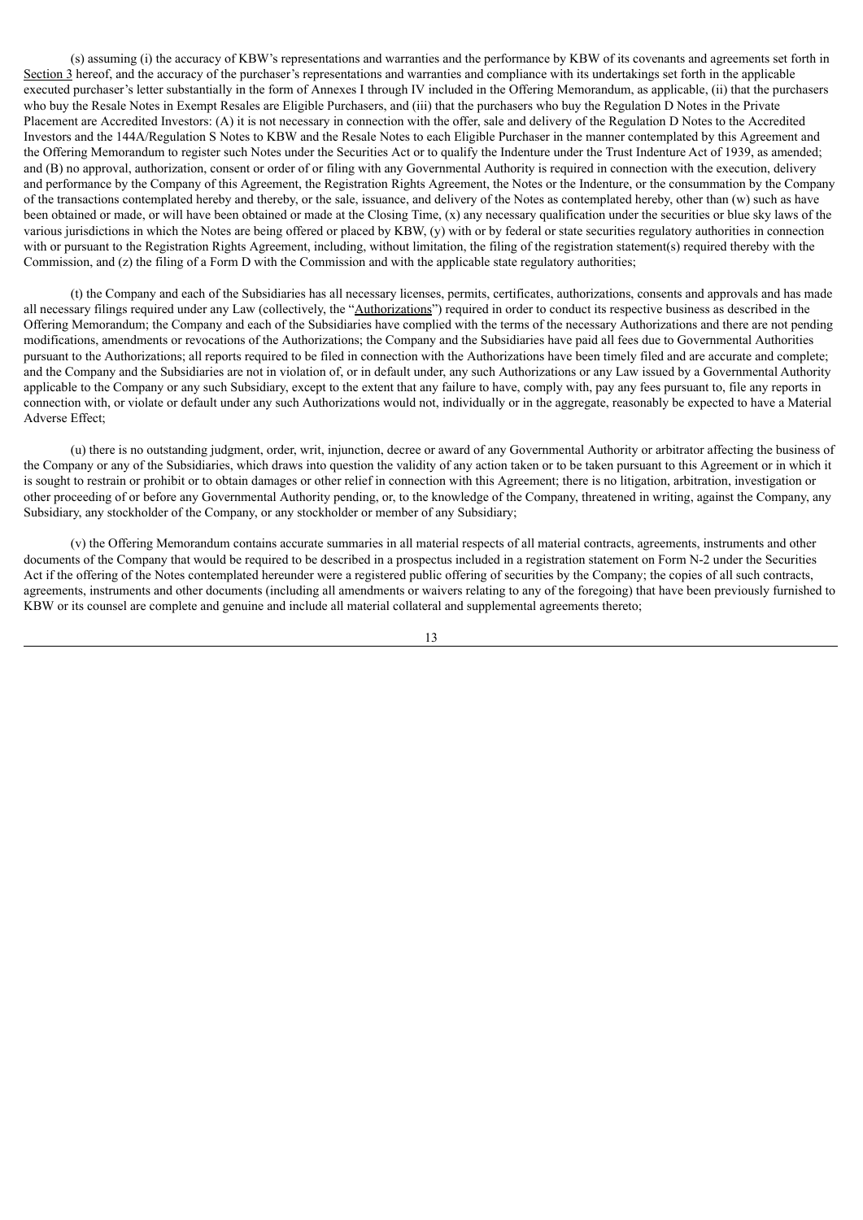(s) assuming (i) the accuracy of KBW's representations and warranties and the performance by KBW of its covenants and agreements set forth in Section 3 hereof, and the accuracy of the purchaser's representations and warranties and compliance with its undertakings set forth in the applicable executed purchaser's letter substantially in the form of Annexes I through IV included in the Offering Memorandum, as applicable, (ii) that the purchasers who buy the Resale Notes in Exempt Resales are Eligible Purchasers, and (iii) that the purchasers who buy the Regulation D Notes in the Private Placement are Accredited Investors: (A) it is not necessary in connection with the offer, sale and delivery of the Regulation D Notes to the Accredited Investors and the 144A/Regulation S Notes to KBW and the Resale Notes to each Eligible Purchaser in the manner contemplated by this Agreement and the Offering Memorandum to register such Notes under the Securities Act or to qualify the Indenture under the Trust Indenture Act of 1939, as amended; and (B) no approval, authorization, consent or order of or filing with any Governmental Authority is required in connection with the execution, delivery and performance by the Company of this Agreement, the Registration Rights Agreement, the Notes or the Indenture, or the consummation by the Company of the transactions contemplated hereby and thereby, or the sale, issuance, and delivery of the Notes as contemplated hereby, other than (w) such as have been obtained or made, or will have been obtained or made at the Closing Time, (x) any necessary qualification under the securities or blue sky laws of the various jurisdictions in which the Notes are being offered or placed by KBW, (y) with or by federal or state securities regulatory authorities in connection with or pursuant to the Registration Rights Agreement, including, without limitation, the filing of the registration statement(s) required thereby with the Commission, and (z) the filing of a Form D with the Commission and with the applicable state regulatory authorities;

(t) the Company and each of the Subsidiaries has all necessary licenses, permits, certificates, authorizations, consents and approvals and has made all necessary filings required under any Law (collectively, the "Authorizations") required in order to conduct its respective business as described in the Offering Memorandum; the Company and each of the Subsidiaries have complied with the terms of the necessary Authorizations and there are not pending modifications, amendments or revocations of the Authorizations; the Company and the Subsidiaries have paid all fees due to Governmental Authorities pursuant to the Authorizations; all reports required to be filed in connection with the Authorizations have been timely filed and are accurate and complete; and the Company and the Subsidiaries are not in violation of, or in default under, any such Authorizations or any Law issued by a Governmental Authority applicable to the Company or any such Subsidiary, except to the extent that any failure to have, comply with, pay any fees pursuant to, file any reports in connection with, or violate or default under any such Authorizations would not, individually or in the aggregate, reasonably be expected to have a Material Adverse Effect;

(u) there is no outstanding judgment, order, writ, injunction, decree or award of any Governmental Authority or arbitrator affecting the business of the Company or any of the Subsidiaries, which draws into question the validity of any action taken or to be taken pursuant to this Agreement or in which it is sought to restrain or prohibit or to obtain damages or other relief in connection with this Agreement; there is no litigation, arbitration, investigation or other proceeding of or before any Governmental Authority pending, or, to the knowledge of the Company, threatened in writing, against the Company, any Subsidiary, any stockholder of the Company, or any stockholder or member of any Subsidiary;

(v) the Offering Memorandum contains accurate summaries in all material respects of all material contracts, agreements, instruments and other documents of the Company that would be required to be described in a prospectus included in a registration statement on Form N-2 under the Securities Act if the offering of the Notes contemplated hereunder were a registered public offering of securities by the Company; the copies of all such contracts, agreements, instruments and other documents (including all amendments or waivers relating to any of the foregoing) that have been previously furnished to KBW or its counsel are complete and genuine and include all material collateral and supplemental agreements thereto;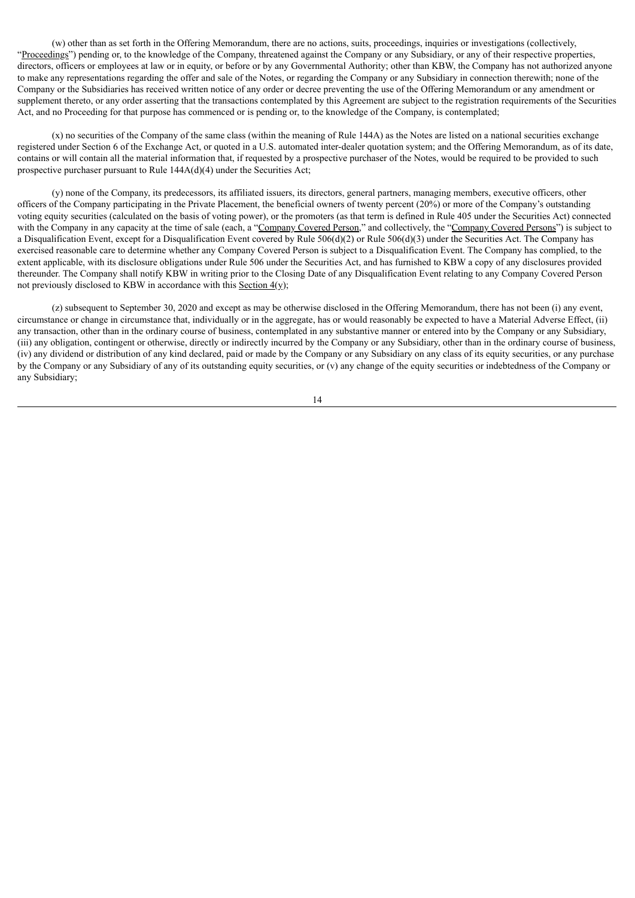(w) other than as set forth in the Offering Memorandum, there are no actions, suits, proceedings, inquiries or investigations (collectively, "Proceedings") pending or, to the knowledge of the Company, threatened against the Company or any Subsidiary, or any of their respective properties, directors, officers or employees at law or in equity, or before or by any Governmental Authority; other than KBW, the Company has not authorized anyone to make any representations regarding the offer and sale of the Notes, or regarding the Company or any Subsidiary in connection therewith; none of the Company or the Subsidiaries has received written notice of any order or decree preventing the use of the Offering Memorandum or any amendment or supplement thereto, or any order asserting that the transactions contemplated by this Agreement are subject to the registration requirements of the Securities Act, and no Proceeding for that purpose has commenced or is pending or, to the knowledge of the Company, is contemplated;

(x) no securities of the Company of the same class (within the meaning of Rule 144A) as the Notes are listed on a national securities exchange registered under Section 6 of the Exchange Act, or quoted in a U.S. automated inter-dealer quotation system; and the Offering Memorandum, as of its date, contains or will contain all the material information that, if requested by a prospective purchaser of the Notes, would be required to be provided to such prospective purchaser pursuant to Rule 144A(d)(4) under the Securities Act;

(y) none of the Company, its predecessors, its affiliated issuers, its directors, general partners, managing members, executive officers, other officers of the Company participating in the Private Placement, the beneficial owners of twenty percent (20%) or more of the Company's outstanding voting equity securities (calculated on the basis of voting power), or the promoters (as that term is defined in Rule 405 under the Securities Act) connected with the Company in any capacity at the time of sale (each, a "Company Covered Person," and collectively, the "Company Covered Persons") is subject to a Disqualification Event, except for a Disqualification Event covered by Rule 506(d)(2) or Rule 506(d)(3) under the Securities Act. The Company has exercised reasonable care to determine whether any Company Covered Person is subject to a Disqualification Event. The Company has complied, to the extent applicable, with its disclosure obligations under Rule 506 under the Securities Act, and has furnished to KBW a copy of any disclosures provided thereunder. The Company shall notify KBW in writing prior to the Closing Date of any Disqualification Event relating to any Company Covered Person not previously disclosed to KBW in accordance with this Section 4(y);

(z) subsequent to September 30, 2020 and except as may be otherwise disclosed in the Offering Memorandum, there has not been (i) any event, circumstance or change in circumstance that, individually or in the aggregate, has or would reasonably be expected to have a Material Adverse Effect, (ii) any transaction, other than in the ordinary course of business, contemplated in any substantive manner or entered into by the Company or any Subsidiary, (iii) any obligation, contingent or otherwise, directly or indirectly incurred by the Company or any Subsidiary, other than in the ordinary course of business, (iv) any dividend or distribution of any kind declared, paid or made by the Company or any Subsidiary on any class of its equity securities, or any purchase by the Company or any Subsidiary of any of its outstanding equity securities, or (v) any change of the equity securities or indebtedness of the Company or any Subsidiary;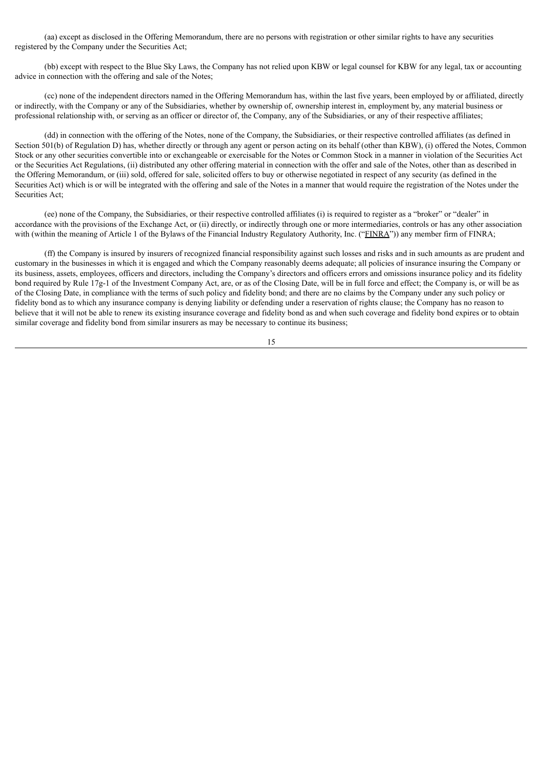(aa) except as disclosed in the Offering Memorandum, there are no persons with registration or other similar rights to have any securities registered by the Company under the Securities Act;

(bb) except with respect to the Blue Sky Laws, the Company has not relied upon KBW or legal counsel for KBW for any legal, tax or accounting advice in connection with the offering and sale of the Notes;

(cc) none of the independent directors named in the Offering Memorandum has, within the last five years, been employed by or affiliated, directly or indirectly, with the Company or any of the Subsidiaries, whether by ownership of, ownership interest in, employment by, any material business or professional relationship with, or serving as an officer or director of, the Company, any of the Subsidiaries, or any of their respective affiliates;

(dd) in connection with the offering of the Notes, none of the Company, the Subsidiaries, or their respective controlled affiliates (as defined in Section 501(b) of Regulation D) has, whether directly or through any agent or person acting on its behalf (other than KBW), (i) offered the Notes, Common Stock or any other securities convertible into or exchangeable or exercisable for the Notes or Common Stock in a manner in violation of the Securities Act or the Securities Act Regulations, (ii) distributed any other offering material in connection with the offer and sale of the Notes, other than as described in the Offering Memorandum, or (iii) sold, offered for sale, solicited offers to buy or otherwise negotiated in respect of any security (as defined in the Securities Act) which is or will be integrated with the offering and sale of the Notes in a manner that would require the registration of the Notes under the Securities Act;

(ee) none of the Company, the Subsidiaries, or their respective controlled affiliates (i) is required to register as a "broker" or "dealer" in accordance with the provisions of the Exchange Act, or (ii) directly, or indirectly through one or more intermediaries, controls or has any other association with (within the meaning of Article 1 of the Bylaws of the Financial Industry Regulatory Authority, Inc. ("FINRA")) any member firm of FINRA;

(ff) the Company is insured by insurers of recognized financial responsibility against such losses and risks and in such amounts as are prudent and customary in the businesses in which it is engaged and which the Company reasonably deems adequate; all policies of insurance insuring the Company or its business, assets, employees, officers and directors, including the Company's directors and officers errors and omissions insurance policy and its fidelity bond required by Rule 17g-1 of the Investment Company Act, are, or as of the Closing Date, will be in full force and effect; the Company is, or will be as of the Closing Date, in compliance with the terms of such policy and fidelity bond; and there are no claims by the Company under any such policy or fidelity bond as to which any insurance company is denying liability or defending under a reservation of rights clause; the Company has no reason to believe that it will not be able to renew its existing insurance coverage and fidelity bond as and when such coverage and fidelity bond expires or to obtain similar coverage and fidelity bond from similar insurers as may be necessary to continue its business;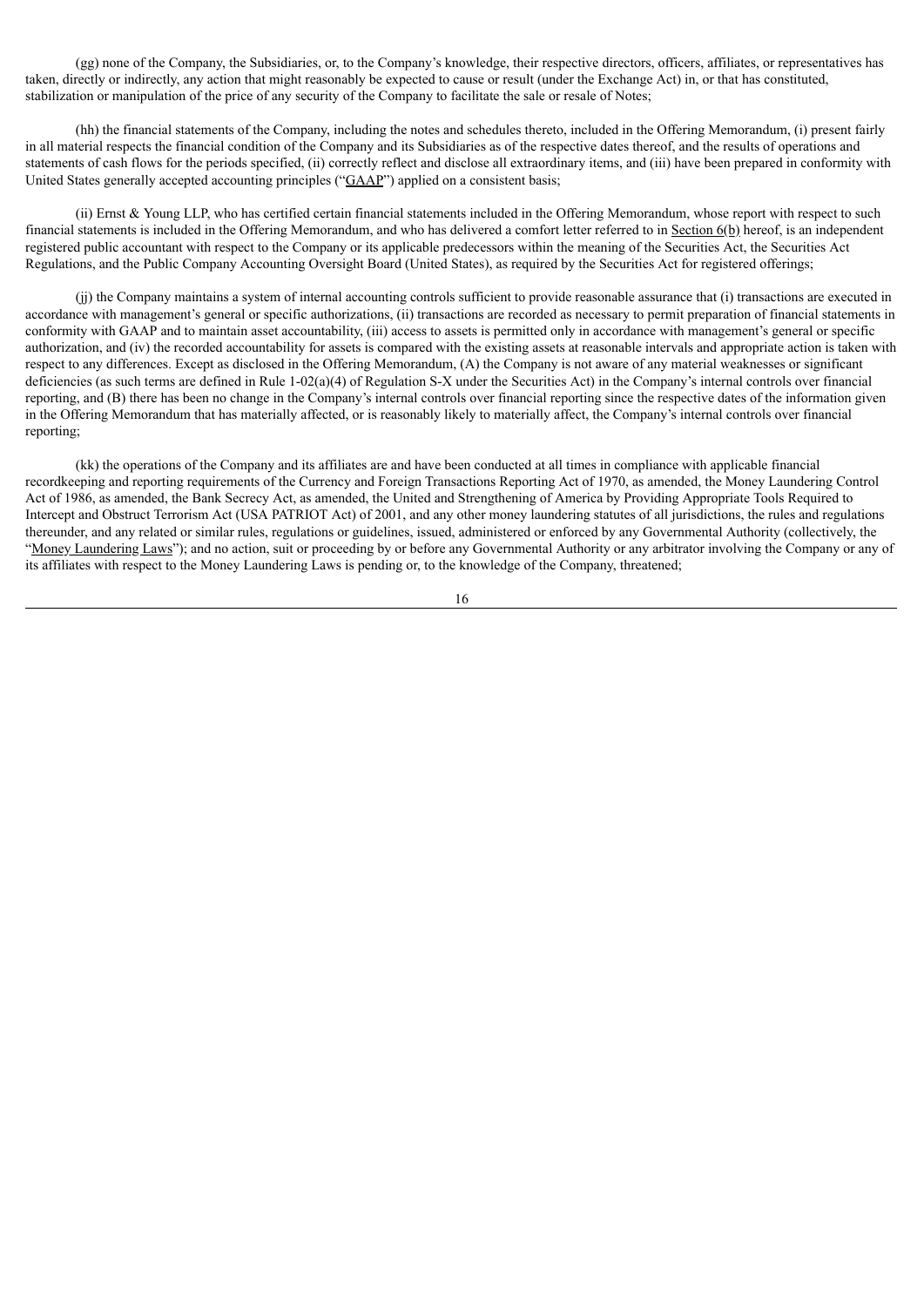(gg) none of the Company, the Subsidiaries, or, to the Company's knowledge, their respective directors, officers, affiliates, or representatives has taken, directly or indirectly, any action that might reasonably be expected to cause or result (under the Exchange Act) in, or that has constituted, stabilization or manipulation of the price of any security of the Company to facilitate the sale or resale of Notes;

(hh) the financial statements of the Company, including the notes and schedules thereto, included in the Offering Memorandum, (i) present fairly in all material respects the financial condition of the Company and its Subsidiaries as of the respective dates thereof, and the results of operations and statements of cash flows for the periods specified, (ii) correctly reflect and disclose all extraordinary items, and (iii) have been prepared in conformity with United States generally accepted accounting principles ("GAAP") applied on a consistent basis;

(ii) Ernst & Young LLP, who has certified certain financial statements included in the Offering Memorandum, whose report with respect to such financial statements is included in the Offering Memorandum, and who has delivered a comfort letter referred to in Section 6(b) hereof, is an independent registered public accountant with respect to the Company or its applicable predecessors within the meaning of the Securities Act, the Securities Act Regulations, and the Public Company Accounting Oversight Board (United States), as required by the Securities Act for registered offerings;

(jj) the Company maintains a system of internal accounting controls sufficient to provide reasonable assurance that (i) transactions are executed in accordance with management's general or specific authorizations, (ii) transactions are recorded as necessary to permit preparation of financial statements in conformity with GAAP and to maintain asset accountability, (iii) access to assets is permitted only in accordance with management's general or specific authorization, and (iv) the recorded accountability for assets is compared with the existing assets at reasonable intervals and appropriate action is taken with respect to any differences. Except as disclosed in the Offering Memorandum, (A) the Company is not aware of any material weaknesses or significant deficiencies (as such terms are defined in Rule 1-02(a)(4) of Regulation S-X under the Securities Act) in the Company's internal controls over financial reporting, and (B) there has been no change in the Company's internal controls over financial reporting since the respective dates of the information given in the Offering Memorandum that has materially affected, or is reasonably likely to materially affect, the Company's internal controls over financial reporting;

(kk) the operations of the Company and its affiliates are and have been conducted at all times in compliance with applicable financial recordkeeping and reporting requirements of the Currency and Foreign Transactions Reporting Act of 1970, as amended, the Money Laundering Control Act of 1986, as amended, the Bank Secrecy Act, as amended, the United and Strengthening of America by Providing Appropriate Tools Required to Intercept and Obstruct Terrorism Act (USA PATRIOT Act) of 2001, and any other money laundering statutes of all jurisdictions, the rules and regulations thereunder, and any related or similar rules, regulations or guidelines, issued, administered or enforced by any Governmental Authority (collectively, the "Money Laundering Laws"); and no action, suit or proceeding by or before any Governmental Authority or any arbitrator involving the Company or any of its affiliates with respect to the Money Laundering Laws is pending or, to the knowledge of the Company, threatened;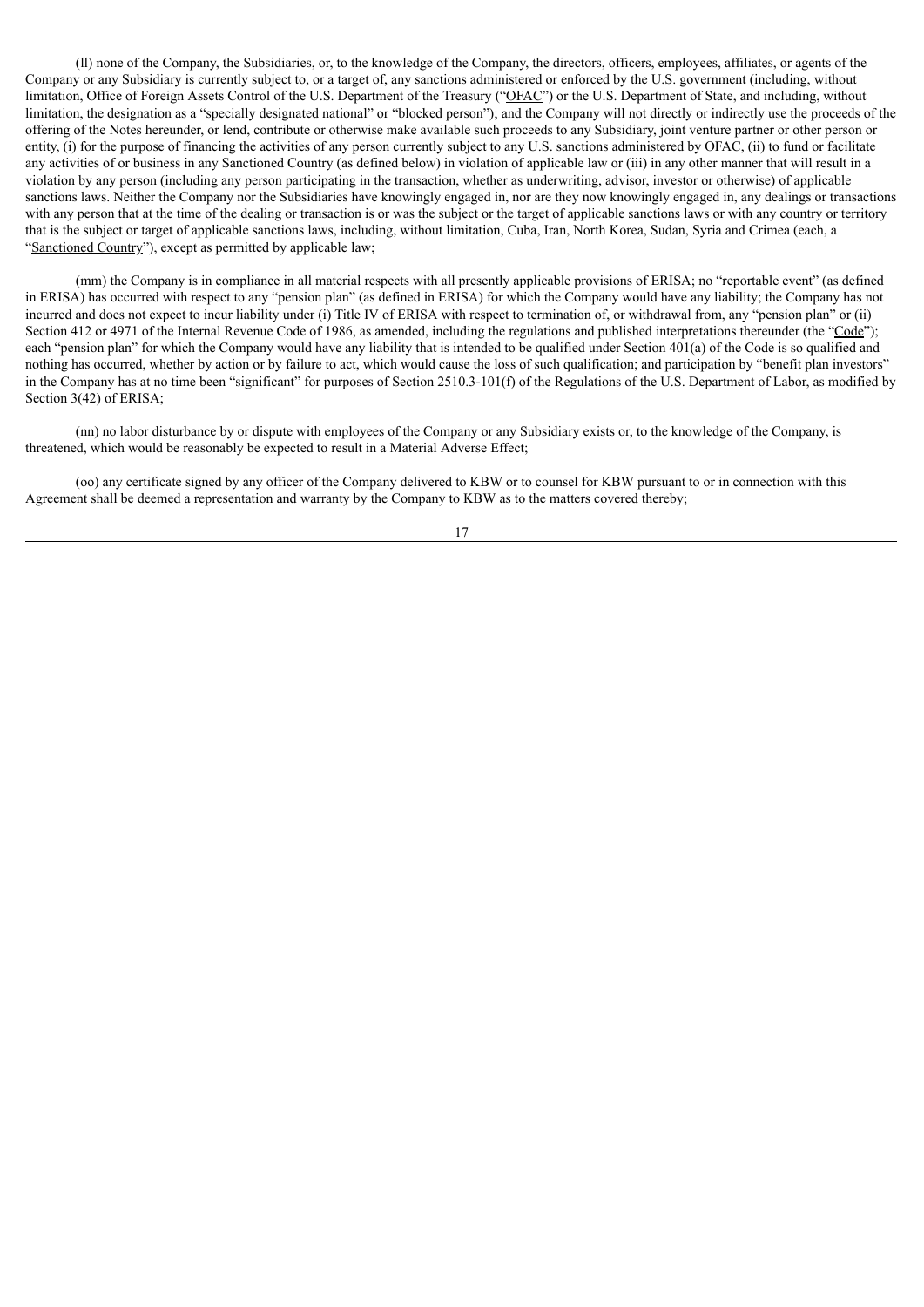(ll) none of the Company, the Subsidiaries, or, to the knowledge of the Company, the directors, officers, employees, affiliates, or agents of the Company or any Subsidiary is currently subject to, or a target of, any sanctions administered or enforced by the U.S. government (including, without limitation, Office of Foreign Assets Control of the U.S. Department of the Treasury ("OFAC") or the U.S. Department of State, and including, without limitation, the designation as a "specially designated national" or "blocked person"); and the Company will not directly or indirectly use the proceeds of the offering of the Notes hereunder, or lend, contribute or otherwise make available such proceeds to any Subsidiary, joint venture partner or other person or entity, (i) for the purpose of financing the activities of any person currently subject to any U.S. sanctions administered by OFAC, (ii) to fund or facilitate any activities of or business in any Sanctioned Country (as defined below) in violation of applicable law or (iii) in any other manner that will result in a violation by any person (including any person participating in the transaction, whether as underwriting, advisor, investor or otherwise) of applicable sanctions laws. Neither the Company nor the Subsidiaries have knowingly engaged in, nor are they now knowingly engaged in, any dealings or transactions with any person that at the time of the dealing or transaction is or was the subject or the target of applicable sanctions laws or with any country or territory that is the subject or target of applicable sanctions laws, including, without limitation, Cuba, Iran, North Korea, Sudan, Syria and Crimea (each, a "Sanctioned Country"), except as permitted by applicable law;

(mm) the Company is in compliance in all material respects with all presently applicable provisions of ERISA; no "reportable event" (as defined in ERISA) has occurred with respect to any "pension plan" (as defined in ERISA) for which the Company would have any liability; the Company has not incurred and does not expect to incur liability under (i) Title IV of ERISA with respect to termination of, or withdrawal from, any "pension plan" or (ii) Section 412 or 4971 of the Internal Revenue Code of 1986, as amended, including the regulations and published interpretations thereunder (the "Code"); each "pension plan" for which the Company would have any liability that is intended to be qualified under Section 401(a) of the Code is so qualified and nothing has occurred, whether by action or by failure to act, which would cause the loss of such qualification; and participation by "benefit plan investors" in the Company has at no time been "significant" for purposes of Section 2510.3-101(f) of the Regulations of the U.S. Department of Labor, as modified by Section 3(42) of ERISA;

(nn) no labor disturbance by or dispute with employees of the Company or any Subsidiary exists or, to the knowledge of the Company, is threatened, which would be reasonably be expected to result in a Material Adverse Effect;

(oo) any certificate signed by any officer of the Company delivered to KBW or to counsel for KBW pursuant to or in connection with this Agreement shall be deemed a representation and warranty by the Company to KBW as to the matters covered thereby;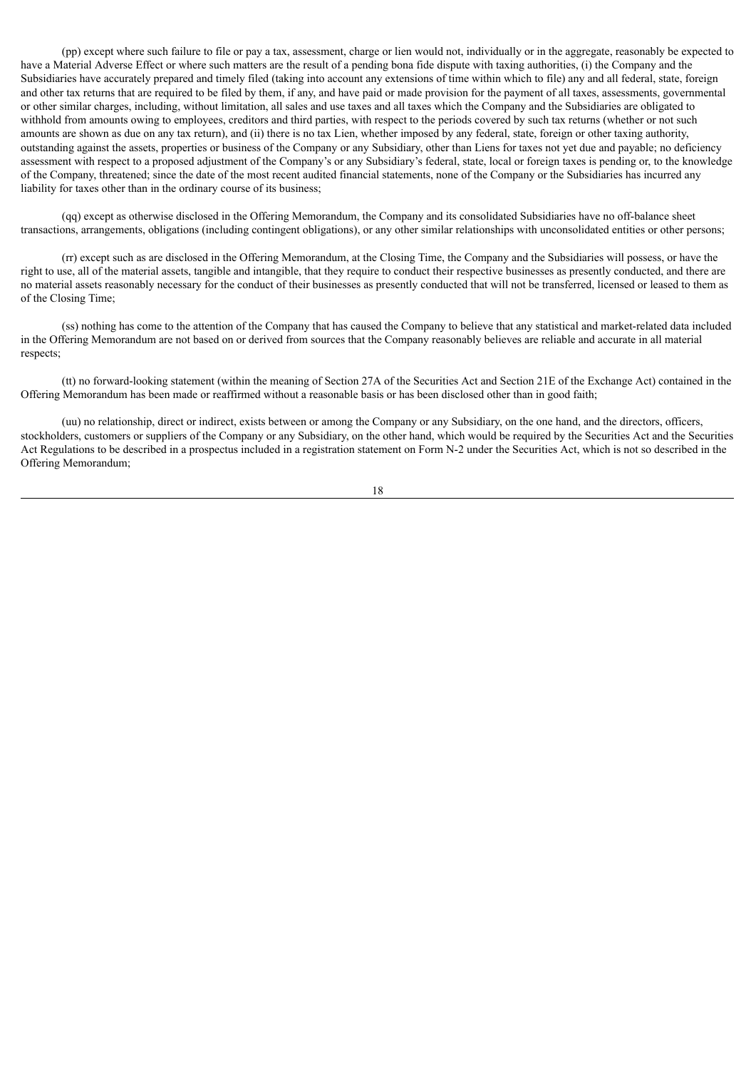(pp) except where such failure to file or pay a tax, assessment, charge or lien would not, individually or in the aggregate, reasonably be expected to have a Material Adverse Effect or where such matters are the result of a pending bona fide dispute with taxing authorities, (i) the Company and the Subsidiaries have accurately prepared and timely filed (taking into account any extensions of time within which to file) any and all federal, state, foreign and other tax returns that are required to be filed by them, if any, and have paid or made provision for the payment of all taxes, assessments, governmental or other similar charges, including, without limitation, all sales and use taxes and all taxes which the Company and the Subsidiaries are obligated to withhold from amounts owing to employees, creditors and third parties, with respect to the periods covered by such tax returns (whether or not such amounts are shown as due on any tax return), and (ii) there is no tax Lien, whether imposed by any federal, state, foreign or other taxing authority, outstanding against the assets, properties or business of the Company or any Subsidiary, other than Liens for taxes not yet due and payable; no deficiency assessment with respect to a proposed adjustment of the Company's or any Subsidiary's federal, state, local or foreign taxes is pending or, to the knowledge of the Company, threatened; since the date of the most recent audited financial statements, none of the Company or the Subsidiaries has incurred any liability for taxes other than in the ordinary course of its business;

(qq) except as otherwise disclosed in the Offering Memorandum, the Company and its consolidated Subsidiaries have no off-balance sheet transactions, arrangements, obligations (including contingent obligations), or any other similar relationships with unconsolidated entities or other persons;

(rr) except such as are disclosed in the Offering Memorandum, at the Closing Time, the Company and the Subsidiaries will possess, or have the right to use, all of the material assets, tangible and intangible, that they require to conduct their respective businesses as presently conducted, and there are no material assets reasonably necessary for the conduct of their businesses as presently conducted that will not be transferred, licensed or leased to them as of the Closing Time;

(ss) nothing has come to the attention of the Company that has caused the Company to believe that any statistical and market-related data included in the Offering Memorandum are not based on or derived from sources that the Company reasonably believes are reliable and accurate in all material respects;

(tt) no forward-looking statement (within the meaning of Section 27A of the Securities Act and Section 21E of the Exchange Act) contained in the Offering Memorandum has been made or reaffirmed without a reasonable basis or has been disclosed other than in good faith;

(uu) no relationship, direct or indirect, exists between or among the Company or any Subsidiary, on the one hand, and the directors, officers, stockholders, customers or suppliers of the Company or any Subsidiary, on the other hand, which would be required by the Securities Act and the Securities Act Regulations to be described in a prospectus included in a registration statement on Form N-2 under the Securities Act, which is not so described in the Offering Memorandum;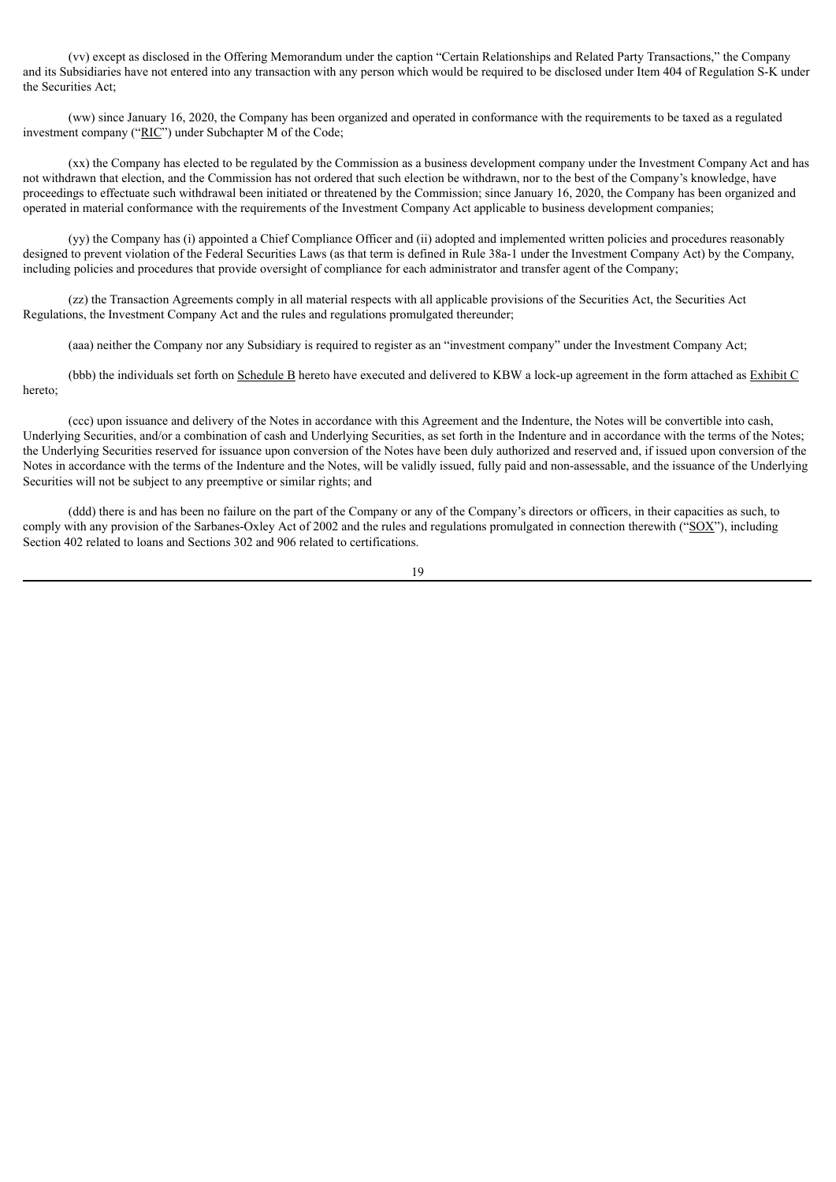(vv) except as disclosed in the Offering Memorandum under the caption "Certain Relationships and Related Party Transactions," the Company and its Subsidiaries have not entered into any transaction with any person which would be required to be disclosed under Item 404 of Regulation S-K under the Securities Act;

(ww) since January 16, 2020, the Company has been organized and operated in conformance with the requirements to be taxed as a regulated investment company ("RIC") under Subchapter M of the Code;

(xx) the Company has elected to be regulated by the Commission as a business development company under the Investment Company Act and has not withdrawn that election, and the Commission has not ordered that such election be withdrawn, nor to the best of the Company's knowledge, have proceedings to effectuate such withdrawal been initiated or threatened by the Commission; since January 16, 2020, the Company has been organized and operated in material conformance with the requirements of the Investment Company Act applicable to business development companies;

(yy) the Company has (i) appointed a Chief Compliance Officer and (ii) adopted and implemented written policies and procedures reasonably designed to prevent violation of the Federal Securities Laws (as that term is defined in Rule 38a-1 under the Investment Company Act) by the Company, including policies and procedures that provide oversight of compliance for each administrator and transfer agent of the Company;

(zz) the Transaction Agreements comply in all material respects with all applicable provisions of the Securities Act, the Securities Act Regulations, the Investment Company Act and the rules and regulations promulgated thereunder;

(aaa) neither the Company nor any Subsidiary is required to register as an "investment company" under the Investment Company Act;

(bbb) the individuals set forth on Schedule B hereto have executed and delivered to KBW a lock-up agreement in the form attached as Exhibit C hereto;

(ccc) upon issuance and delivery of the Notes in accordance with this Agreement and the Indenture, the Notes will be convertible into cash, Underlying Securities, and/or a combination of cash and Underlying Securities, as set forth in the Indenture and in accordance with the terms of the Notes; the Underlying Securities reserved for issuance upon conversion of the Notes have been duly authorized and reserved and, if issued upon conversion of the Notes in accordance with the terms of the Indenture and the Notes, will be validly issued, fully paid and non-assessable, and the issuance of the Underlying Securities will not be subject to any preemptive or similar rights; and

(ddd) there is and has been no failure on the part of the Company or any of the Company's directors or officers, in their capacities as such, to comply with any provision of the Sarbanes-Oxley Act of 2002 and the rules and regulations promulgated in connection therewith ("SOX"), including Section 402 related to loans and Sections 302 and 906 related to certifications.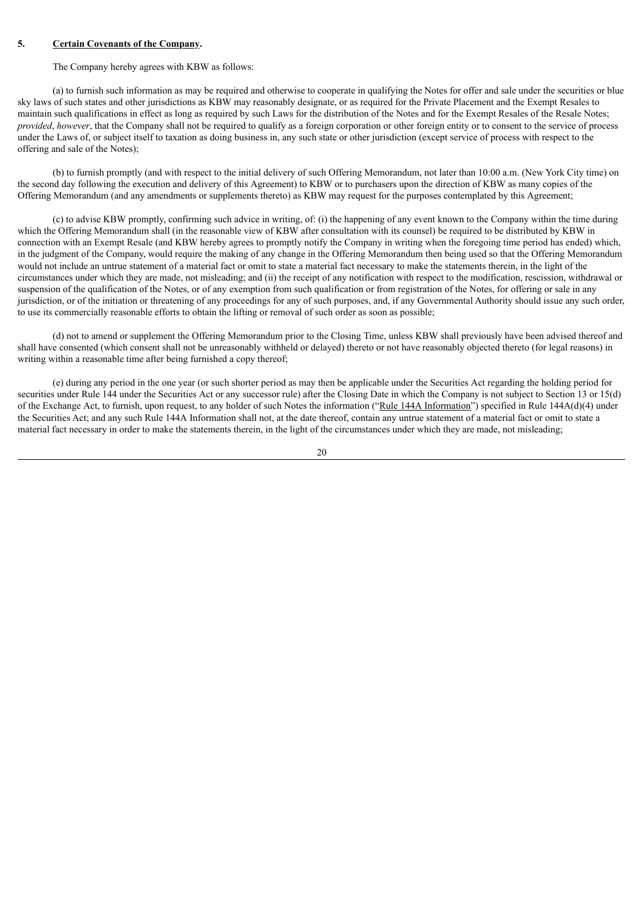**5. Certain Covenants of the Company.**

The Company hereby agrees with KBW as follows:

(a) to furnish such information as may be required and otherwise to cooperate in qualifying the Notes for offer and sale under the securities or blue sky laws of such states and other jurisdictions as KBW may reasonably designate, or as required for the Private Placement and the Exempt Resales to maintain such qualifications in effect as long as required by such Laws for the distribution of the Notes and for the Exempt Resales of the Resale Notes; *provided*, *however*, that the Company shall not be required to qualify as a foreign corporation or other foreign entity or to consent to the service of process under the Laws of, or subject itself to taxation as doing business in, any such state or other jurisdiction (except service of process with respect to the offering and sale of the Notes);

(b) to furnish promptly (and with respect to the initial delivery of such Offering Memorandum, not later than 10:00 a.m. (New York City time) on the second day following the execution and delivery of this Agreement) to KBW or to purchasers upon the direction of KBW as many copies of the Offering Memorandum (and any amendments or supplements thereto) as KBW may request for the purposes contemplated by this Agreement;

(c) to advise KBW promptly, confirming such advice in writing, of: (i) the happening of any event known to the Company within the time during which the Offering Memorandum shall (in the reasonable view of KBW after consultation with its counsel) be required to be distributed by KBW in connection with an Exempt Resale (and KBW hereby agrees to promptly notify the Company in writing when the foregoing time period has ended) which, in the judgment of the Company, would require the making of any change in the Offering Memorandum then being used so that the Offering Memorandum would not include an untrue statement of a material fact or omit to state a material fact necessary to make the statements therein, in the light of the circumstances under which they are made, not misleading; and (ii) the receipt of any notification with respect to the modification, rescission, withdrawal or suspension of the qualification of the Notes, or of any exemption from such qualification or from registration of the Notes, for offering or sale in any jurisdiction, or of the initiation or threatening of any proceedings for any of such purposes, and, if any Governmental Authority should issue any such order, to use its commercially reasonable efforts to obtain the lifting or removal of such order as soon as possible;

(d) not to amend or supplement the Offering Memorandum prior to the Closing Time, unless KBW shall previously have been advised thereof and shall have consented (which consent shall not be unreasonably withheld or delayed) thereto or not have reasonably objected thereto (for legal reasons) in writing within a reasonable time after being furnished a copy thereof;

(e) during any period in the one year (or such shorter period as may then be applicable under the Securities Act regarding the holding period for securities under Rule 144 under the Securities Act or any successor rule) after the Closing Date in which the Company is not subject to Section 13 or 15(d) of the Exchange Act, to furnish, upon request, to any holder of such Notes the information ("Rule 144A Information") specified in Rule 144A(d)(4) under the Securities Act; and any such Rule 144A Information shall not, at the date thereof, contain any untrue statement of a material fact or omit to state a material fact necessary in order to make the statements therein, in the light of the circumstances under which they are made, not misleading;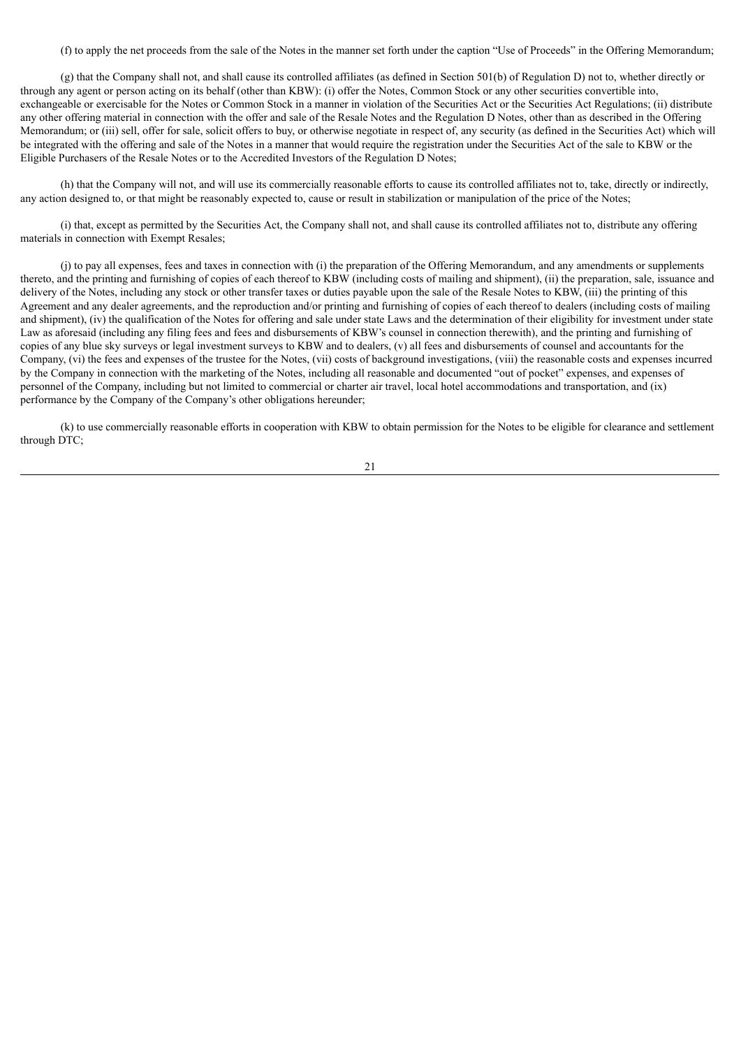(f) to apply the net proceeds from the sale of the Notes in the manner set forth under the caption "Use of Proceeds" in the Offering Memorandum;

(g) that the Company shall not, and shall cause its controlled affiliates (as defined in Section 501(b) of Regulation D) not to, whether directly or through any agent or person acting on its behalf (other than KBW): (i) offer the Notes, Common Stock or any other securities convertible into, exchangeable or exercisable for the Notes or Common Stock in a manner in violation of the Securities Act or the Securities Act Regulations; (ii) distribute any other offering material in connection with the offer and sale of the Resale Notes and the Regulation D Notes, other than as described in the Offering Memorandum; or (iii) sell, offer for sale, solicit offers to buy, or otherwise negotiate in respect of, any security (as defined in the Securities Act) which will be integrated with the offering and sale of the Notes in a manner that would require the registration under the Securities Act of the sale to KBW or the Eligible Purchasers of the Resale Notes or to the Accredited Investors of the Regulation D Notes;

(h) that the Company will not, and will use its commercially reasonable efforts to cause its controlled affiliates not to, take, directly or indirectly, any action designed to, or that might be reasonably expected to, cause or result in stabilization or manipulation of the price of the Notes;

(i) that, except as permitted by the Securities Act, the Company shall not, and shall cause its controlled affiliates not to, distribute any offering materials in connection with Exempt Resales;

(j) to pay all expenses, fees and taxes in connection with (i) the preparation of the Offering Memorandum, and any amendments or supplements thereto, and the printing and furnishing of copies of each thereof to KBW (including costs of mailing and shipment), (ii) the preparation, sale, issuance and delivery of the Notes, including any stock or other transfer taxes or duties payable upon the sale of the Resale Notes to KBW, (iii) the printing of this Agreement and any dealer agreements, and the reproduction and/or printing and furnishing of copies of each thereof to dealers (including costs of mailing and shipment), (iv) the qualification of the Notes for offering and sale under state Laws and the determination of their eligibility for investment under state Law as aforesaid (including any filing fees and fees and disbursements of KBW's counsel in connection therewith), and the printing and furnishing of copies of any blue sky surveys or legal investment surveys to KBW and to dealers, (v) all fees and disbursements of counsel and accountants for the Company, (vi) the fees and expenses of the trustee for the Notes, (vii) costs of background investigations, (viii) the reasonable costs and expenses incurred by the Company in connection with the marketing of the Notes, including all reasonable and documented "out of pocket" expenses, and expenses of personnel of the Company, including but not limited to commercial or charter air travel, local hotel accommodations and transportation, and (ix) performance by the Company of the Company's other obligations hereunder;

(k) to use commercially reasonable efforts in cooperation with KBW to obtain permission for the Notes to be eligible for clearance and settlement through DTC;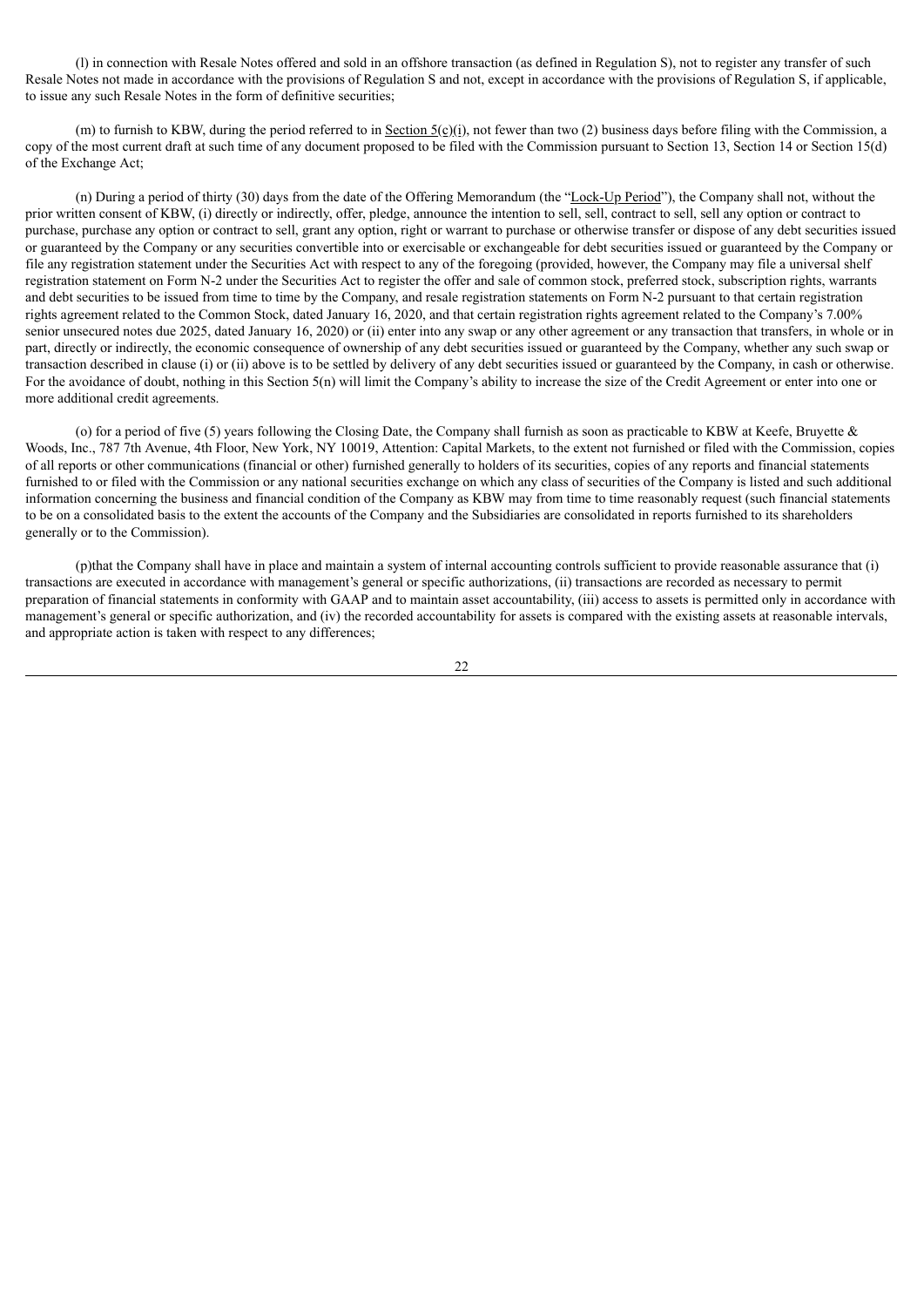(l) in connection with Resale Notes offered and sold in an offshore transaction (as defined in Regulation S), not to register any transfer of such Resale Notes not made in accordance with the provisions of Regulation S and not, except in accordance with the provisions of Regulation S, if applicable, to issue any such Resale Notes in the form of definitive securities;

(m) to furnish to KBW, during the period referred to in Section 5(c)(i), not fewer than two (2) business days before filing with the Commission, a copy of the most current draft at such time of any document proposed to be filed with the Commission pursuant to Section 13, Section 14 or Section 15(d) of the Exchange Act;

(n) During a period of thirty (30) days from the date of the Offering Memorandum (the "Lock-Up Period"), the Company shall not, without the prior written consent of KBW, (i) directly or indirectly, offer, pledge, announce the intention to sell, sell, contract to sell, sell any option or contract to purchase, purchase any option or contract to sell, grant any option, right or warrant to purchase or otherwise transfer or dispose of any debt securities issued or guaranteed by the Company or any securities convertible into or exercisable or exchangeable for debt securities issued or guaranteed by the Company or file any registration statement under the Securities Act with respect to any of the foregoing (provided, however, the Company may file a universal shelf registration statement on Form N-2 under the Securities Act to register the offer and sale of common stock, preferred stock, subscription rights, warrants and debt securities to be issued from time to time by the Company, and resale registration statements on Form N-2 pursuant to that certain registration rights agreement related to the Common Stock, dated January 16, 2020, and that certain registration rights agreement related to the Company's 7.00% senior unsecured notes due 2025, dated January 16, 2020) or (ii) enter into any swap or any other agreement or any transaction that transfers, in whole or in part, directly or indirectly, the economic consequence of ownership of any debt securities issued or guaranteed by the Company, whether any such swap or transaction described in clause (i) or (ii) above is to be settled by delivery of any debt securities issued or guaranteed by the Company, in cash or otherwise. For the avoidance of doubt, nothing in this Section 5(n) will limit the Company's ability to increase the size of the Credit Agreement or enter into one or more additional credit agreements.

(o) for a period of five (5) years following the Closing Date, the Company shall furnish as soon as practicable to KBW at Keefe, Bruyette & Woods, Inc., 787 7th Avenue, 4th Floor, New York, NY 10019, Attention: Capital Markets, to the extent not furnished or filed with the Commission, copies of all reports or other communications (financial or other) furnished generally to holders of its securities, copies of any reports and financial statements furnished to or filed with the Commission or any national securities exchange on which any class of securities of the Company is listed and such additional information concerning the business and financial condition of the Company as KBW may from time to time reasonably request (such financial statements to be on a consolidated basis to the extent the accounts of the Company and the Subsidiaries are consolidated in reports furnished to its shareholders generally or to the Commission).

(p)that the Company shall have in place and maintain a system of internal accounting controls sufficient to provide reasonable assurance that (i) transactions are executed in accordance with management's general or specific authorizations, (ii) transactions are recorded as necessary to permit preparation of financial statements in conformity with GAAP and to maintain asset accountability, (iii) access to assets is permitted only in accordance with management's general or specific authorization, and (iv) the recorded accountability for assets is compared with the existing assets at reasonable intervals, and appropriate action is taken with respect to any differences;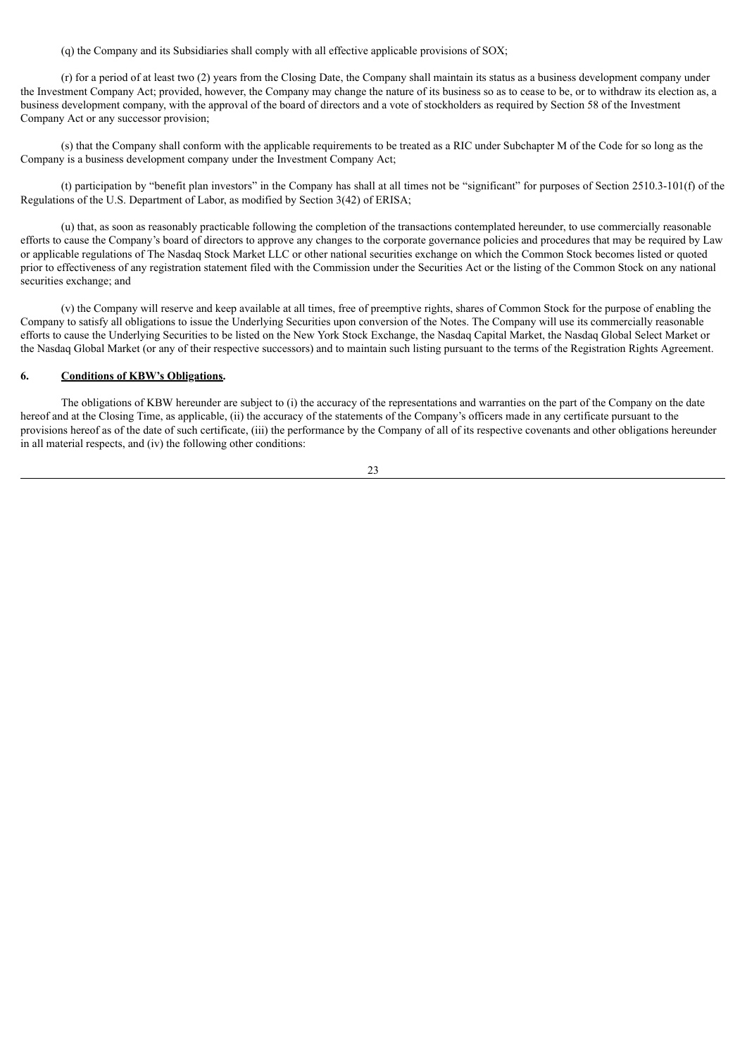(q) the Company and its Subsidiaries shall comply with all effective applicable provisions of SOX;

(r) for a period of at least two (2) years from the Closing Date, the Company shall maintain its status as a business development company under the Investment Company Act; provided, however, the Company may change the nature of its business so as to cease to be, or to withdraw its election as, a business development company, with the approval of the board of directors and a vote of stockholders as required by Section 58 of the Investment Company Act or any successor provision;

(s) that the Company shall conform with the applicable requirements to be treated as a RIC under Subchapter M of the Code for so long as the Company is a business development company under the Investment Company Act;

(t) participation by "benefit plan investors" in the Company has shall at all times not be "significant" for purposes of Section 2510.3-101(f) of the Regulations of the U.S. Department of Labor, as modified by Section 3(42) of ERISA;

(u) that, as soon as reasonably practicable following the completion of the transactions contemplated hereunder, to use commercially reasonable efforts to cause the Company's board of directors to approve any changes to the corporate governance policies and procedures that may be required by Law or applicable regulations of The Nasdaq Stock Market LLC or other national securities exchange on which the Common Stock becomes listed or quoted prior to effectiveness of any registration statement filed with the Commission under the Securities Act or the listing of the Common Stock on any national securities exchange; and

(v) the Company will reserve and keep available at all times, free of preemptive rights, shares of Common Stock for the purpose of enabling the Company to satisfy all obligations to issue the Underlying Securities upon conversion of the Notes. The Company will use its commercially reasonable efforts to cause the Underlying Securities to be listed on the New York Stock Exchange, the Nasdaq Capital Market, the Nasdaq Global Select Market or the Nasdaq Global Market (or any of their respective successors) and to maintain such listing pursuant to the terms of the Registration Rights Agreement.

**6. <u>Conditions of KBW's Obligations</u>.**

The obligations of KBW hereunder are subject to (i) the accuracy of the representations and warranties on the part of the Company on the date hereof and at the Closing Time, as applicable, (ii) the accuracy of the statements of the Company's officers made in any certificate pursuant to the provisions hereof as of the date of such certificate, (iii) the performance by the Company of all of its respective covenants and other obligations hereunder in all material respects, and (iv) the following other conditions: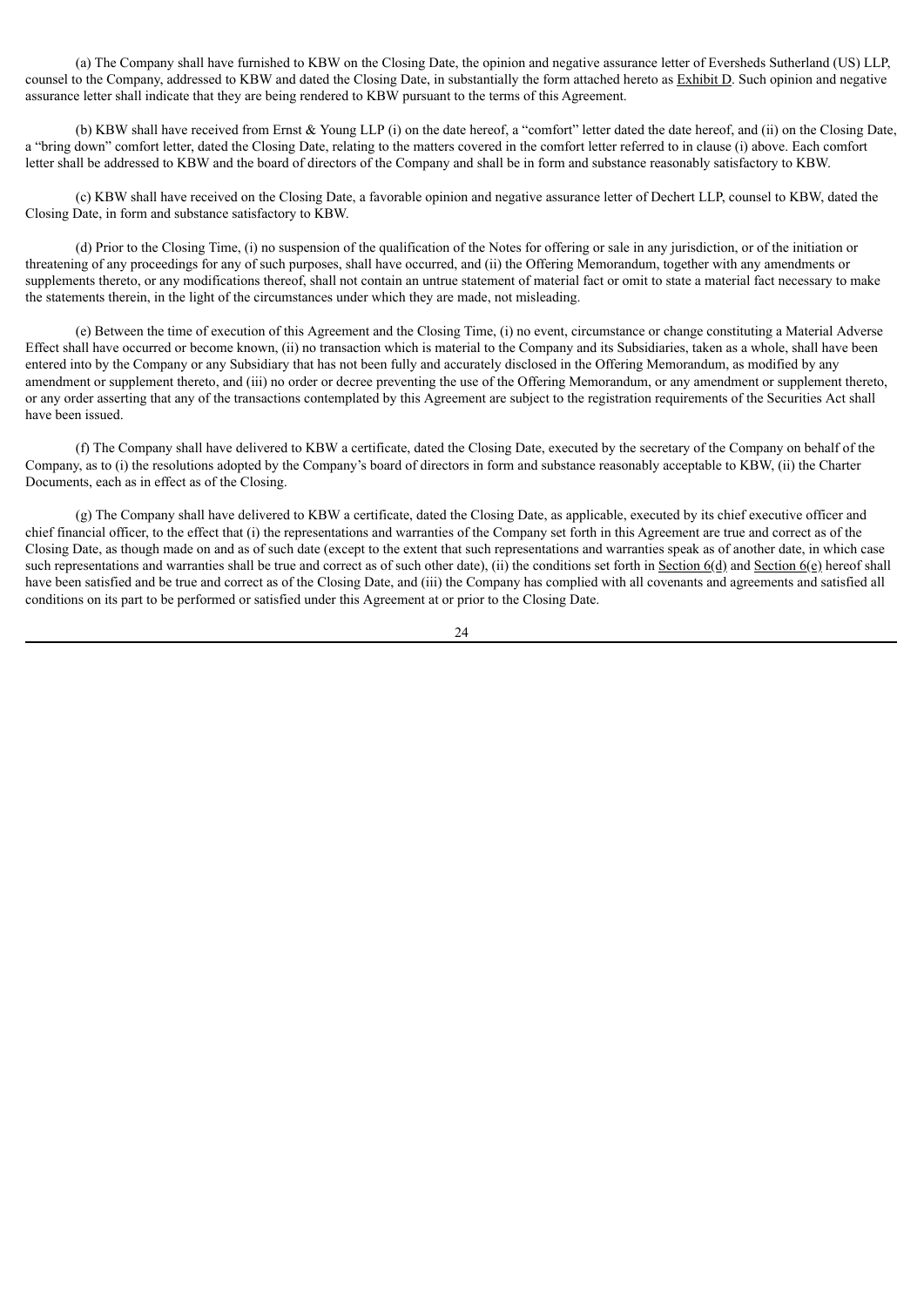(a) The Company shall have furnished to KBW on the Closing Date, the opinion and negative assurance letter of Eversheds Sutherland (US) LLP, counsel to the Company, addressed to KBW and dated the Closing Date, in substantially the form attached hereto as Exhibit D. Such opinion and negative assurance letter shall indicate that they are being rendered to KBW pursuant to the terms of this Agreement.

(b) KBW shall have received from Ernst & Young LLP (i) on the date hereof, a "comfort" letter dated the date hereof, and (ii) on the Closing Date, a "bring down" comfort letter, dated the Closing Date, relating to the matters covered in the comfort letter referred to in clause (i) above. Each comfort letter shall be addressed to KBW and the board of directors of the Company and shall be in form and substance reasonably satisfactory to KBW.

(c) KBW shall have received on the Closing Date, a favorable opinion and negative assurance letter of Dechert LLP, counsel to KBW, dated the Closing Date, in form and substance satisfactory to KBW.

(d) Prior to the Closing Time, (i) no suspension of the qualification of the Notes for offering or sale in any jurisdiction, or of the initiation or threatening of any proceedings for any of such purposes, shall have occurred, and (ii) the Offering Memorandum, together with any amendments or supplements thereto, or any modifications thereof, shall not contain an untrue statement of material fact or omit to state a material fact necessary to make the statements therein, in the light of the circumstances under which they are made, not misleading.

(e) Between the time of execution of this Agreement and the Closing Time, (i) no event, circumstance or change constituting a Material Adverse Effect shall have occurred or become known, (ii) no transaction which is material to the Company and its Subsidiaries, taken as a whole, shall have been entered into by the Company or any Subsidiary that has not been fully and accurately disclosed in the Offering Memorandum, as modified by any amendment or supplement thereto, and (iii) no order or decree preventing the use of the Offering Memorandum, or any amendment or supplement thereto, or any order asserting that any of the transactions contemplated by this Agreement are subject to the registration requirements of the Securities Act shall have been issued.

(f) The Company shall have delivered to KBW a certificate, dated the Closing Date, executed by the secretary of the Company on behalf of the Company, as to (i) the resolutions adopted by the Company's board of directors in form and substance reasonably acceptable to KBW, (ii) the Charter Documents, each as in effect as of the Closing.

(g) The Company shall have delivered to KBW a certificate, dated the Closing Date, as applicable, executed by its chief executive officer and chief financial officer, to the effect that (i) the representations and warranties of the Company set forth in this Agreement are true and correct as of the Closing Date, as though made on and as of such date (except to the extent that such representations and warranties speak as of another date, in which case such representations and warranties shall be true and correct as of such other date), (ii) the conditions set forth in Section 6(d) and Section 6(e) hereof shall have been satisfied and be true and correct as of the Closing Date, and (iii) the Company has complied with all covenants and agreements and satisfied all conditions on its part to be performed or satisfied under this Agreement at or prior to the Closing Date.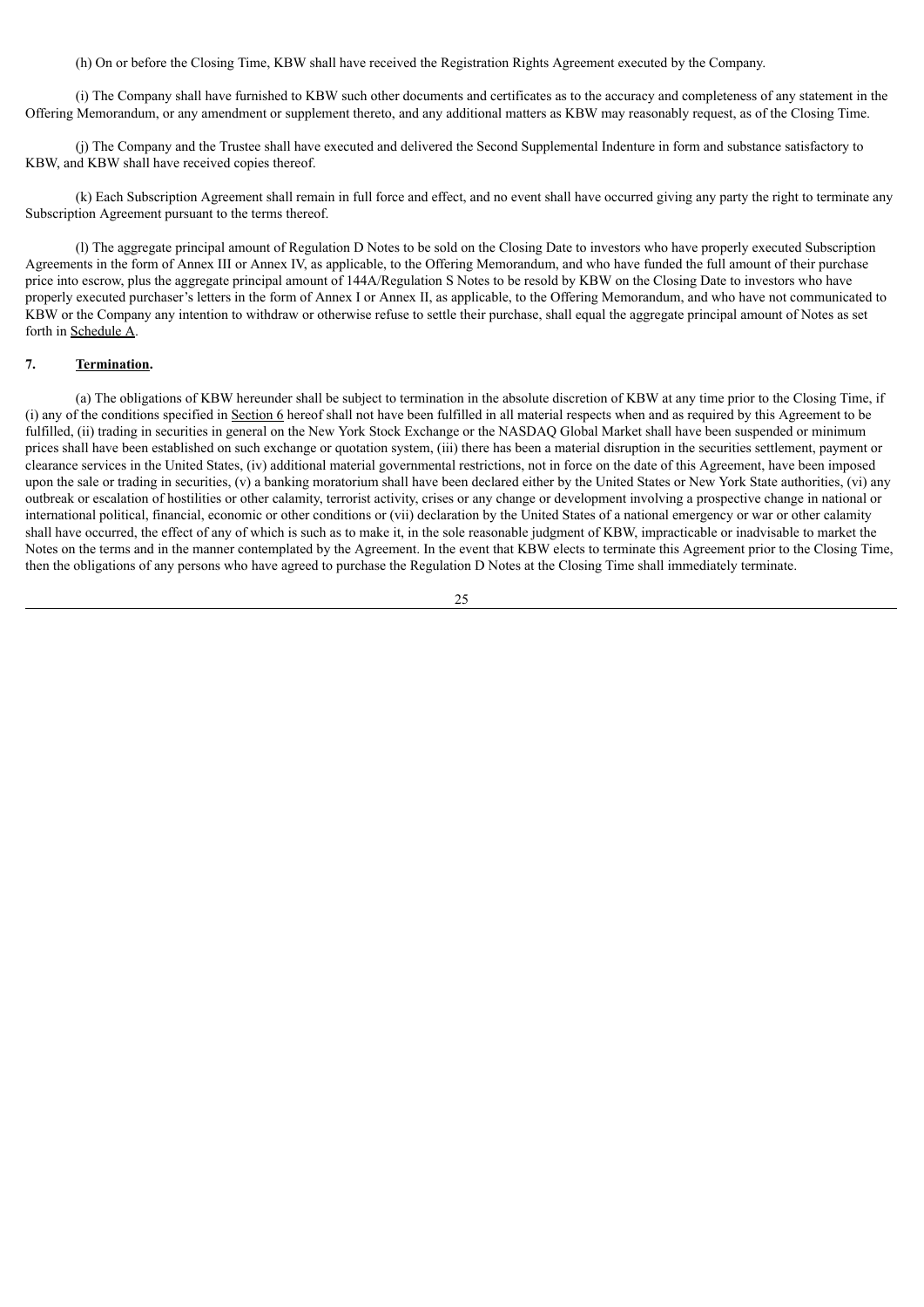(h) On or before the Closing Time, KBW shall have received the Registration Rights Agreement executed by the Company.

(i) The Company shall have furnished to KBW such other documents and certificates as to the accuracy and completeness of any statement in the Offering Memorandum, or any amendment or supplement thereto, and any additional matters as KBW may reasonably request, as of the Closing Time.

(j) The Company and the Trustee shall have executed and delivered the Second Supplemental Indenture in form and substance satisfactory to KBW, and KBW shall have received copies thereof.

(k) Each Subscription Agreement shall remain in full force and effect, and no event shall have occurred giving any party the right to terminate any Subscription Agreement pursuant to the terms thereof.

(l) The aggregate principal amount of Regulation D Notes to be sold on the Closing Date to investors who have properly executed Subscription Agreements in the form of Annex III or Annex IV, as applicable, to the Offering Memorandum, and who have funded the full amount of their purchase price into escrow, plus the aggregate principal amount of 144A/Regulation S Notes to be resold by KBW on the Closing Date to investors who have properly executed purchaser's letters in the form of Annex I or Annex II, as applicable, to the Offering Memorandum, and who have not communicated to KBW or the Company any intention to withdraw or otherwise refuse to settle their purchase, shall equal the aggregate principal amount of Notes as set forth in Schedule A.

## 7. **Termination.**

(a) The obligations of KBW hereunder shall be subject to termination in the absolute discretion of KBW at any time prior to the Closing Time, if (i) any of the conditions specified in Section 6 hereof shall not have been fulfilled in all material respects when and as required by this Agreement to be fulfilled, (ii) trading in securities in general on the New York Stock Exchange or the NASDAQ Global Market shall have been suspended or minimum prices shall have been established on such exchange or quotation system, (iii) there has been a material disruption in the securities settlement, payment or clearance services in the United States, (iv) additional material governmental restrictions, not in force on the date of this Agreement, have been imposed upon the sale or trading in securities, (v) a banking moratorium shall have been declared either by the United States or New York State authorities, (vi) any outbreak or escalation of hostilities or other calamity, terrorist activity, crises or any change or development involving a prospective change in national or international political, financial, economic or other conditions or (vii) declaration by the United States of a national emergency or war or other calamity shall have occurred, the effect of any of which is such as to make it, in the sole reasonable judgment of KBW, impracticable or inadvisable to market the Notes on the terms and in the manner contemplated by the Agreement. In the event that KBW elects to terminate this Agreement prior to the Closing Time, then the obligations of any persons who have agreed to purchase the Regulation D Notes at the Closing Time shall immediately terminate.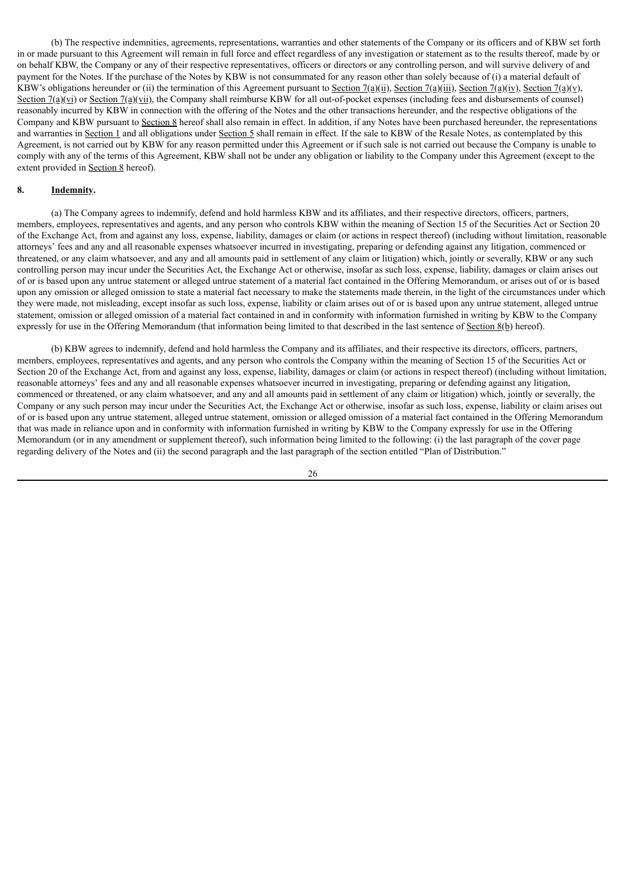(b) The respective indemnities, agreements, representations, warranties and other statements of the Company or its officers and of KBW set forth in or made pursuant to this Agreement will remain in full force and effect regardless of any investigation or statement as to the results thereof, made by or on behalf KBW, the Company or any of their respective representatives, officers or directors or any controlling person, and will survive delivery of and payment for the Notes. If the purchase of the Notes by KBW is not consummated for any reason other than solely because of (i) a material default of KBW's obligations hereunder or (ii) the termination of this Agreement pursuant to Section 7(a)(ii), Section 7(a)(iii), Section 7(a)(iv), Section 7(a)(v), Section 7(a)(vi) or Section 7(a)(vii), the Company shall reimburse KBW for all out-of-pocket expenses (including fees and disbursements of counsel) reasonably incurred by KBW in connection with the offering of the Notes and the other transactions hereunder, and the respective obligations of the Company and KBW pursuant to Section 8 hereof shall also remain in effect. In addition, if any Notes have been purchased hereunder, the representations and warranties in Section 1 and all obligations under Section 5 shall remain in effect. If the sale to KBW of the Resale Notes, as contemplated by this Agreement, is not carried out by KBW for any reason permitted under this Agreement or if such sale is not carried out because the Company is unable to comply with any of the terms of this Agreement, KBW shall not be under any obligation or liability to the Company under this Agreement (except to the extent provided in Section 8 hereof).

## 8. Indemnity.

(a) The Company agrees to indemnify, defend and hold harmless KBW and its affiliates, and their respective directors, officers, partners, members, employees, representatives and agents, and any person who controls KBW within the meaning of Section 15 of the Securities Act or Section 20 of the Exchange Act, from and against any loss, expense, liability, damages or claim (or actions in respect thereof) (including without limitation, reasonable attorneys' fees and any and all reasonable expenses whatsoever incurred in investigating, preparing or defending against any litigation, commenced or threatened, or any claim whatsoever, and any and all amounts paid in settlement of any claim or litigation) which, jointly or severally, KBW or any such controlling person may incur under the Securities Act, the Exchange Act or otherwise, insofar as such loss, expense, liability, damages or claim arises out of or is based upon any untrue statement or alleged untrue statement of a material fact contained in the Offering Memorandum, or arises out of or is based upon any omission or alleged omission to state a material fact necessary to make the statements made therein, in the light of the circumstances under which they were made, not misleading, except insofar as such loss, expense, liability or claim arises out of or is based upon any untrue statement, alleged untrue statement, omission or alleged omission of a material fact contained in and in conformity with information furnished in writing by KBW to the Company expressly for use in the Offering Memorandum (that information being limited to that described in the last sentence of Section 8(b) hereof).

(b) KBW agrees to indemnify, defend and hold harmless the Company and its affiliates, and their respective its directors, officers, partners, members, employees, representatives and agents, and any person who controls the Company within the meaning of Section 15 of the Securities Act or Section 20 of the Exchange Act, from and against any loss, expense, liability, damages or claim (or actions in respect thereof) (including without limitation, reasonable attorneys' fees and any and all reasonable expenses whatsoever incurred in investigating, preparing or defending against any litigation, commenced or threatened, or any claim whatsoever, and any and all amounts paid in settlement of any claim or litigation) which, jointly or severally, the Company or any such person may incur under the Securities Act, the Exchange Act or otherwise, insofar as such loss, expense, liability or claim arises out of or is based upon any untrue statement, alleged untrue statement, omission or alleged omission of a material fact contained in the Offering Memorandum that was made in reliance upon and in conformity with information furnished in writing by KBW to the Company expressly for use in the Offering Memorandum (or in any amendment or supplement thereof), such information being limited to the following: (i) the last paragraph of the cover page regarding delivery of the Notes and (ii) the second paragraph and the last paragraph of the section entitled "Plan of Distribution."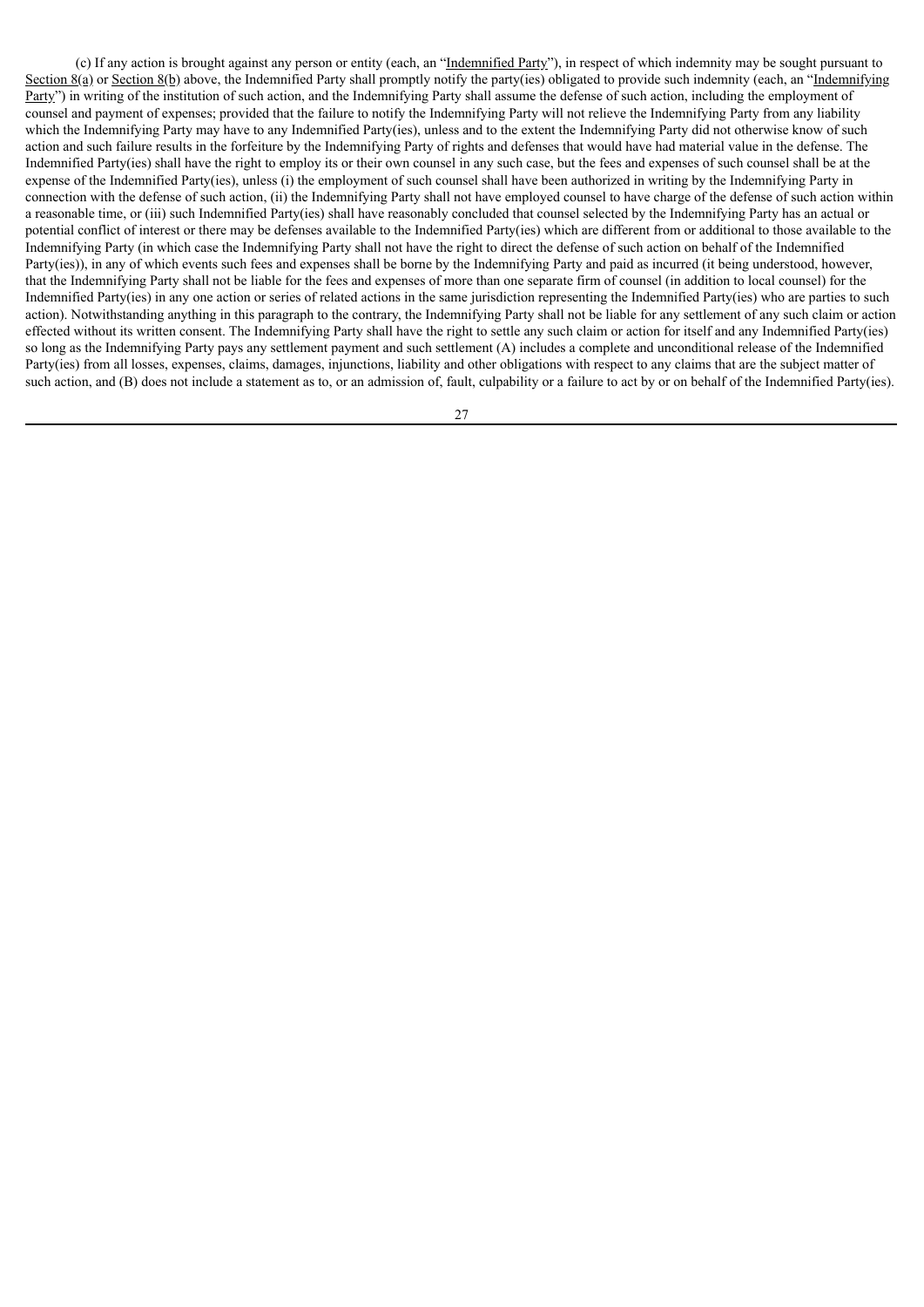(c) If any action is brought against any person or entity (each, an "Indemnified Party"), in respect of which indemnity may be sought pursuant to Section 8(a) or Section 8(b) above, the Indemnified Party shall promptly notify the party(ies) obligated to provide such indemnity (each, an "Indemnifying Party") in writing of the institution of such action, and the Indemnifying Party shall assume the defense of such action, including the employment of counsel and payment of expenses; provided that the failure to notify the Indemnifying Party will not relieve the Indemnifying Party from any liability which the Indemnifying Party may have to any Indemnified Party(ies), unless and to the extent the Indemnifying Party did not otherwise know of such action and such failure results in the forfeiture by the Indemnifying Party of rights and defenses that would have had material value in the defense. The Indemnified Party(ies) shall have the right to employ its or their own counsel in any such case, but the fees and expenses of such counsel shall be at the expense of the Indemnified Party(ies), unless (i) the employment of such counsel shall have been authorized in writing by the Indemnifying Party in connection with the defense of such action, (ii) the Indemnifying Party shall not have employed counsel to have charge of the defense of such action within a reasonable time, or (iii) such Indemnified Party(ies) shall have reasonably concluded that counsel selected by the Indemnifying Party has an actual or potential conflict of interest or there may be defenses available to the Indemnified Party(ies) which are different from or additional to those available to the Indemnifying Party (in which case the Indemnifying Party shall not have the right to direct the defense of such action on behalf of the Indemnified Party(ies)), in any of which events such fees and expenses shall be borne by the Indemnifying Party and paid as incurred (it being understood, however, that the Indemnifying Party shall not be liable for the fees and expenses of more than one separate firm of counsel (in addition to local counsel) for the Indemnified Party(ies) in any one action or series of related actions in the same jurisdiction representing the Indemnified Party(ies) who are parties to such action). Notwithstanding anything in this paragraph to the contrary, the Indemnifying Party shall not be liable for any settlement of any such claim or action effected without its written consent. The Indemnifying Party shall have the right to settle any such claim or action for itself and any Indemnified Party(ies) so long as the Indemnifying Party pays any settlement payment and such settlement (A) includes a complete and unconditional release of the Indemnified Party(ies) from all losses, expenses, claims, damages, injunctions, liability and other obligations with respect to any claims that are the subject matter of such action, and (B) does not include a statement as to, or an admission of, fault, culpability or a failure to act by or on behalf of the Indemnified Party(ies).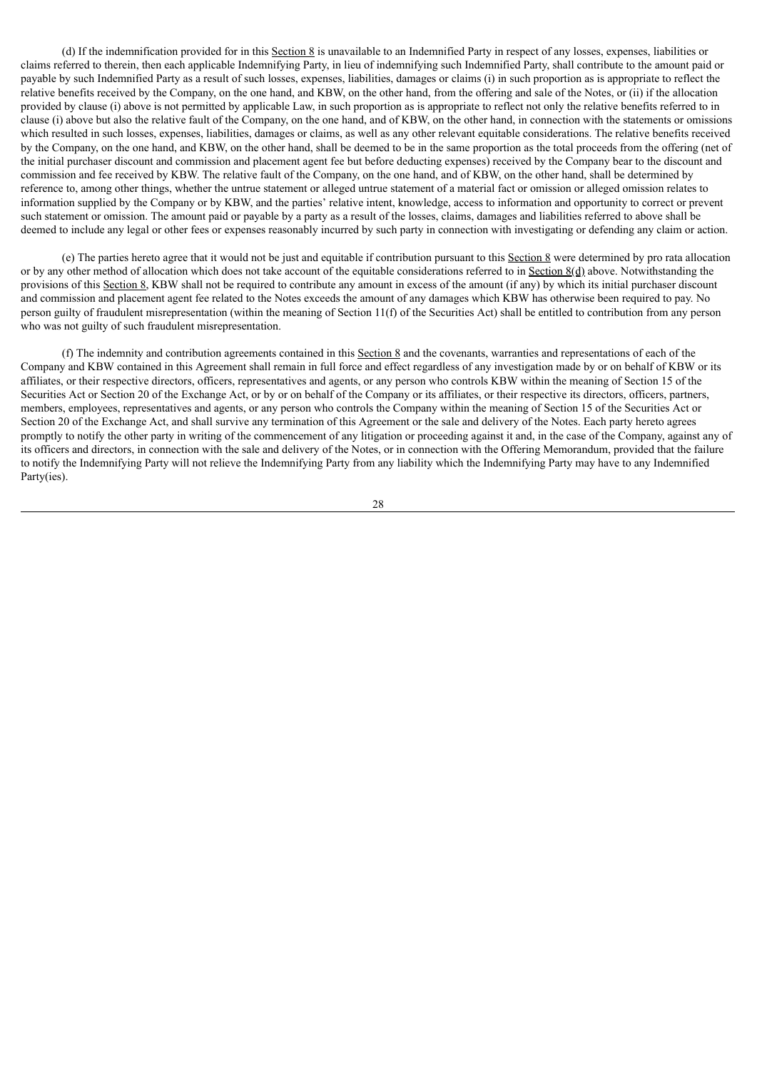(d) If the indemnification provided for in this Section 8 is unavailable to an Indemnified Party in respect of any losses, expenses, liabilities or claims referred to therein, then each applicable Indemnifying Party, in lieu of indemnifying such Indemnified Party, shall contribute to the amount paid or payable by such Indemnified Party as a result of such losses, expenses, liabilities, damages or claims (i) in such proportion as is appropriate to reflect the relative benefits received by the Company, on the one hand, and KBW, on the other hand, from the offering and sale of the Notes, or (ii) if the allocation provided by clause (i) above is not permitted by applicable Law, in such proportion as is appropriate to reflect not only the relative benefits referred to in clause (i) above but also the relative fault of the Company, on the one hand, and of KBW, on the other hand, in connection with the statements or omissions which resulted in such losses, expenses, liabilities, damages or claims, as well as any other relevant equitable considerations. The relative benefits received by the Company, on the one hand, and KBW, on the other hand, shall be deemed to be in the same proportion as the total proceeds from the offering (net of the initial purchaser discount and commission and placement agent fee but before deducting expenses) received by the Company bear to the discount and commission and fee received by KBW. The relative fault of the Company, on the one hand, and of KBW, on the other hand, shall be determined by reference to, among other things, whether the untrue statement or alleged untrue statement of a material fact or omission or alleged omission relates to information supplied by the Company or by KBW, and the parties' relative intent, knowledge, access to information and opportunity to correct or prevent such statement or omission. The amount paid or payable by a party as a result of the losses, claims, damages and liabilities referred to above shall be deemed to include any legal or other fees or expenses reasonably incurred by such party in connection with investigating or defending any claim or action.

(e) The parties hereto agree that it would not be just and equitable if contribution pursuant to this Section 8 were determined by pro rata allocation or by any other method of allocation which does not take account of the equitable considerations referred to in Section 8(d) above. Notwithstanding the provisions of this Section 8, KBW shall not be required to contribute any amount in excess of the amount (if any) by which its initial purchaser discount and commission and placement agent fee related to the Notes exceeds the amount of any damages which KBW has otherwise been required to pay. No person guilty of fraudulent misrepresentation (within the meaning of Section 11(f) of the Securities Act) shall be entitled to contribution from any person who was not guilty of such fraudulent misrepresentation.

(f) The indemnity and contribution agreements contained in this Section 8 and the covenants, warranties and representations of each of the Company and KBW contained in this Agreement shall remain in full force and effect regardless of any investigation made by or on behalf of KBW or its affiliates, or their respective directors, officers, representatives and agents, or any person who controls KBW within the meaning of Section 15 of the Securities Act or Section 20 of the Exchange Act, or by or on behalf of the Company or its affiliates, or their respective its directors, officers, partners, members, employees, representatives and agents, or any person who controls the Company within the meaning of Section 15 of the Securities Act or Section 20 of the Exchange Act, and shall survive any termination of this Agreement or the sale and delivery of the Notes. Each party hereto agrees promptly to notify the other party in writing of the commencement of any litigation or proceeding against it and, in the case of the Company, against any of its officers and directors, in connection with the sale and delivery of the Notes, or in connection with the Offering Memorandum, provided that the failure to notify the Indemnifying Party will not relieve the Indemnifying Party from any liability which the Indemnifying Party may have to any Indemnified Party(ies).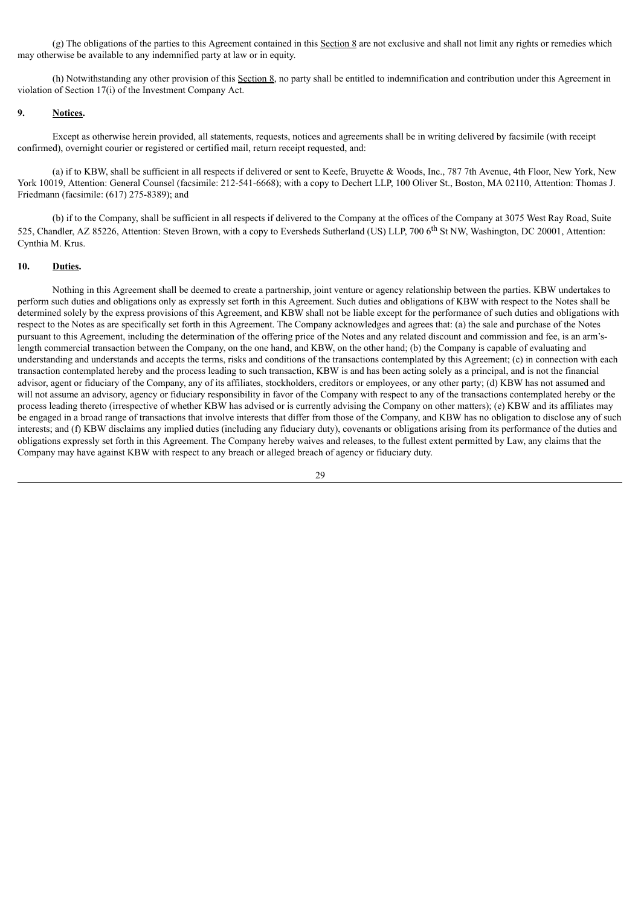(g) The obligations of the parties to this Agreement contained in this Section 8 are not exclusive and shall not limit any rights or remedies which may otherwise be available to any indemnified party at law or in equity.

(h) Notwithstanding any other provision of this Section 8, no party shall be entitled to indemnification and contribution under this Agreement in violation of Section 17(i) of the Investment Company Act.

**9. Notices.**

Except as otherwise herein provided, all statements, requests, notices and agreements shall be in writing delivered by facsimile (with receipt confirmed), overnight courier or registered or certified mail, return receipt requested, and:

(a) if to KBW, shall be sufficient in all respects if delivered or sent to Keefe, Bruyette & Woods, Inc., 787 7th Avenue, 4th Floor, New York, New York 10019, Attention: General Counsel (facsimile: 212-541-6668); with a copy to Dechert LLP, 100 Oliver St., Boston, MA 02110, Attention: Thomas J. Friedmann (facsimile: (617) 275-8389); and

(b) if to the Company, shall be sufficient in all respects if delivered to the Company at the offices of the Company at 3075 West Ray Road, Suite 525, Chandler, AZ 85226, Attention: Steven Brown, with a copy to Eversheds Sutherland (US) LLP, 700 6th St NW, Washington, DC 20001, Attention: Cynthia M. Krus.

**10. Duties.**

Nothing in this Agreement shall be deemed to create a partnership, joint venture or agency relationship between the parties. KBW undertakes to perform such duties and obligations only as expressly set forth in this Agreement. Such duties and obligations of KBW with respect to the Notes shall be determined solely by the express provisions of this Agreement, and KBW shall not be liable except for the performance of such duties and obligations with respect to the Notes as are specifically set forth in this Agreement. The Company acknowledges and agrees that: (a) the sale and purchase of the Notes pursuant to this Agreement, including the determination of the offering price of the Notes and any related discount and commission and fee, is an arm's-length commercial transaction between the Company, on the one hand, and KBW, on the other hand; (b) the Company is capable of evaluating and understanding and understands and accepts the terms, risks and conditions of the transactions contemplated by this Agreement; (c) in connection with each transaction contemplated hereby and the process leading to such transaction, KBW is and has been acting solely as a principal, and is not the financial advisor, agent or fiduciary of the Company, any of its affiliates, stockholders, creditors or employees, or any other party; (d) KBW has not assumed and will not assume an advisory, agency or fiduciary responsibility in favor of the Company with respect to any of the transactions contemplated hereby or the process leading thereto (irrespective of whether KBW has advised or is currently advising the Company on other matters); (e) KBW and its affiliates may be engaged in a broad range of transactions that involve interests that differ from those of the Company, and KBW has no obligation to disclose any of such interests; and (f) KBW disclaims any implied duties (including any fiduciary duty), covenants or obligations arising from its performance of the duties and obligations expressly set forth in this Agreement. The Company hereby waives and releases, to the fullest extent permitted by Law, any claims that the Company may have against KBW with respect to any breach or alleged breach of agency or fiduciary duty.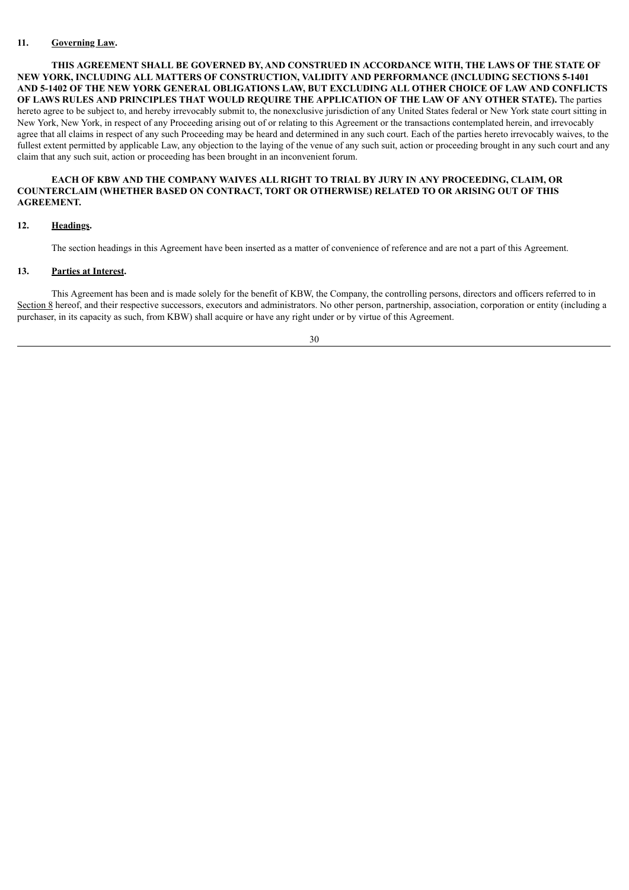## 11. Governing Law.

**THIS AGREEMENT SHALL BE GOVERNED BY, AND CONSTRUED IN ACCORDANCE WITH, THE LAWS OF THE STATE OF NEW YORK, INCLUDING ALL MATTERS OF CONSTRUCTION, VALIDITY AND PERFORMANCE (INCLUDING SECTIONS 5-1401 AND 5-1402 OF THE NEW YORK GENERAL OBLIGATIONS LAW, BUT EXCLUDING ALL OTHER CHOICE OF LAW AND CONFLICTS OF LAWS RULES AND PRINCIPLES THAT WOULD REQUIRE THE APPLICATION OF THE LAW OF ANY OTHER STATE).** The parties hereto agree to be subject to, and hereby irrevocably submit to, the nonexclusive jurisdiction of any United States federal or New York state court sitting in New York, New York, in respect of any Proceeding arising out of or relating to this Agreement or the transactions contemplated herein, and irrevocably agree that all claims in respect of any such Proceeding may be heard and determined in any such court. Each of the parties hereto irrevocably waives, to the fullest extent permitted by applicable Law, any objection to the laying of the venue of any such suit, action or proceeding brought in any such court and any claim that any such suit, action or proceeding has been brought in an inconvenient forum.

**EACH OF KBW AND THE COMPANY WAIVES ALL RIGHT TO TRIAL BY JURY IN ANY PROCEEDING, CLAIM, OR COUNTERCLAIM (WHETHER BASED ON CONTRACT, TORT OR OTHERWISE) RELATED TO OR ARISING OUT OF THIS AGREEMENT.**

## 12. Headings.

The section headings in this Agreement have been inserted as a matter of convenience of reference and are not a part of this Agreement.

## 13. Parties at Interest.

This Agreement has been and is made solely for the benefit of KBW, the Company, the controlling persons, directors and officers referred to in Section 8 hereof, and their respective successors, executors and administrators. No other person, partnership, association, corporation or entity (including a purchaser, in its capacity as such, from KBW) shall acquire or have any right under or by virtue of this Agreement.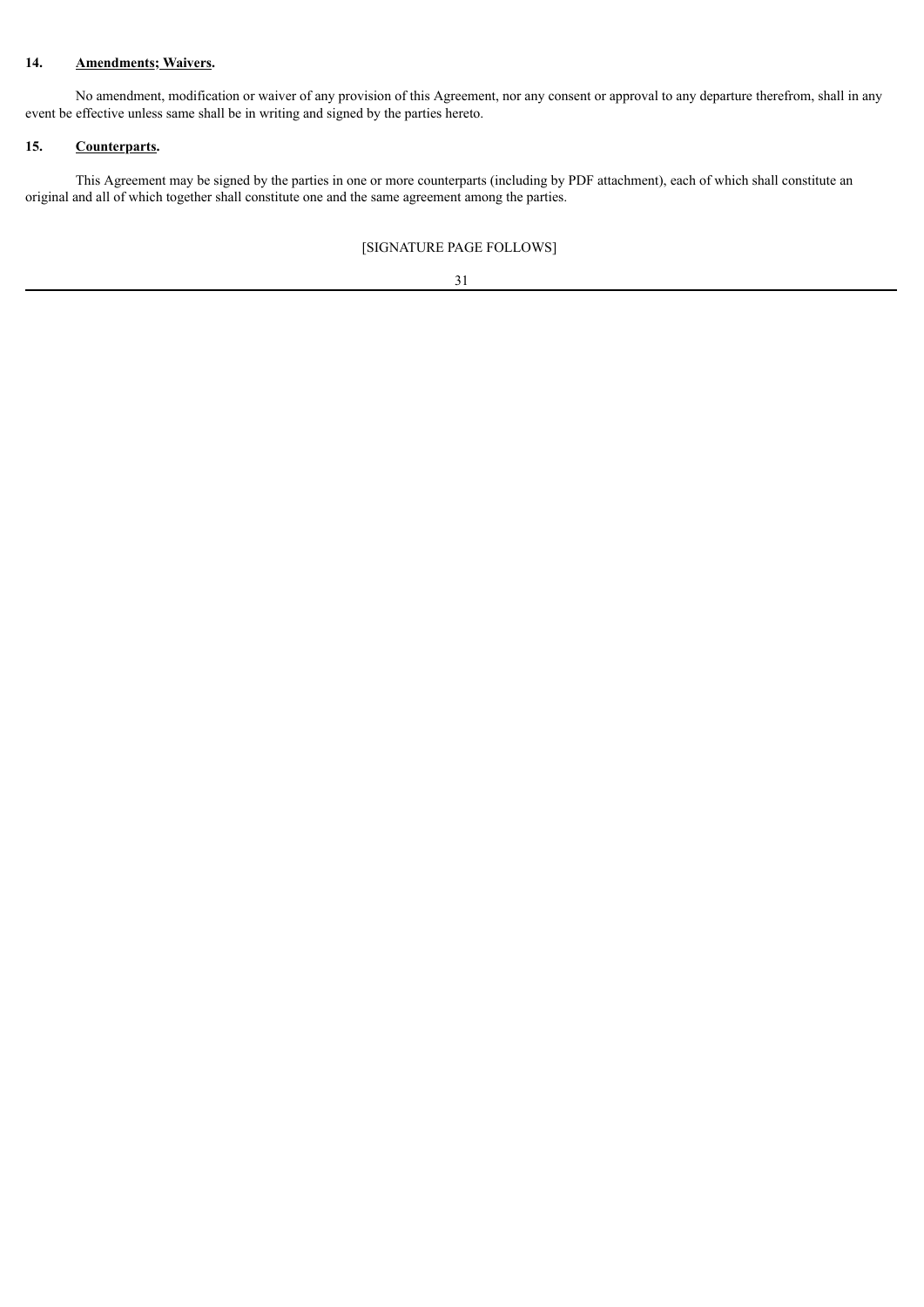**14. <u>Amendments; Waivers</u>.**

No amendment, modification or waiver of any provision of this Agreement, nor any consent or approval to any departure therefrom, shall in any event be effective unless same shall be in writing and signed by the parties hereto.

**15. <u>Counterparts</u>.**

This Agreement may be signed by the parties in one or more counterparts (including by PDF attachment), each of which shall constitute an original and all of which together shall constitute one and the same agreement among the parties.

[SIGNATURE PAGE FOLLOWS]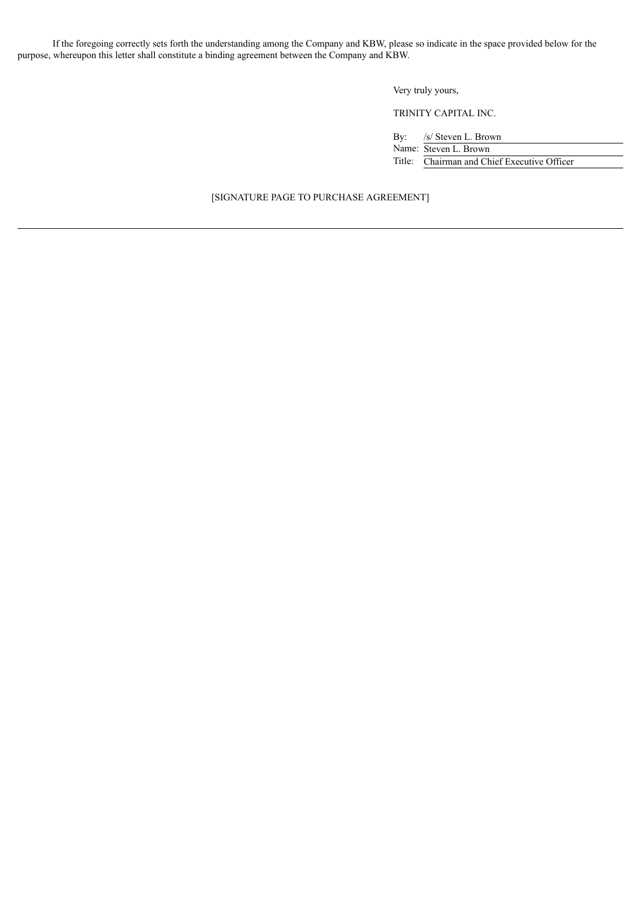If the foregoing correctly sets forth the understanding among the Company and KBW, please so indicate in the space provided below for the purpose, whereupon this letter shall constitute a binding agreement between the Company and KBW.

Very truly yours,

TRINITY CAPITAL INC.

By: /s/ Steven L. Brown
Name: Steven L. Brown
Title: Chairman and Chief Executive Officer

[SIGNATURE PAGE TO PURCHASE AGREEMENT]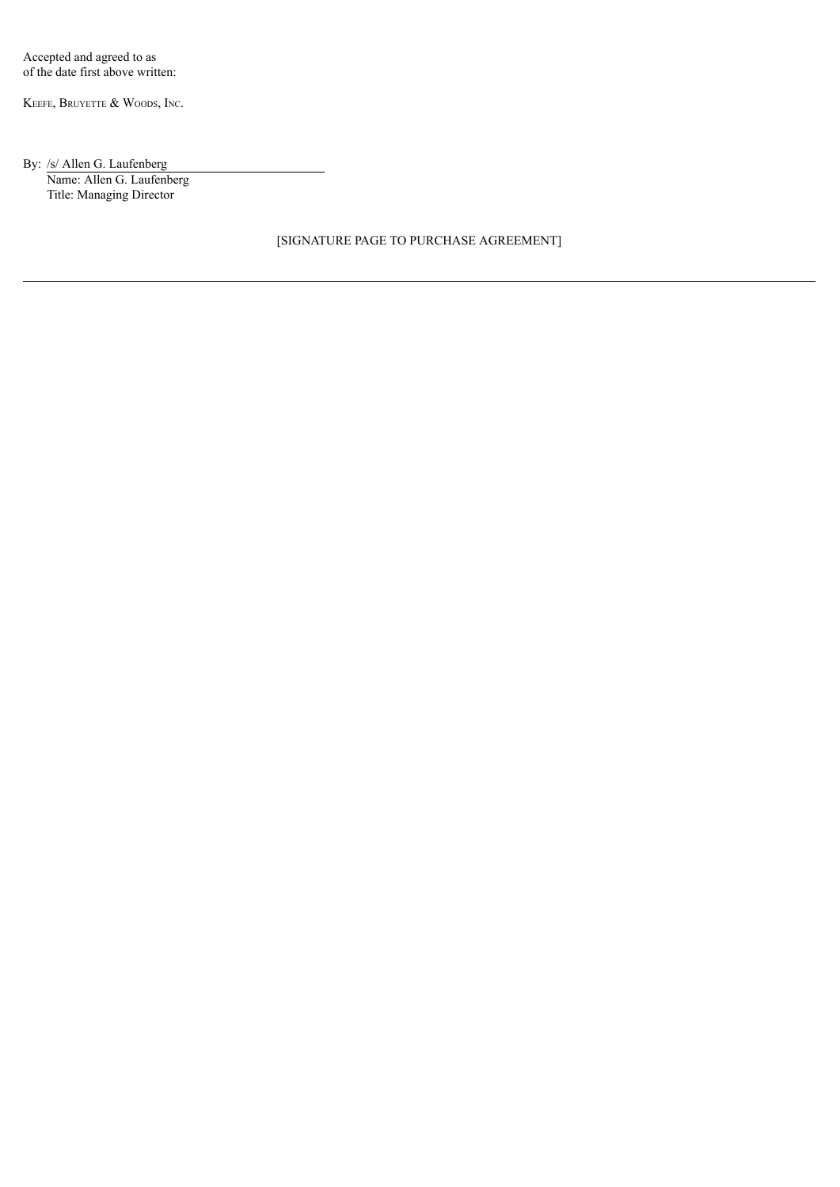Accepted and agreed to as
of the date first above written:

KEEFE, BRUYETTE & WOODS, INC.

By: /s/ Allen G. Laufenberg
Name: Allen G. Laufenberg
Title: Managing Director

[SIGNATURE PAGE TO PURCHASE AGREEMENT]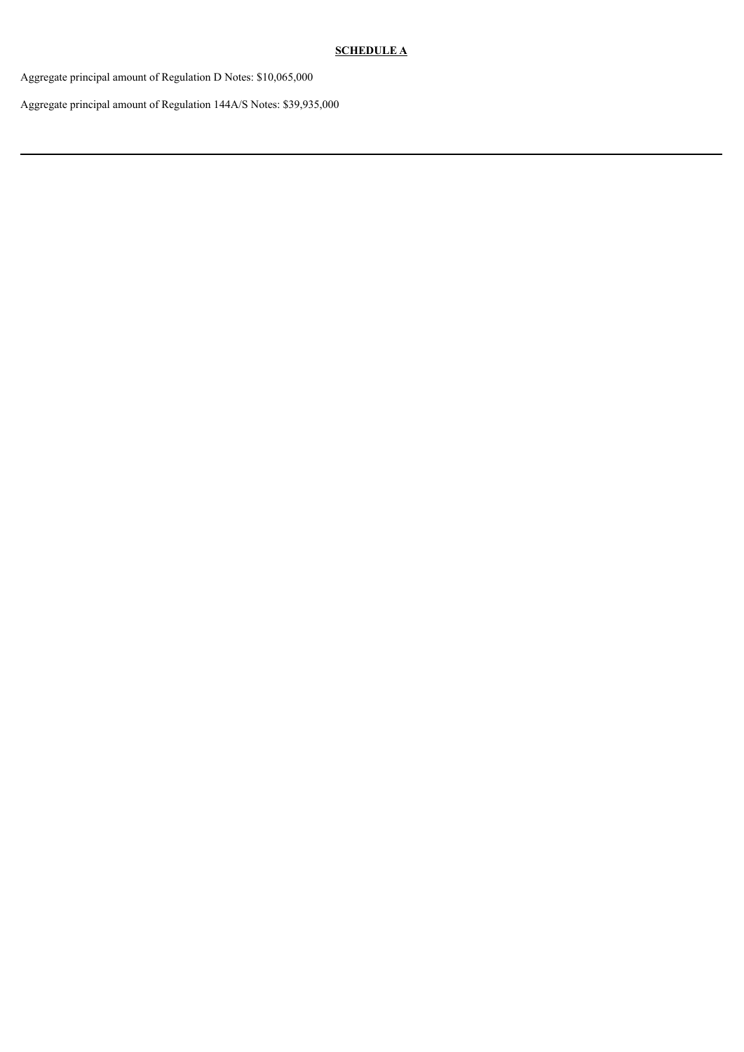**SCHEDULE A**

Aggregate principal amount of Regulation D Notes: $10,065,000

Aggregate principal amount of Regulation 144A/S Notes: $39,935,000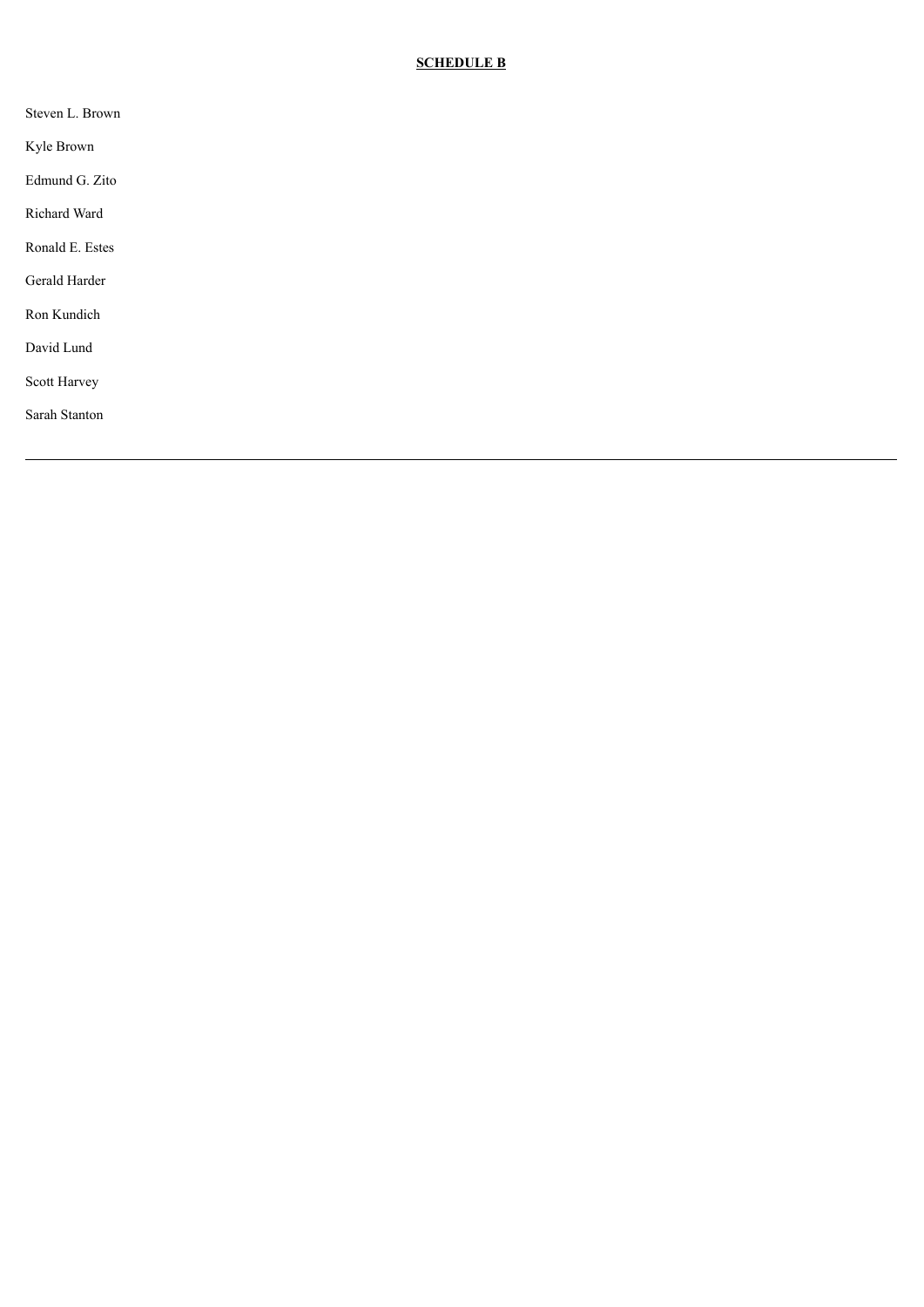**SCHEDULE B**

Steven L. Brown

Kyle Brown

Edmund G. Zito

Richard Ward

Ronald E. Estes

Gerald Harder

Ron Kundich

David Lund

Scott Harvey

Sarah Stanton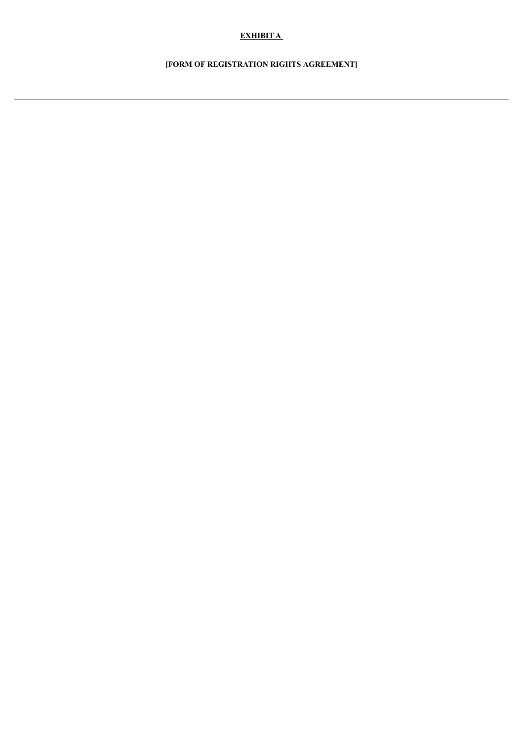**EXHIBIT A**

**[FORM OF REGISTRATION RIGHTS AGREEMENT]**

---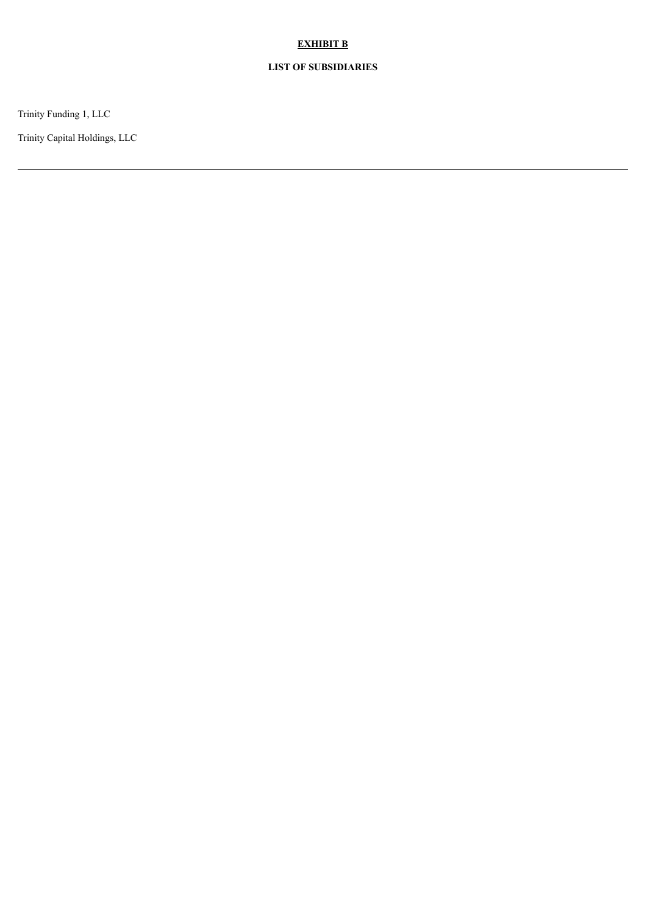**EXHIBIT B**

**LIST OF SUBSIDIARIES**

Trinity Funding 1, LLC

Trinity Capital Holdings, LLC

---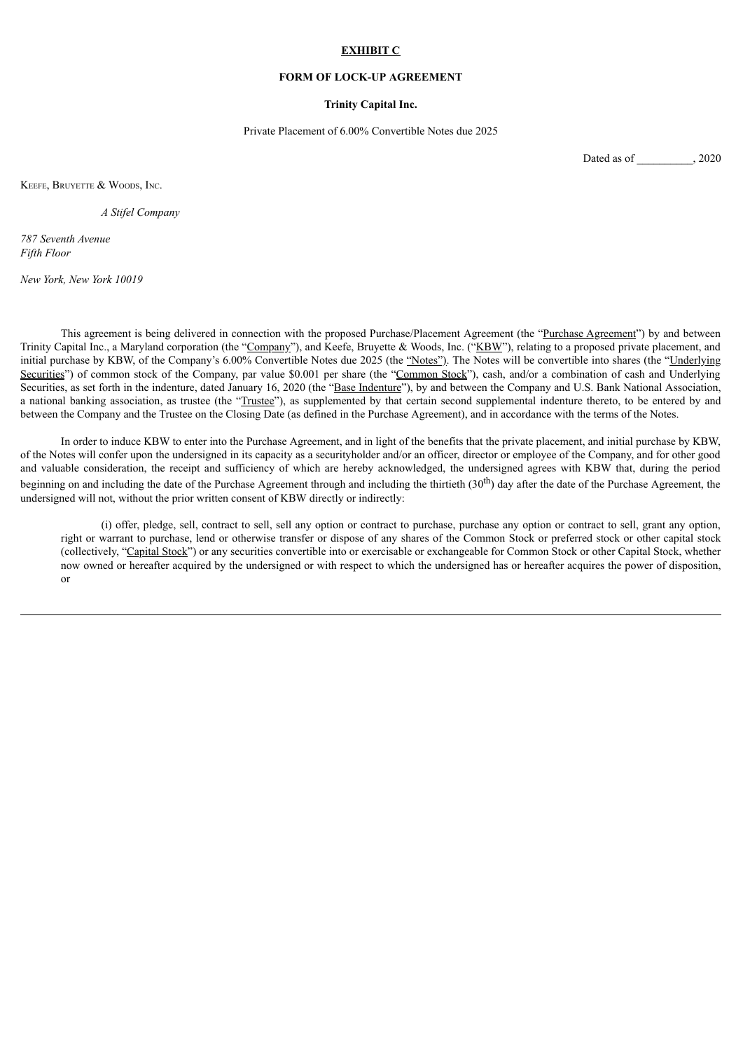**EXHIBIT C**

**FORM OF LOCK-UP AGREEMENT**

**Trinity Capital Inc.**

Private Placement of 6.00% Convertible Notes due 2025

Dated as of __________, 2020

Keefe, Bruyette & Woods, Inc.

*A Stifel Company*

*787 Seventh Avenue*
*Fifth Floor*

*New York, New York 10019*

This agreement is being delivered in connection with the proposed Purchase/Placement Agreement (the "Purchase Agreement") by and between Trinity Capital Inc., a Maryland corporation (the "Company"), and Keefe, Bruyette & Woods, Inc. ("KBW"), relating to a proposed private placement, and initial purchase by KBW, of the Company's 6.00% Convertible Notes due 2025 (the "Notes"). The Notes will be convertible into shares (the "Underlying Securities") of common stock of the Company, par value $0.001 per share (the "Common Stock"), cash, and/or a combination of cash and Underlying Securities, as set forth in the indenture, dated January 16, 2020 (the "Base Indenture"), by and between the Company and U.S. Bank National Association, a national banking association, as trustee (the "Trustee"), as supplemented by that certain second supplemental indenture thereto, to be entered by and between the Company and the Trustee on the Closing Date (as defined in the Purchase Agreement), and in accordance with the terms of the Notes.

In order to induce KBW to enter into the Purchase Agreement, and in light of the benefits that the private placement, and initial purchase by KBW, of the Notes will confer upon the undersigned in its capacity as a securityholder and/or an officer, director or employee of the Company, and for other good and valuable consideration, the receipt and sufficiency of which are hereby acknowledged, the undersigned agrees with KBW that, during the period beginning on and including the date of the Purchase Agreement through and including the thirtieth (30th) day after the date of the Purchase Agreement, the undersigned will not, without the prior written consent of KBW directly or indirectly:

(i) offer, pledge, sell, contract to sell, sell any option or contract to purchase, purchase any option or contract to sell, grant any option, right or warrant to purchase, lend or otherwise transfer or dispose of any shares of the Common Stock or preferred stock or other capital stock (collectively, "Capital Stock") or any securities convertible into or exercisable or exchangeable for Common Stock or other Capital Stock, whether now owned or hereafter acquired by the undersigned or with respect to which the undersigned has or hereafter acquires the power of disposition, or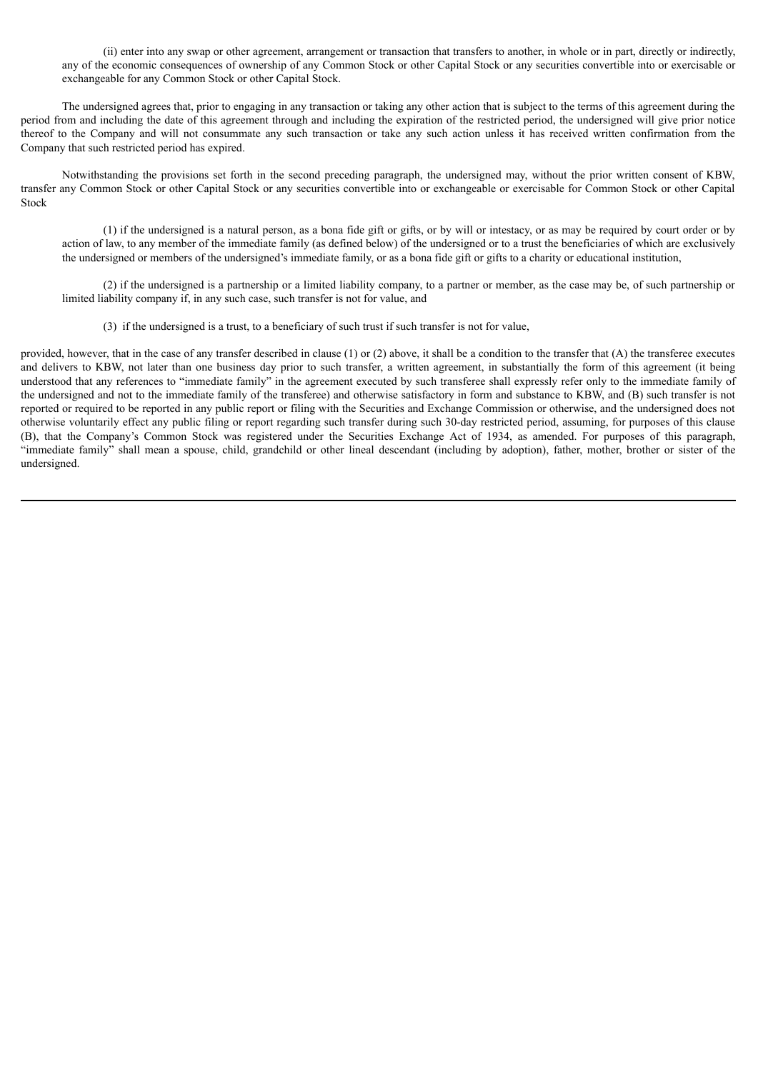(ii) enter into any swap or other agreement, arrangement or transaction that transfers to another, in whole or in part, directly or indirectly, any of the economic consequences of ownership of any Common Stock or other Capital Stock or any securities convertible into or exercisable or exchangeable for any Common Stock or other Capital Stock.

The undersigned agrees that, prior to engaging in any transaction or taking any other action that is subject to the terms of this agreement during the period from and including the date of this agreement through and including the expiration of the restricted period, the undersigned will give prior notice thereof to the Company and will not consummate any such transaction or take any such action unless it has received written confirmation from the Company that such restricted period has expired.

Notwithstanding the provisions set forth in the second preceding paragraph, the undersigned may, without the prior written consent of KBW, transfer any Common Stock or other Capital Stock or any securities convertible into or exchangeable or exercisable for Common Stock or other Capital Stock

(1) if the undersigned is a natural person, as a bona fide gift or gifts, or by will or intestacy, or as may be required by court order or by action of law, to any member of the immediate family (as defined below) of the undersigned or to a trust the beneficiaries of which are exclusively the undersigned or members of the undersigned's immediate family, or as a bona fide gift or gifts to a charity or educational institution,

(2) if the undersigned is a partnership or a limited liability company, to a partner or member, as the case may be, of such partnership or limited liability company if, in any such case, such transfer is not for value, and

(3) if the undersigned is a trust, to a beneficiary of such trust if such transfer is not for value,

provided, however, that in the case of any transfer described in clause (1) or (2) above, it shall be a condition to the transfer that (A) the transferee executes and delivers to KBW, not later than one business day prior to such transfer, a written agreement, in substantially the form of this agreement (it being understood that any references to "immediate family" in the agreement executed by such transferee shall expressly refer only to the immediate family of the undersigned and not to the immediate family of the transferee) and otherwise satisfactory in form and substance to KBW, and (B) such transfer is not reported or required to be reported in any public report or filing with the Securities and Exchange Commission or otherwise, and the undersigned does not otherwise voluntarily effect any public filing or report regarding such transfer during such 30-day restricted period, assuming, for purposes of this clause (B), that the Company's Common Stock was registered under the Securities Exchange Act of 1934, as amended. For purposes of this paragraph, "immediate family" shall mean a spouse, child, grandchild or other lineal descendant (including by adoption), father, mother, brother or sister of the undersigned.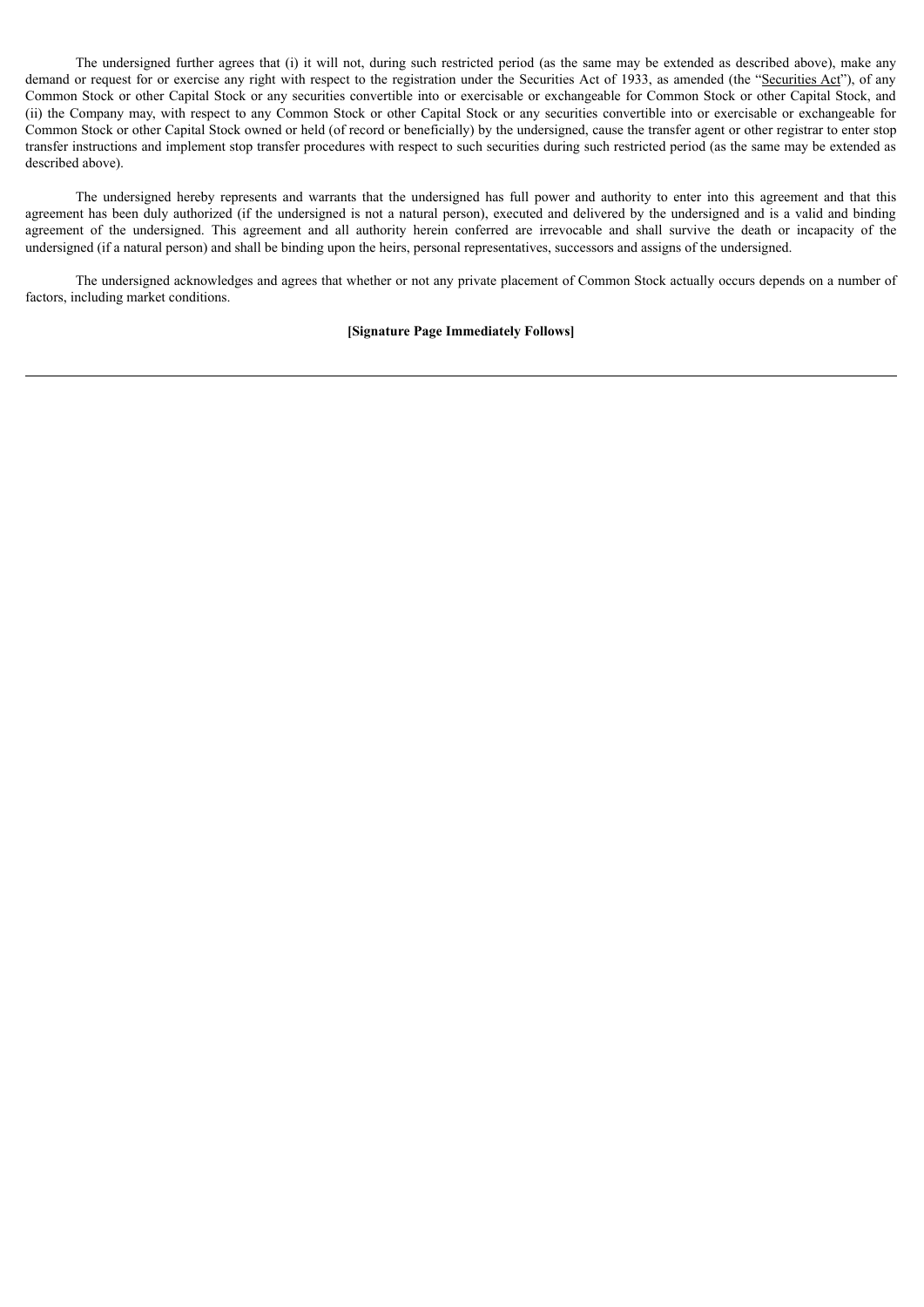The undersigned further agrees that (i) it will not, during such restricted period (as the same may be extended as described above), make any demand or request for or exercise any right with respect to the registration under the Securities Act of 1933, as amended (the "Securities Act"), of any Common Stock or other Capital Stock or any securities convertible into or exercisable or exchangeable for Common Stock or other Capital Stock, and (ii) the Company may, with respect to any Common Stock or other Capital Stock or any securities convertible into or exercisable or exchangeable for Common Stock or other Capital Stock owned or held (of record or beneficially) by the undersigned, cause the transfer agent or other registrar to enter stop transfer instructions and implement stop transfer procedures with respect to such securities during such restricted period (as the same may be extended as described above).

The undersigned hereby represents and warrants that the undersigned has full power and authority to enter into this agreement and that this agreement has been duly authorized (if the undersigned is not a natural person), executed and delivered by the undersigned and is a valid and binding agreement of the undersigned. This agreement and all authority herein conferred are irrevocable and shall survive the death or incapacity of the undersigned (if a natural person) and shall be binding upon the heirs, personal representatives, successors and assigns of the undersigned.

The undersigned acknowledges and agrees that whether or not any private placement of Common Stock actually occurs depends on a number of factors, including market conditions.

**[Signature Page Immediately Follows]**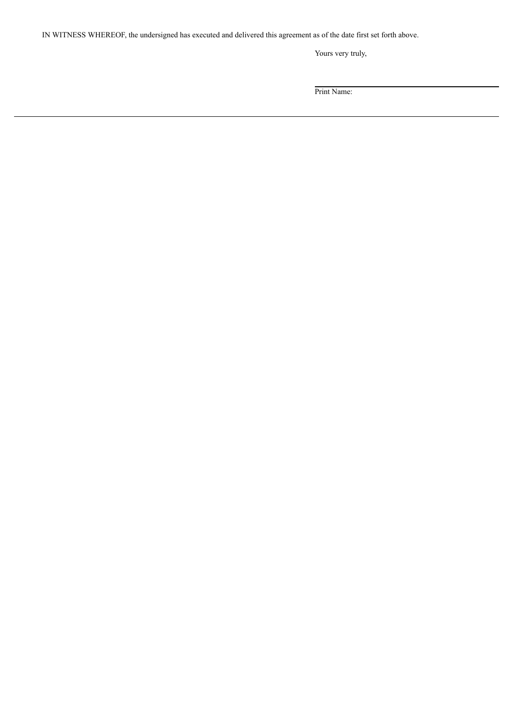IN WITNESS WHEREOF, the undersigned has executed and delivered this agreement as of the date first set forth above.

Yours very truly,

\_\_\_\_\_\_\_\_\_\_\_\_\_\_\_\_\_\_\_\_\_\_\_\_\_\_\_\_\_\_\_\_

Print Name:

---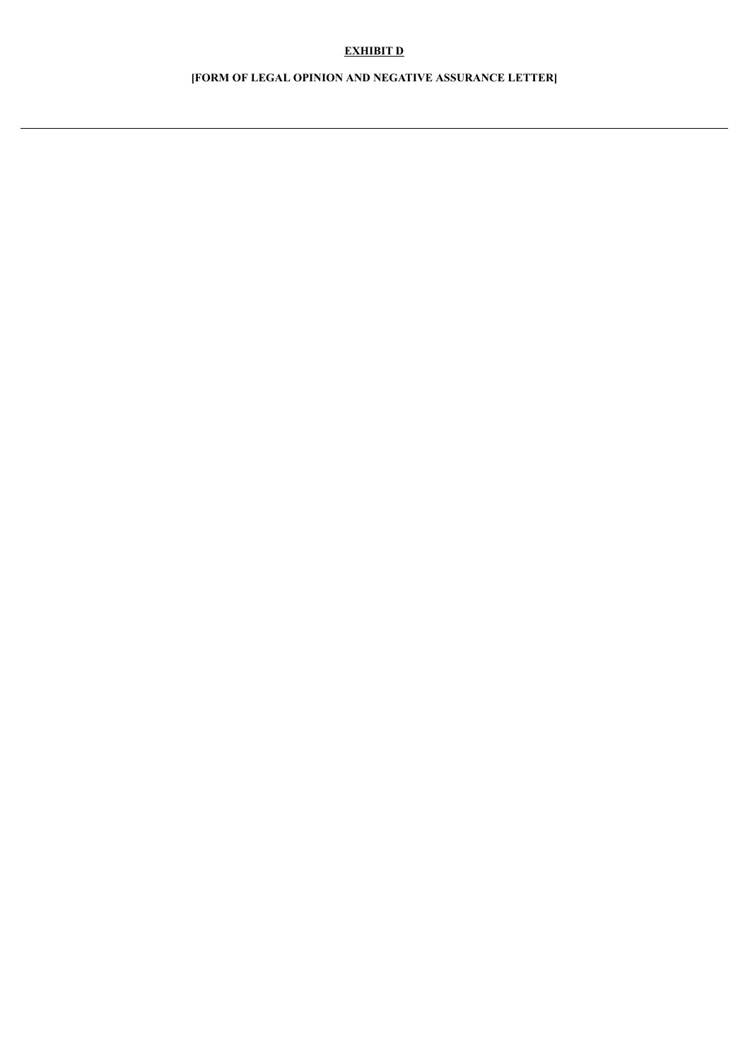**EXHIBIT D**

**[FORM OF LEGAL OPINION AND NEGATIVE ASSURANCE LETTER]**

---